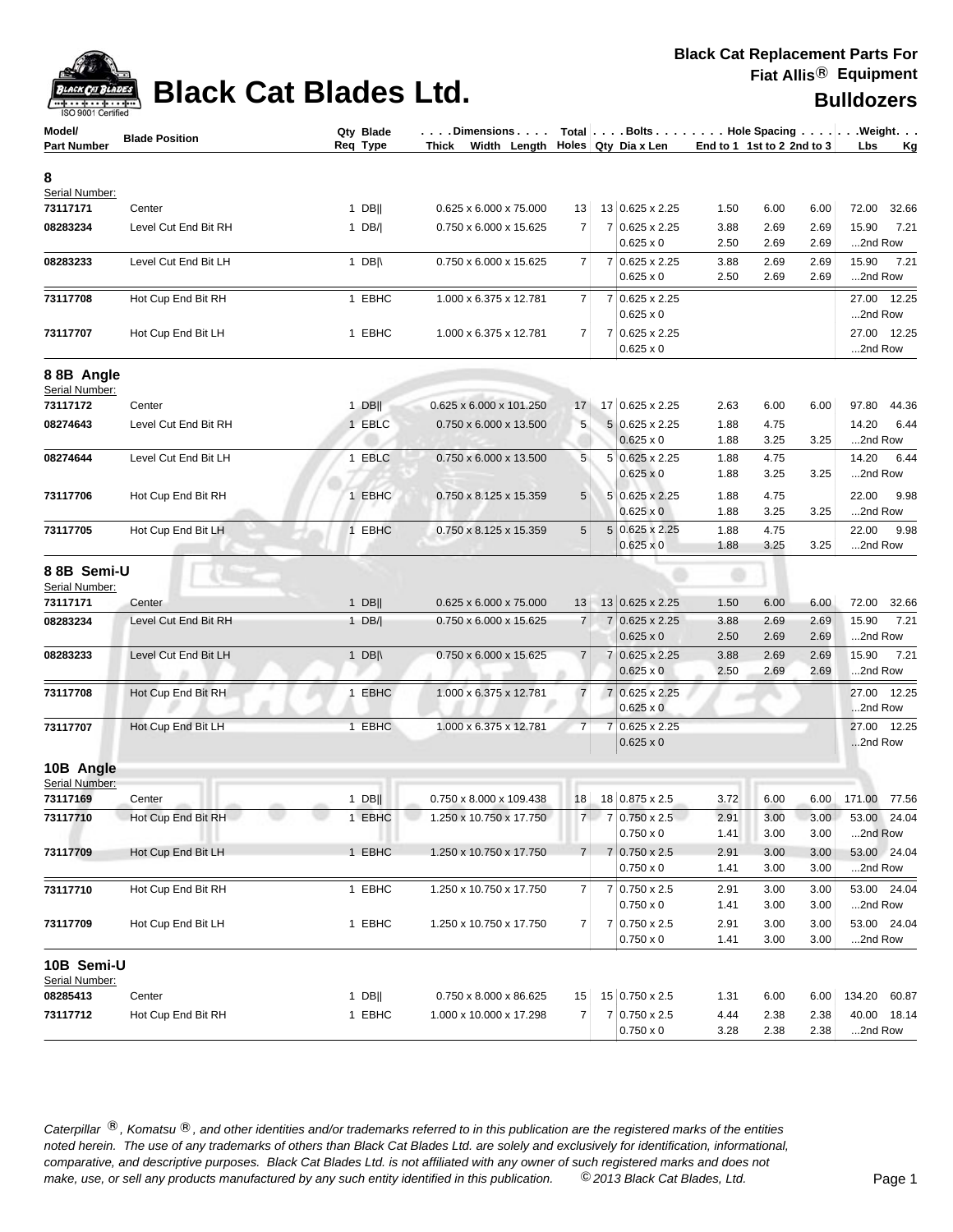# Black Cat Blades Ltd.

**Black Cat Replacement Parts For Fiat Allis® Equipment**

**Bulldozers**

| Model/ Part Number | Blade Position | Qty Req | Blade Type | Dimensions Thick x Width x Length | Total Holes | Bolts Qty | Bolts Dia x Len | Hole Spacing End to 1 | Hole Spacing 1st to 2 | Hole Spacing 2nd to 3 | Weight Lbs | Weight Kg |
|---|---|---|---|---|---|---|---|---|---|---|---|---|
| **8** | | | | | | | | | | | | |
| Serial Number: | | | | | | | | | | | | |
| **73117171** | Center | 1 | DB\|\| | 0.625 x 6.000 x 75.000 | 13 | 13 | 0.625 x 2.25 | 1.50 | 6.00 | 6.00 | 72.00 | 32.66 |
| **08283234** | Level Cut End Bit RH | 1 | DB/\| | 0.750 x 6.000 x 15.625 | 7 | 7 | 0.625 x 2.25 | 3.88 | 2.69 | 2.69 | 15.90 | 7.21 |
| | | | | | | | 0.625 x 0 | 2.50 | 2.69 | 2.69 | ...2nd Row | |
| **08283233** | Level Cut End Bit LH | 1 | DB\|\ | 0.750 x 6.000 x 15.625 | 7 | 7 | 0.625 x 2.25 | 3.88 | 2.69 | 2.69 | 15.90 | 7.21 |
| | | | | | | | 0.625 x 0 | 2.50 | 2.69 | 2.69 | ...2nd Row | |
| **73117708** | Hot Cup End Bit RH | 1 | EBHC | 1.000 x 6.375 x 12.781 | 7 | 7 | 0.625 x 2.25 | | | | 27.00 | 12.25 |
| | | | | | | | 0.625 x 0 | | | | ...2nd Row | |
| **73117707** | Hot Cup End Bit LH | 1 | EBHC | 1.000 x 6.375 x 12.781 | 7 | 7 | 0.625 x 2.25 | | | | 27.00 | 12.25 |
| | | | | | | | 0.625 x 0 | | | | ...2nd Row | |
| **8 8B Angle** | | | | | | | | | | | | |
| Serial Number: | | | | | | | | | | | | |
| **73117172** | Center | 1 | DB\|\| | 0.625 x 6.000 x 101.250 | 17 | 17 | 0.625 x 2.25 | 2.63 | 6.00 | 6.00 | 97.80 | 44.36 |
| **08274643** | Level Cut End Bit RH | 1 | EBLC | 0.750 x 6.000 x 13.500 | 5 | 5 | 0.625 x 2.25 | 1.88 | 4.75 | | 14.20 | 6.44 |
| | | | | | | | 0.625 x 0 | 1.88 | 3.25 | 3.25 | ...2nd Row | |
| **08274644** | Level Cut End Bit LH | 1 | EBLC | 0.750 x 6.000 x 13.500 | 5 | 5 | 0.625 x 2.25 | 1.88 | 4.75 | | 14.20 | 6.44 |
| | | | | | | | 0.625 x 0 | 1.88 | 3.25 | 3.25 | ...2nd Row | |
| **73117706** | Hot Cup End Bit RH | 1 | EBHC | 0.750 x 8.125 x 15.359 | 5 | 5 | 0.625 x 2.25 | 1.88 | 4.75 | | 22.00 | 9.98 |
| | | | | | | | 0.625 x 0 | 1.88 | 3.25 | 3.25 | ...2nd Row | |
| **73117705** | Hot Cup End Bit LH | 1 | EBHC | 0.750 x 8.125 x 15.359 | 5 | 5 | 0.625 x 2.25 | 1.88 | 4.75 | | 22.00 | 9.98 |
| | | | | | | | 0.625 x 0 | 1.88 | 3.25 | 3.25 | ...2nd Row | |
| **8 8B Semi-U** | | | | | | | | | | | | |
| Serial Number: | | | | | | | | | | | | |
| **73117171** | Center | 1 | DB\|\| | 0.625 x 6.000 x 75.000 | 13 | 13 | 0.625 x 2.25 | 1.50 | 6.00 | 6.00 | 72.00 | 32.66 |
| **08283234** | Level Cut End Bit RH | 1 | DB/\| | 0.750 x 6.000 x 15.625 | 7 | 7 | 0.625 x 2.25 | 3.88 | 2.69 | 2.69 | 15.90 | 7.21 |
| | | | | | | | 0.625 x 0 | 2.50 | 2.69 | 2.69 | ...2nd Row | |
| **08283233** | Level Cut End Bit LH | 1 | DB\|\ | 0.750 x 6.000 x 15.625 | 7 | 7 | 0.625 x 2.25 | 3.88 | 2.69 | 2.69 | 15.90 | 7.21 |
| | | | | | | | 0.625 x 0 | 2.50 | 2.69 | 2.69 | ...2nd Row | |
| **73117708** | Hot Cup End Bit RH | 1 | EBHC | 1.000 x 6.375 x 12.781 | 7 | 7 | 0.625 x 2.25 | | | | 27.00 | 12.25 |
| | | | | | | | 0.625 x 0 | | | | ...2nd Row | |
| **73117707** | Hot Cup End Bit LH | 1 | EBHC | 1.000 x 6.375 x 12.781 | 7 | 7 | 0.625 x 2.25 | | | | 27.00 | 12.25 |
| | | | | | | | 0.625 x 0 | | | | ...2nd Row | |
| **10B Angle** | | | | | | | | | | | | |
| Serial Number: | | | | | | | | | | | | |
| **73117169** | Center | 1 | DB\|\| | 0.750 x 8.000 x 109.438 | 18 | 18 | 0.875 x 2.5 | 3.72 | 6.00 | 6.00 | 171.00 | 77.56 |
| **73117710** | Hot Cup End Bit RH | 1 | EBHC | 1.250 x 10.750 x 17.750 | 7 | 7 | 0.750 x 2.5 | 2.91 | 3.00 | 3.00 | 53.00 | 24.04 |
| | | | | | | | 0.750 x 0 | 1.41 | 3.00 | 3.00 | ...2nd Row | |
| **73117709** | Hot Cup End Bit LH | 1 | EBHC | 1.250 x 10.750 x 17.750 | 7 | 7 | 0.750 x 2.5 | 2.91 | 3.00 | 3.00 | 53.00 | 24.04 |
| | | | | | | | 0.750 x 0 | 1.41 | 3.00 | 3.00 | ...2nd Row | |
| **73117710** | Hot Cup End Bit RH | 1 | EBHC | 1.250 x 10.750 x 17.750 | 7 | 7 | 0.750 x 2.5 | 2.91 | 3.00 | 3.00 | 53.00 | 24.04 |
| | | | | | | | 0.750 x 0 | 1.41 | 3.00 | 3.00 | ...2nd Row | |
| **73117709** | Hot Cup End Bit LH | 1 | EBHC | 1.250 x 10.750 x 17.750 | 7 | 7 | 0.750 x 2.5 | 2.91 | 3.00 | 3.00 | 53.00 | 24.04 |
| | | | | | | | 0.750 x 0 | 1.41 | 3.00 | 3.00 | ...2nd Row | |
| **10B Semi-U** | | | | | | | | | | | | |
| Serial Number: | | | | | | | | | | | | |
| **08285413** | Center | 1 | DB\|\| | 0.750 x 8.000 x 86.625 | 15 | 15 | 0.750 x 2.5 | 1.31 | 6.00 | 6.00 | 134.20 | 60.87 |
| **73117712** | Hot Cup End Bit RH | 1 | EBHC | 1.000 x 10.000 x 17.298 | 7 | 7 | 0.750 x 2.5 | 4.44 | 2.38 | 2.38 | 40.00 | 18.14 |
| | | | | | | | 0.750 x 0 | 3.28 | 2.38 | 2.38 | ...2nd Row | |

*Caterpillar ®, Komatsu ®, and other identities and/or trademarks referred to in this publication are the registered marks of the entities noted herein. The use of any trademarks of others than Black Cat Blades Ltd. are solely and exclusively for identification, informational, comparative, and descriptive purposes. Black Cat Blades Ltd. is not affiliated with any owner of such registered marks and does not make, use, or sell any products manufactured by any such entity identified in this publication. © 2013 Black Cat Blades, Ltd.*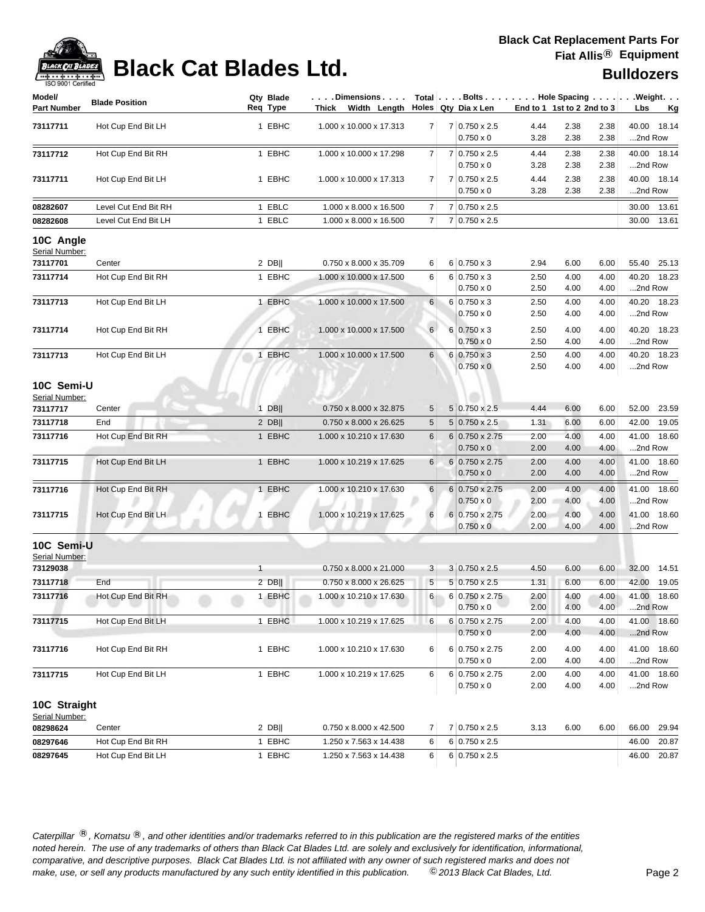| Model/ Part Number | Blade Position | Qty Req | Blade Type | Dimensions Thick Width Length | Total Holes | Bolts Qty | Dia x Len | Hole Spacing End to 1 | 1st to 2 | 2nd to 3 | Weight Lbs | Kg |
|---|---|---|---|---|---|---|---|---|---|---|---|---|
| **73117711** | Hot Cup End Bit LH | 1 | EBHC | 1.000 x 10.000 x 17.313 | 7 | 7 | 0.750 x 2.5 | 4.44 | 2.38 | 2.38 | 40.00 | 18.14 |
| | | | | | | | 0.750 x 0 | 3.28 | 2.38 | 2.38 | ...2nd Row | |
| **73117712** | Hot Cup End Bit RH | 1 | EBHC | 1.000 x 10.000 x 17.298 | 7 | 7 | 0.750 x 2.5 | 4.44 | 2.38 | 2.38 | 40.00 | 18.14 |
| | | | | | | | 0.750 x 0 | 3.28 | 2.38 | 2.38 | ...2nd Row | |
| **73117711** | Hot Cup End Bit LH | 1 | EBHC | 1.000 x 10.000 x 17.313 | 7 | 7 | 0.750 x 2.5 | 4.44 | 2.38 | 2.38 | 40.00 | 18.14 |
| | | | | | | | 0.750 x 0 | 3.28 | 2.38 | 2.38 | ...2nd Row | |
| **08282607** | Level Cut End Bit RH | 1 | EBLC | 1.000 x 8.000 x 16.500 | 7 | 7 | 0.750 x 2.5 | | | | 30.00 | 13.61 |
| **08282608** | Level Cut End Bit LH | 1 | EBLC | 1.000 x 8.000 x 16.500 | 7 | 7 | 0.750 x 2.5 | | | | 30.00 | 13.61 |

## 10C Angle

Serial Number:

| Model/ Part Number | Blade Position | Qty Req | Blade Type | Dimensions Thick Width Length | Total Holes | Bolts Qty | Dia x Len | Hole Spacing End to 1 | 1st to 2 | 2nd to 3 | Weight Lbs | Kg |
|---|---|---|---|---|---|---|---|---|---|---|---|---|
| **73117701** | Center | 2 | DB‖ | 0.750 x 8.000 x 35.709 | 6 | 6 | 0.750 x 3 | 2.94 | 6.00 | 6.00 | 55.40 | 25.13 |
| **73117714** | Hot Cup End Bit RH | 1 | EBHC | 1.000 x 10.000 x 17.500 | 6 | 6 | 0.750 x 3 | 2.50 | 4.00 | 4.00 | 40.20 | 18.23 |
| | | | | | | | 0.750 x 0 | 2.50 | 4.00 | 4.00 | ...2nd Row | |
| **73117713** | Hot Cup End Bit LH | 1 | EBHC | 1.000 x 10.000 x 17.500 | 6 | 6 | 0.750 x 3 | 2.50 | 4.00 | 4.00 | 40.20 | 18.23 |
| | | | | | | | 0.750 x 0 | 2.50 | 4.00 | 4.00 | ...2nd Row | |
| **73117714** | Hot Cup End Bit RH | 1 | EBHC | 1.000 x 10.000 x 17.500 | 6 | 6 | 0.750 x 3 | 2.50 | 4.00 | 4.00 | 40.20 | 18.23 |
| | | | | | | | 0.750 x 0 | 2.50 | 4.00 | 4.00 | ...2nd Row | |
| **73117713** | Hot Cup End Bit LH | 1 | EBHC | 1.000 x 10.000 x 17.500 | 6 | 6 | 0.750 x 3 | 2.50 | 4.00 | 4.00 | 40.20 | 18.23 |
| | | | | | | | 0.750 x 0 | 2.50 | 4.00 | 4.00 | ...2nd Row | |

## 10C Semi-U

Serial Number:

| Model/ Part Number | Blade Position | Qty Req | Blade Type | Dimensions Thick Width Length | Total Holes | Bolts Qty | Dia x Len | Hole Spacing End to 1 | 1st to 2 | 2nd to 3 | Weight Lbs | Kg |
|---|---|---|---|---|---|---|---|---|---|---|---|---|
| **73117717** | Center | 1 | DB‖ | 0.750 x 8.000 x 32.875 | 5 | 5 | 0.750 x 2.5 | 4.44 | 6.00 | 6.00 | 52.00 | 23.59 |
| **73117718** | End | 2 | DB‖ | 0.750 x 8.000 x 26.625 | 5 | 5 | 0.750 x 2.5 | 1.31 | 6.00 | 6.00 | 42.00 | 19.05 |
| **73117716** | Hot Cup End Bit RH | 1 | EBHC | 1.000 x 10.210 x 17.630 | 6 | 6 | 0.750 x 2.75 | 2.00 | 4.00 | 4.00 | 41.00 | 18.60 |
| | | | | | | | 0.750 x 0 | 2.00 | 4.00 | 4.00 | ...2nd Row | |
| **73117715** | Hot Cup End Bit LH | 1 | EBHC | 1.000 x 10.219 x 17.625 | 6 | 6 | 0.750 x 2.75 | 2.00 | 4.00 | 4.00 | 41.00 | 18.60 |
| | | | | | | | 0.750 x 0 | 2.00 | 4.00 | 4.00 | ...2nd Row | |
| **73117716** | Hot Cup End Bit RH | 1 | EBHC | 1.000 x 10.210 x 17.630 | 6 | 6 | 0.750 x 2.75 | 2.00 | 4.00 | 4.00 | 41.00 | 18.60 |
| | | | | | | | 0.750 x 0 | 2.00 | 4.00 | 4.00 | ...2nd Row | |
| **73117715** | Hot Cup End Bit LH | 1 | EBHC | 1.000 x 10.219 x 17.625 | 6 | 6 | 0.750 x 2.75 | 2.00 | 4.00 | 4.00 | 41.00 | 18.60 |
| | | | | | | | 0.750 x 0 | 2.00 | 4.00 | 4.00 | ...2nd Row | |

## 10C Semi-U

Serial Number:

| Model/ Part Number | Blade Position | Qty Req | Blade Type | Dimensions Thick Width Length | Total Holes | Bolts Qty | Dia x Len | Hole Spacing End to 1 | 1st to 2 | 2nd to 3 | Weight Lbs | Kg |
|---|---|---|---|---|---|---|---|---|---|---|---|---|
| **73129038** | | 1 | | 0.750 x 8.000 x 21.000 | 3 | 3 | 0.750 x 2.5 | 4.50 | 6.00 | 6.00 | 32.00 | 14.51 |
| **73117718** | End | 2 | DB‖ | 0.750 x 8.000 x 26.625 | 5 | 5 | 0.750 x 2.5 | 1.31 | 6.00 | 6.00 | 42.00 | 19.05 |
| **73117716** | Hot Cup End Bit RH | 1 | EBHC | 1.000 x 10.210 x 17.630 | 6 | 6 | 0.750 x 2.75 | 2.00 | 4.00 | 4.00 | 41.00 | 18.60 |
| | | | | | | | 0.750 x 0 | 2.00 | 4.00 | 4.00 | ...2nd Row | |
| **73117715** | Hot Cup End Bit LH | 1 | EBHC | 1.000 x 10.219 x 17.625 | 6 | 6 | 0.750 x 2.75 | 2.00 | 4.00 | 4.00 | 41.00 | 18.60 |
| | | | | | | | 0.750 x 0 | 2.00 | 4.00 | 4.00 | ...2nd Row | |
| **73117716** | Hot Cup End Bit RH | 1 | EBHC | 1.000 x 10.210 x 17.630 | 6 | 6 | 0.750 x 2.75 | 2.00 | 4.00 | 4.00 | 41.00 | 18.60 |
| | | | | | | | 0.750 x 0 | 2.00 | 4.00 | 4.00 | ...2nd Row | |
| **73117715** | Hot Cup End Bit LH | 1 | EBHC | 1.000 x 10.219 x 17.625 | 6 | 6 | 0.750 x 2.75 | 2.00 | 4.00 | 4.00 | 41.00 | 18.60 |
| | | | | | | | 0.750 x 0 | 2.00 | 4.00 | 4.00 | ...2nd Row | |

## 10C Straight

Serial Number:

| Model/ Part Number | Blade Position | Qty Req | Blade Type | Dimensions Thick Width Length | Total Holes | Bolts Qty | Dia x Len | Hole Spacing End to 1 | 1st to 2 | 2nd to 3 | Weight Lbs | Kg |
|---|---|---|---|---|---|---|---|---|---|---|---|---|
| **08298624** | Center | 2 | DB‖ | 0.750 x 8.000 x 42.500 | 7 | 7 | 0.750 x 2.5 | 3.13 | 6.00 | 6.00 | 66.00 | 29.94 |
| **08297646** | Hot Cup End Bit RH | 1 | EBHC | 1.250 x 7.563 x 14.438 | 6 | 6 | 0.750 x 2.5 | | | | 46.00 | 20.87 |
| **08297645** | Hot Cup End Bit LH | 1 | EBHC | 1.250 x 7.563 x 14.438 | 6 | 6 | 0.750 x 2.5 | | | | 46.00 | 20.87 |

*Caterpillar ®, Komatsu ®, and other identities and/or trademarks referred to in this publication are the registered marks of the entities noted herein. The use of any trademarks of others than Black Cat Blades Ltd. are solely and exclusively for identification, informational, comparative, and descriptive purposes. Black Cat Blades Ltd. is not affiliated with any owner of such registered marks and does not make, use, or sell any products manufactured by any such entity identified in this publication. © 2013 Black Cat Blades, Ltd.*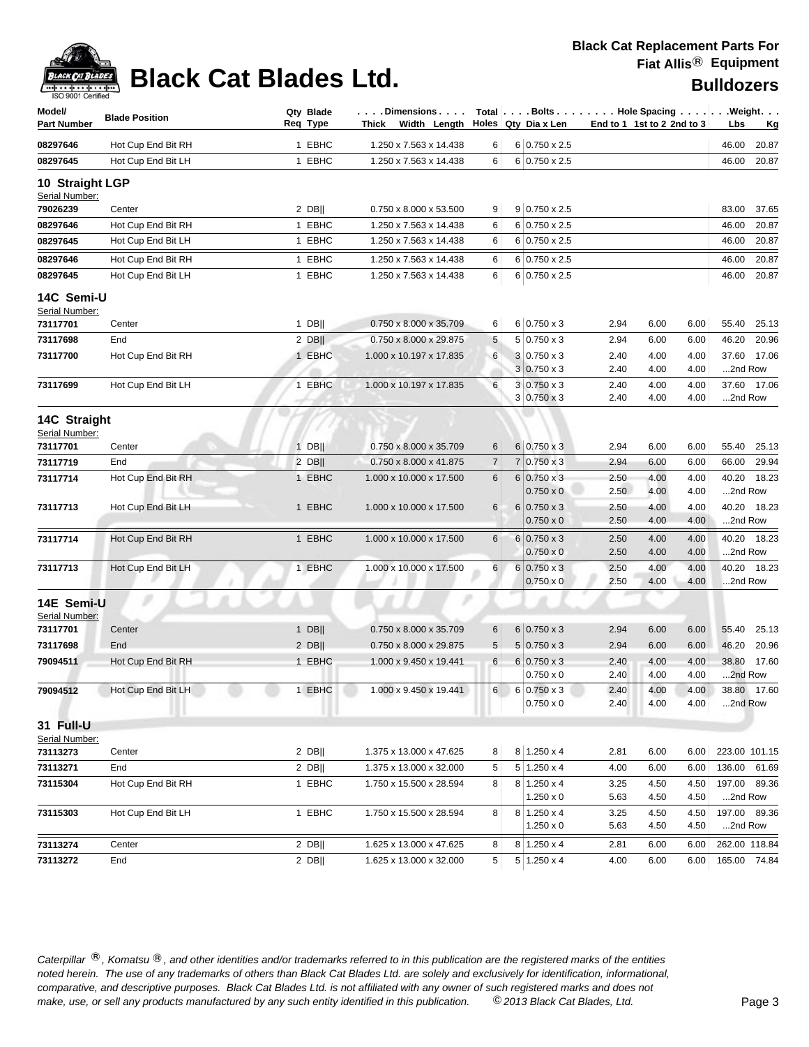# Black Cat Blades Ltd.

**Black Cat Replacement Parts For Fiat Allis® Equipment**

**Bulldozers**

| Model/ Part Number | Blade Position | Qty Req | Blade Type | Dimensions Thick x Width x Length | Total Holes | Bolts Qty | Dia x Len | Hole Spacing End to 1 | 1st to 2 | 2nd to 3 | Weight Lbs | Kg |
|---|---|---|---|---|---|---|---|---|---|---|---|---|
| 08297646 | Hot Cup End Bit RH | 1 | EBHC | 1.250 x 7.563 x 14.438 | 6 | 6 | 0.750 x 2.5 | | | | 46.00 | 20.87 |
| 08297645 | Hot Cup End Bit LH | 1 | EBHC | 1.250 x 7.563 x 14.438 | 6 | 6 | 0.750 x 2.5 | | | | 46.00 | 20.87 |
| **10 Straight LGP** | | | | | | | | | | | | |
| Serial Number: | | | | | | | | | | | | |
| 79026239 | Center | 2 | DB‖ | 0.750 x 8.000 x 53.500 | 9 | 9 | 0.750 x 2.5 | | | | 83.00 | 37.65 |
| 08297646 | Hot Cup End Bit RH | 1 | EBHC | 1.250 x 7.563 x 14.438 | 6 | 6 | 0.750 x 2.5 | | | | 46.00 | 20.87 |
| 08297645 | Hot Cup End Bit LH | 1 | EBHC | 1.250 x 7.563 x 14.438 | 6 | 6 | 0.750 x 2.5 | | | | 46.00 | 20.87 |
| 08297646 | Hot Cup End Bit RH | 1 | EBHC | 1.250 x 7.563 x 14.438 | 6 | 6 | 0.750 x 2.5 | | | | 46.00 | 20.87 |
| 08297645 | Hot Cup End Bit LH | 1 | EBHC | 1.250 x 7.563 x 14.438 | 6 | 6 | 0.750 x 2.5 | | | | 46.00 | 20.87 |
| **14C Semi-U** | | | | | | | | | | | | |
| Serial Number: | | | | | | | | | | | | |
| 73117701 | Center | 1 | DB‖ | 0.750 x 8.000 x 35.709 | 6 | 6 | 0.750 x 3 | 2.94 | 6.00 | 6.00 | 55.40 | 25.13 |
| 73117698 | End | 2 | DB‖ | 0.750 x 8.000 x 29.875 | 5 | 5 | 0.750 x 3 | 2.94 | 6.00 | 6.00 | 46.20 | 20.96 |
| 73117700 | Hot Cup End Bit RH | 1 | EBHC | 1.000 x 10.197 x 17.835 | 6 | 3 | 0.750 x 3 | 2.40 | 4.00 | 4.00 | 37.60 | 17.06 |
| | | | | | | 3 | 0.750 x 3 | 2.40 | 4.00 | 4.00 | ...2nd Row | |
| 73117699 | Hot Cup End Bit LH | 1 | EBHC | 1.000 x 10.197 x 17.835 | 6 | 3 | 0.750 x 3 | 2.40 | 4.00 | 4.00 | 37.60 | 17.06 |
| | | | | | | 3 | 0.750 x 3 | 2.40 | 4.00 | 4.00 | ...2nd Row | |
| **14C Straight** | | | | | | | | | | | | |
| Serial Number: | | | | | | | | | | | | |
| 73117701 | Center | 1 | DB‖ | 0.750 x 8.000 x 35.709 | 6 | 6 | 0.750 x 3 | 2.94 | 6.00 | 6.00 | 55.40 | 25.13 |
| 73117719 | End | 2 | DB‖ | 0.750 x 8.000 x 41.875 | 7 | 7 | 0.750 x 3 | 2.94 | 6.00 | 6.00 | 66.00 | 29.94 |
| 73117714 | Hot Cup End Bit RH | 1 | EBHC | 1.000 x 10.000 x 17.500 | 6 | 6 | 0.750 x 3 | 2.50 | 4.00 | 4.00 | 40.20 | 18.23 |
| | | | | | | | 0.750 x 0 | 2.50 | 4.00 | 4.00 | ...2nd Row | |
| 73117713 | Hot Cup End Bit LH | 1 | EBHC | 1.000 x 10.000 x 17.500 | 6 | 6 | 0.750 x 3 | 2.50 | 4.00 | 4.00 | 40.20 | 18.23 |
| | | | | | | | 0.750 x 0 | 2.50 | 4.00 | 4.00 | ...2nd Row | |
| 73117714 | Hot Cup End Bit RH | 1 | EBHC | 1.000 x 10.000 x 17.500 | 6 | 6 | 0.750 x 3 | 2.50 | 4.00 | 4.00 | 40.20 | 18.23 |
| | | | | | | | 0.750 x 0 | 2.50 | 4.00 | 4.00 | ...2nd Row | |
| 73117713 | Hot Cup End Bit LH | 1 | EBHC | 1.000 x 10.000 x 17.500 | 6 | 6 | 0.750 x 3 | 2.50 | 4.00 | 4.00 | 40.20 | 18.23 |
| | | | | | | | 0.750 x 0 | 2.50 | 4.00 | 4.00 | ...2nd Row | |
| **14E Semi-U** | | | | | | | | | | | | |
| Serial Number: | | | | | | | | | | | | |
| 73117701 | Center | 1 | DB‖ | 0.750 x 8.000 x 35.709 | 6 | 6 | 0.750 x 3 | 2.94 | 6.00 | 6.00 | 55.40 | 25.13 |
| 73117698 | End | 2 | DB‖ | 0.750 x 8.000 x 29.875 | 5 | 5 | 0.750 x 3 | 2.94 | 6.00 | 6.00 | 46.20 | 20.96 |
| 79094511 | Hot Cup End Bit RH | 1 | EBHC | 1.000 x 9.450 x 19.441 | 6 | 6 | 0.750 x 3 | 2.40 | 4.00 | 4.00 | 38.80 | 17.60 |
| | | | | | | | 0.750 x 0 | 2.40 | 4.00 | 4.00 | ...2nd Row | |
| 79094512 | Hot Cup End Bit LH | 1 | EBHC | 1.000 x 9.450 x 19.441 | 6 | 6 | 0.750 x 3 | 2.40 | 4.00 | 4.00 | 38.80 | 17.60 |
| | | | | | | | 0.750 x 0 | 2.40 | 4.00 | 4.00 | ...2nd Row | |
| **31 Full-U** | | | | | | | | | | | | |
| Serial Number: | | | | | | | | | | | | |
| 73113273 | Center | 2 | DB‖ | 1.375 x 13.000 x 47.625 | 8 | 8 | 1.250 x 4 | 2.81 | 6.00 | 6.00 | 223.00 | 101.15 |
| 73113271 | End | 2 | DB‖ | 1.375 x 13.000 x 32.000 | 5 | 5 | 1.250 x 4 | 4.00 | 6.00 | 6.00 | 136.00 | 61.69 |
| 73115304 | Hot Cup End Bit RH | 1 | EBHC | 1.750 x 15.500 x 28.594 | 8 | 8 | 1.250 x 4 | 3.25 | 4.50 | 4.50 | 197.00 | 89.36 |
| | | | | | | | 1.250 x 0 | 5.63 | 4.50 | 4.50 | ...2nd Row | |
| 73115303 | Hot Cup End Bit LH | 1 | EBHC | 1.750 x 15.500 x 28.594 | 8 | 8 | 1.250 x 4 | 3.25 | 4.50 | 4.50 | 197.00 | 89.36 |
| | | | | | | | 1.250 x 0 | 5.63 | 4.50 | 4.50 | ...2nd Row | |
| 73113274 | Center | 2 | DB‖ | 1.625 x 13.000 x 47.625 | 8 | 8 | 1.250 x 4 | 2.81 | 6.00 | 6.00 | 262.00 | 118.84 |
| 73113272 | End | 2 | DB‖ | 1.625 x 13.000 x 32.000 | 5 | 5 | 1.250 x 4 | 4.00 | 6.00 | 6.00 | 165.00 | 74.84 |

*Caterpillar ®, Komatsu ®, and other identities and/or trademarks referred to in this publication are the registered marks of the entities noted herein. The use of any trademarks of others than Black Cat Blades Ltd. are solely and exclusively for identification, informational, comparative, and descriptive purposes. Black Cat Blades Ltd. is not affiliated with any owner of such registered marks and does not make, use, or sell any products manufactured by any such entity identified in this publication. © 2013 Black Cat Blades, Ltd.*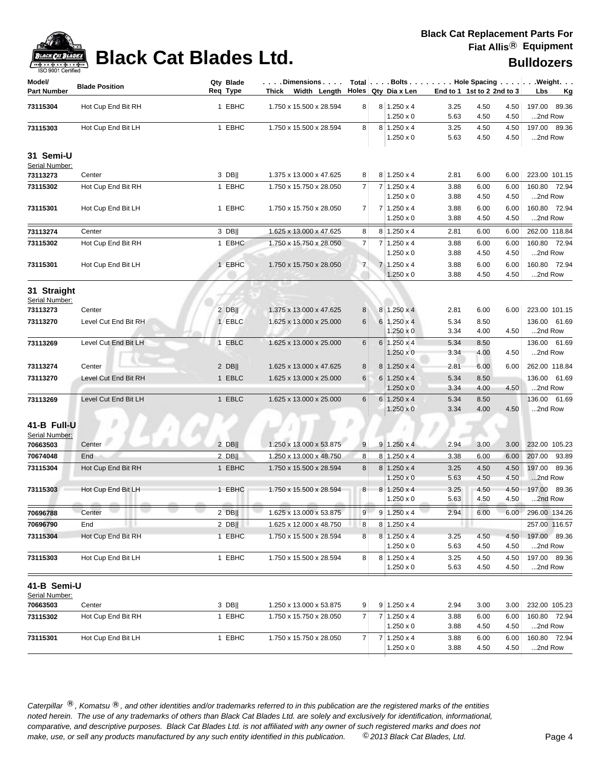# Black Cat Blades Ltd.

**Black Cat Replacement Parts For Fiat Allis® Equipment**

**Bulldozers**

| Model/ Part Number | Blade Position | Qty Req | Blade Type | Dimensions Thick x Width x Length | Total Holes | Bolts Qty | Dia x Len | Hole Spacing End to 1 | 1st to 2 | 2nd to 3 | Weight Lbs | Kg |
|---|---|---|---|---|---|---|---|---|---|---|---|---|
| 73115304 | Hot Cup End Bit RH | 1 | EBHC | 1.750 x 15.500 x 28.594 | 8 | 8 | 1.250 x 4 | 3.25 | 4.50 | 4.50 | 197.00 | 89.36 |
| | | | | | | | 1.250 x 0 | 5.63 | 4.50 | 4.50 | ...2nd Row | |
| 73115303 | Hot Cup End Bit LH | 1 | EBHC | 1.750 x 15.500 x 28.594 | 8 | 8 | 1.250 x 4 | 3.25 | 4.50 | 4.50 | 197.00 | 89.36 |
| | | | | | | | 1.250 x 0 | 5.63 | 4.50 | 4.50 | ...2nd Row | |
| **31 Semi-U** | | | | | | | | | | | | |
| Serial Number: | | | | | | | | | | | | |
| 73113273 | Center | 3 | DB‖ | 1.375 x 13.000 x 47.625 | 8 | 8 | 1.250 x 4 | 2.81 | 6.00 | 6.00 | 223.00 | 101.15 |
| 73115302 | Hot Cup End Bit RH | 1 | EBHC | 1.750 x 15.750 x 28.050 | 7 | 7 | 1.250 x 4 | 3.88 | 6.00 | 6.00 | 160.80 | 72.94 |
| | | | | | | | 1.250 x 0 | 3.88 | 4.50 | 4.50 | ...2nd Row | |
| 73115301 | Hot Cup End Bit LH | 1 | EBHC | 1.750 x 15.750 x 28.050 | 7 | 7 | 1.250 x 4 | 3.88 | 6.00 | 6.00 | 160.80 | 72.94 |
| | | | | | | | 1.250 x 0 | 3.88 | 4.50 | 4.50 | ...2nd Row | |
| 73113274 | Center | 3 | DB‖ | 1.625 x 13.000 x 47.625 | 8 | 8 | 1.250 x 4 | 2.81 | 6.00 | 6.00 | 262.00 | 118.84 |
| 73115302 | Hot Cup End Bit RH | 1 | EBHC | 1.750 x 15.750 x 28.050 | 7 | 7 | 1.250 x 4 | 3.88 | 6.00 | 6.00 | 160.80 | 72.94 |
| | | | | | | | 1.250 x 0 | 3.88 | 4.50 | 4.50 | ...2nd Row | |
| 73115301 | Hot Cup End Bit LH | 1 | EBHC | 1.750 x 15.750 x 28.050 | 7 | 7 | 1.250 x 4 | 3.88 | 6.00 | 6.00 | 160.80 | 72.94 |
| | | | | | | | 1.250 x 0 | 3.88 | 4.50 | 4.50 | ...2nd Row | |
| **31 Straight** | | | | | | | | | | | | |
| Serial Number: | | | | | | | | | | | | |
| 73113273 | Center | 2 | DB‖ | 1.375 x 13.000 x 47.625 | 8 | 8 | 1.250 x 4 | 2.81 | 6.00 | 6.00 | 223.00 | 101.15 |
| 73113270 | Level Cut End Bit RH | 1 | EBLC | 1.625 x 13.000 x 25.000 | 6 | 6 | 1.250 x 4 | 5.34 | 8.50 | | 136.00 | 61.69 |
| | | | | | | | 1.250 x 0 | 3.34 | 4.00 | 4.50 | ...2nd Row | |
| 73113269 | Level Cut End Bit LH | 1 | EBLC | 1.625 x 13.000 x 25.000 | 6 | 6 | 1.250 x 4 | 5.34 | 8.50 | | 136.00 | 61.69 |
| | | | | | | | 1.250 x 0 | 3.34 | 4.00 | 4.50 | ...2nd Row | |
| 73113274 | Center | 2 | DB‖ | 1.625 x 13.000 x 47.625 | 8 | 8 | 1.250 x 4 | 2.81 | 6.00 | 6.00 | 262.00 | 118.84 |
| 73113270 | Level Cut End Bit RH | 1 | EBLC | 1.625 x 13.000 x 25.000 | 6 | 6 | 1.250 x 4 | 5.34 | 8.50 | | 136.00 | 61.69 |
| | | | | | | | 1.250 x 0 | 3.34 | 4.00 | 4.50 | ...2nd Row | |
| 73113269 | Level Cut End Bit LH | 1 | EBLC | 1.625 x 13.000 x 25.000 | 6 | 6 | 1.250 x 4 | 5.34 | 8.50 | | 136.00 | 61.69 |
| | | | | | | | 1.250 x 0 | 3.34 | 4.00 | 4.50 | ...2nd Row | |
| **41-B Full-U** | | | | | | | | | | | | |
| Serial Number: | | | | | | | | | | | | |
| 70663503 | Center | 2 | DB‖ | 1.250 x 13.000 x 53.875 | 9 | 9 | 1.250 x 4 | 2.94 | 3.00 | 3.00 | 232.00 | 105.23 |
| 70674048 | End | 2 | DB‖ | 1.250 x 13.000 x 48.750 | 8 | 8 | 1.250 x 4 | 3.38 | 6.00 | 6.00 | 207.00 | 93.89 |
| 73115304 | Hot Cup End Bit RH | 1 | EBHC | 1.750 x 15.500 x 28.594 | 8 | 8 | 1.250 x 4 | 3.25 | 4.50 | 4.50 | 197.00 | 89.36 |
| | | | | | | | 1.250 x 0 | 5.63 | 4.50 | 4.50 | ...2nd Row | |
| 73115303 | Hot Cup End Bit LH | 1 | EBHC | 1.750 x 15.500 x 28.594 | 8 | 8 | 1.250 x 4 | 3.25 | 4.50 | 4.50 | 197.00 | 89.36 |
| | | | | | | | 1.250 x 0 | 5.63 | 4.50 | 4.50 | ...2nd Row | |
| 70696788 | Center | 2 | DB‖ | 1.625 x 13.000 x 53.875 | 9 | 9 | 1.250 x 4 | 2.94 | 6.00 | 6.00 | 296.00 | 134.26 |
| 70696790 | End | 2 | DB‖ | 1.625 x 12.000 x 48.750 | 8 | 8 | 1.250 x 4 | | | | 257.00 | 116.57 |
| 73115304 | Hot Cup End Bit RH | 1 | EBHC | 1.750 x 15.500 x 28.594 | 8 | 8 | 1.250 x 4 | 3.25 | 4.50 | 4.50 | 197.00 | 89.36 |
| | | | | | | | 1.250 x 0 | 5.63 | 4.50 | 4.50 | ...2nd Row | |
| 73115303 | Hot Cup End Bit LH | 1 | EBHC | 1.750 x 15.500 x 28.594 | 8 | 8 | 1.250 x 4 | 3.25 | 4.50 | 4.50 | 197.00 | 89.36 |
| | | | | | | | 1.250 x 0 | 5.63 | 4.50 | 4.50 | ...2nd Row | |
| **41-B Semi-U** | | | | | | | | | | | | |
| Serial Number: | | | | | | | | | | | | |
| 70663503 | Center | 3 | DB‖ | 1.250 x 13.000 x 53.875 | 9 | 9 | 1.250 x 4 | 2.94 | 3.00 | 3.00 | 232.00 | 105.23 |
| 73115302 | Hot Cup End Bit RH | 1 | EBHC | 1.750 x 15.750 x 28.050 | 7 | 7 | 1.250 x 4 | 3.88 | 6.00 | 6.00 | 160.80 | 72.94 |
| | | | | | | | 1.250 x 0 | 3.88 | 4.50 | 4.50 | ...2nd Row | |
| 73115301 | Hot Cup End Bit LH | 1 | EBHC | 1.750 x 15.750 x 28.050 | 7 | 7 | 1.250 x 4 | 3.88 | 6.00 | 6.00 | 160.80 | 72.94 |
| | | | | | | | 1.250 x 0 | 3.88 | 4.50 | 4.50 | ...2nd Row | |

*Caterpillar ®, Komatsu ®, and other identities and/or trademarks referred to in this publication are the registered marks of the entities noted herein. The use of any trademarks of others than Black Cat Blades Ltd. are solely and exclusively for identification, informational, comparative, and descriptive purposes. Black Cat Blades Ltd. is not affiliated with any owner of such registered marks and does not make, use, or sell any products manufactured by any such entity identified in this publication. © 2013 Black Cat Blades, Ltd.*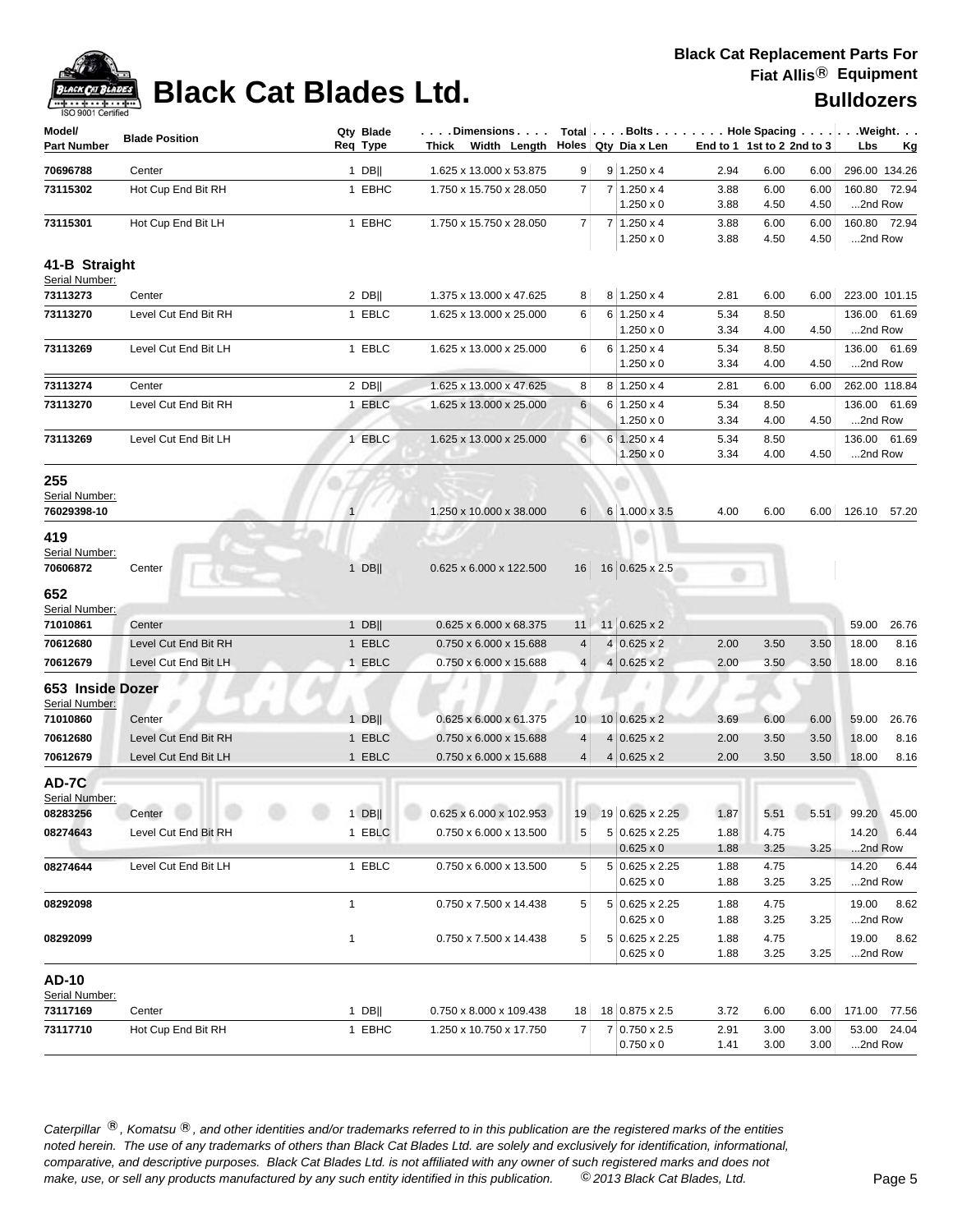# Black Cat Blades Ltd.

**Black Cat Replacement Parts For Fiat Allis® Equipment**

**Bulldozers**

| Model/ Part Number | Blade Position | Qty Req | Blade Type | Dimensions Thick x Width x Length | Total Holes | Bolts Qty | Bolts Dia x Len | Hole Spacing End to 1 | 1st to 2 | 2nd to 3 | Weight Lbs | Weight Kg |
|---|---|---|---|---|---|---|---|---|---|---|---|---|
| 70696788 | Center | 1 | DB\|\| | 1.625 x 13.000 x 53.875 | 9 | 9 | 1.250 x 4 | 2.94 | 6.00 | 6.00 | 296.00 | 134.26 |
| 73115302 | Hot Cup End Bit RH | 1 | EBHC | 1.750 x 15.750 x 28.050 | 7 | 7 | 1.250 x 4 | 3.88 | 6.00 | 6.00 | 160.80 | 72.94 |
| | | | | | | | 1.250 x 0 | 3.88 | 4.50 | 4.50 | ...2nd Row | |
| 73115301 | Hot Cup End Bit LH | 1 | EBHC | 1.750 x 15.750 x 28.050 | 7 | 7 | 1.250 x 4 | 3.88 | 6.00 | 6.00 | 160.80 | 72.94 |
| | | | | | | | 1.250 x 0 | 3.88 | 4.50 | 4.50 | ...2nd Row | |
| **41-B Straight** | | | | | | | | | | | | |
| Serial Number: | | | | | | | | | | | | |
| 73113273 | Center | 2 | DB\|\| | 1.375 x 13.000 x 47.625 | 8 | 8 | 1.250 x 4 | 2.81 | 6.00 | 6.00 | 223.00 | 101.15 |
| 73113270 | Level Cut End Bit RH | 1 | EBLC | 1.625 x 13.000 x 25.000 | 6 | 6 | 1.250 x 4 | 5.34 | 8.50 | | 136.00 | 61.69 |
| | | | | | | | 1.250 x 0 | 3.34 | 4.00 | 4.50 | ...2nd Row | |
| 73113269 | Level Cut End Bit LH | 1 | EBLC | 1.625 x 13.000 x 25.000 | 6 | 6 | 1.250 x 4 | 5.34 | 8.50 | | 136.00 | 61.69 |
| | | | | | | | 1.250 x 0 | 3.34 | 4.00 | 4.50 | ...2nd Row | |
| 73113274 | Center | 2 | DB\|\| | 1.625 x 13.000 x 47.625 | 8 | 8 | 1.250 x 4 | 2.81 | 6.00 | 6.00 | 262.00 | 118.84 |
| 73113270 | Level Cut End Bit RH | 1 | EBLC | 1.625 x 13.000 x 25.000 | 6 | 6 | 1.250 x 4 | 5.34 | 8.50 | | 136.00 | 61.69 |
| | | | | | | | 1.250 x 0 | 3.34 | 4.00 | 4.50 | ...2nd Row | |
| 73113269 | Level Cut End Bit LH | 1 | EBLC | 1.625 x 13.000 x 25.000 | 6 | 6 | 1.250 x 4 | 5.34 | 8.50 | | 136.00 | 61.69 |
| | | | | | | | 1.250 x 0 | 3.34 | 4.00 | 4.50 | ...2nd Row | |
| **255** | | | | | | | | | | | | |
| Serial Number: | | | | | | | | | | | | |
| 76029398-10 | | 1 | | 1.250 x 10.000 x 38.000 | 6 | 6 | 1.000 x 3.5 | 4.00 | 6.00 | 6.00 | 126.10 | 57.20 |
| **419** | | | | | | | | | | | | |
| Serial Number: | | | | | | | | | | | | |
| 70606872 | Center | 1 | DB\|\| | 0.625 x 6.000 x 122.500 | 16 | 16 | 0.625 x 2.5 | | | | | |
| **652** | | | | | | | | | | | | |
| Serial Number: | | | | | | | | | | | | |
| 71010861 | Center | 1 | DB\|\| | 0.625 x 6.000 x 68.375 | 11 | 11 | 0.625 x 2 | | | | 59.00 | 26.76 |
| 70612680 | Level Cut End Bit RH | 1 | EBLC | 0.750 x 6.000 x 15.688 | 4 | 4 | 0.625 x 2 | 2.00 | 3.50 | 3.50 | 18.00 | 8.16 |
| 70612679 | Level Cut End Bit LH | 1 | EBLC | 0.750 x 6.000 x 15.688 | 4 | 4 | 0.625 x 2 | 2.00 | 3.50 | 3.50 | 18.00 | 8.16 |
| **653 Inside Dozer** | | | | | | | | | | | | |
| Serial Number: | | | | | | | | | | | | |
| 71010860 | Center | 1 | DB\|\| | 0.625 x 6.000 x 61.375 | 10 | 10 | 0.625 x 2 | 3.69 | 6.00 | 6.00 | 59.00 | 26.76 |
| 70612680 | Level Cut End Bit RH | 1 | EBLC | 0.750 x 6.000 x 15.688 | 4 | 4 | 0.625 x 2 | 2.00 | 3.50 | 3.50 | 18.00 | 8.16 |
| 70612679 | Level Cut End Bit LH | 1 | EBLC | 0.750 x 6.000 x 15.688 | 4 | 4 | 0.625 x 2 | 2.00 | 3.50 | 3.50 | 18.00 | 8.16 |
| **AD-7C** | | | | | | | | | | | | |
| Serial Number: | | | | | | | | | | | | |
| 08283256 | Center | 1 | DB\|\| | 0.625 x 6.000 x 102.953 | 19 | 19 | 0.625 x 2.25 | 1.87 | 5.51 | 5.51 | 99.20 | 45.00 |
| 08274643 | Level Cut End Bit RH | 1 | EBLC | 0.750 x 6.000 x 13.500 | 5 | 5 | 0.625 x 2.25 | 1.88 | 4.75 | | 14.20 | 6.44 |
| | | | | | | | 0.625 x 0 | 1.88 | 3.25 | 3.25 | ...2nd Row | |
| 08274644 | Level Cut End Bit LH | 1 | EBLC | 0.750 x 6.000 x 13.500 | 5 | 5 | 0.625 x 2.25 | 1.88 | 4.75 | | 14.20 | 6.44 |
| | | | | | | | 0.625 x 0 | 1.88 | 3.25 | 3.25 | ...2nd Row | |
| 08292098 | | 1 | | 0.750 x 7.500 x 14.438 | 5 | 5 | 0.625 x 2.25 | 1.88 | 4.75 | | 19.00 | 8.62 |
| | | | | | | | 0.625 x 0 | 1.88 | 3.25 | 3.25 | ...2nd Row | |
| 08292099 | | 1 | | 0.750 x 7.500 x 14.438 | 5 | 5 | 0.625 x 2.25 | 1.88 | 4.75 | | 19.00 | 8.62 |
| | | | | | | | 0.625 x 0 | 1.88 | 3.25 | 3.25 | ...2nd Row | |
| **AD-10** | | | | | | | | | | | | |
| Serial Number: | | | | | | | | | | | | |
| 73117169 | Center | 1 | DB\|\| | 0.750 x 8.000 x 109.438 | 18 | 18 | 0.875 x 2.5 | 3.72 | 6.00 | 6.00 | 171.00 | 77.56 |
| 73117710 | Hot Cup End Bit RH | 1 | EBHC | 1.250 x 10.750 x 17.750 | 7 | 7 | 0.750 x 2.5 | 2.91 | 3.00 | 3.00 | 53.00 | 24.04 |
| | | | | | | | 0.750 x 0 | 1.41 | 3.00 | 3.00 | ...2nd Row | |

*Caterpillar ®, Komatsu ®, and other identities and/or trademarks referred to in this publication are the registered marks of the entities noted herein. The use of any trademarks of others than Black Cat Blades Ltd. are solely and exclusively for identification, informational, comparative, and descriptive purposes. Black Cat Blades Ltd. is not affiliated with any owner of such registered marks and does not make, use, or sell any products manufactured by any such entity identified in this publication. © 2013 Black Cat Blades, Ltd.*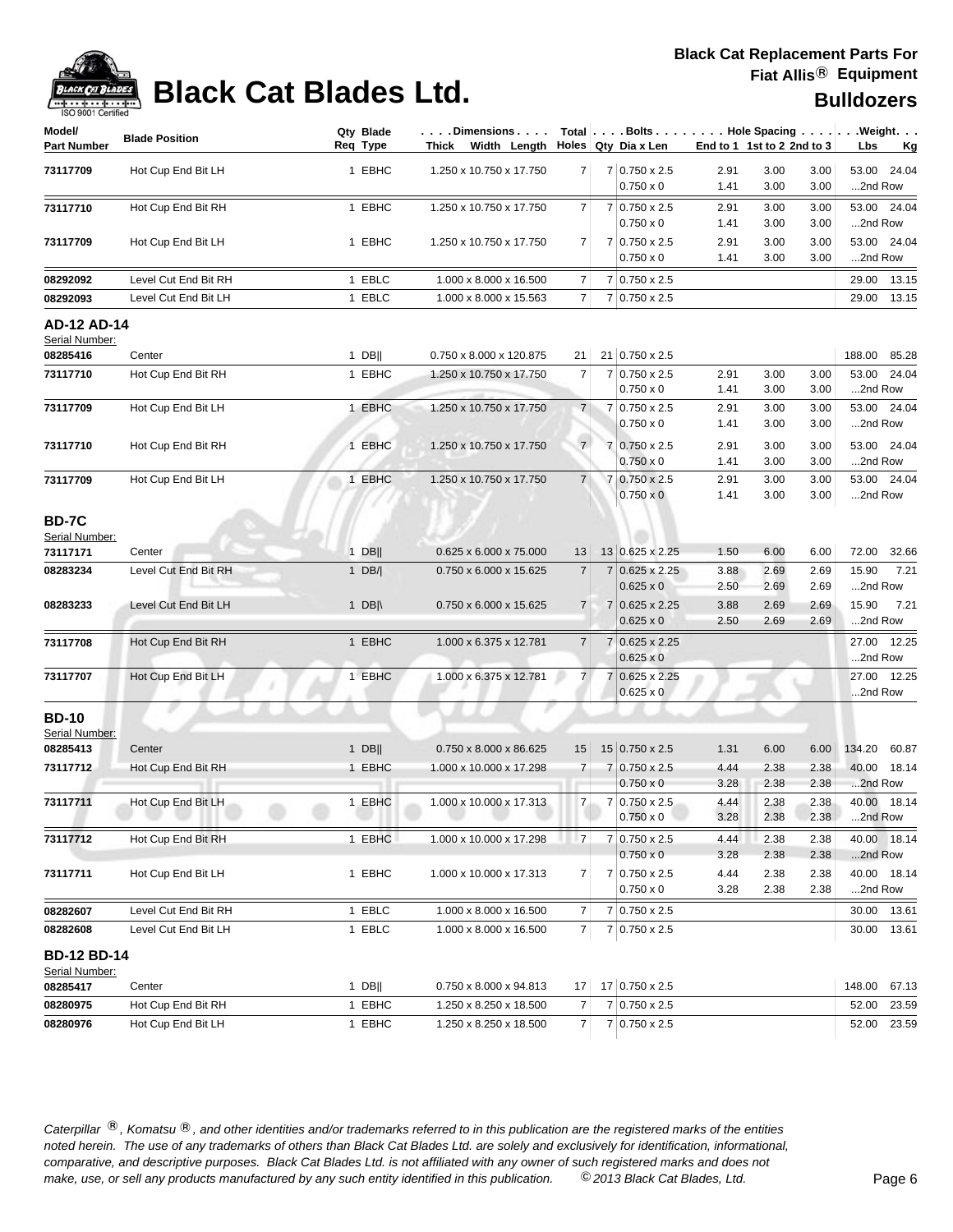# Black Cat Blades Ltd.

**Black Cat Replacement Parts For Fiat Allis® Equipment**

**Bulldozers**

| Model/ Part Number | Blade Position | Qty Req | Blade Type | Dimensions Thick x Width x Length | Total Holes | Bolts Qty | Bolts Dia x Len | Hole Spacing End to 1 | Hole Spacing 1st to 2 | Hole Spacing 2nd to 3 | Weight Lbs | Weight Kg |
|---|---|---|---|---|---|---|---|---|---|---|---|---|
| **73117709** | Hot Cup End Bit LH | 1 | EBHC | 1.250 x 10.750 x 17.750 | 7 | 7 | 0.750 x 2.5 | 2.91 | 3.00 | 3.00 | 53.00 | 24.04 |
| | | | | | | | 0.750 x 0 | 1.41 | 3.00 | 3.00 | ...2nd Row | |
| **73117710** | Hot Cup End Bit RH | 1 | EBHC | 1.250 x 10.750 x 17.750 | 7 | 7 | 0.750 x 2.5 | 2.91 | 3.00 | 3.00 | 53.00 | 24.04 |
| | | | | | | | 0.750 x 0 | 1.41 | 3.00 | 3.00 | ...2nd Row | |
| **73117709** | Hot Cup End Bit LH | 1 | EBHC | 1.250 x 10.750 x 17.750 | 7 | 7 | 0.750 x 2.5 | 2.91 | 3.00 | 3.00 | 53.00 | 24.04 |
| | | | | | | | 0.750 x 0 | 1.41 | 3.00 | 3.00 | ...2nd Row | |
| **08292092** | Level Cut End Bit RH | 1 | EBLC | 1.000 x 8.000 x 16.500 | 7 | 7 | 0.750 x 2.5 | | | | 29.00 | 13.15 |
| **08292093** | Level Cut End Bit LH | 1 | EBLC | 1.000 x 8.000 x 15.563 | 7 | 7 | 0.750 x 2.5 | | | | 29.00 | 13.15 |

## AD-12 AD-14

Serial Number:

| Model/ Part Number | Blade Position | Qty Req | Blade Type | Dimensions Thick x Width x Length | Total Holes | Bolts Qty | Bolts Dia x Len | Hole Spacing End to 1 | Hole Spacing 1st to 2 | Hole Spacing 2nd to 3 | Weight Lbs | Weight Kg |
|---|---|---|---|---|---|---|---|---|---|---|---|---|
| **08285416** | Center | 1 | DB\|\| | 0.750 x 8.000 x 120.875 | 21 | 21 | 0.750 x 2.5 | | | | 188.00 | 85.28 |
| **73117710** | Hot Cup End Bit RH | 1 | EBHC | 1.250 x 10.750 x 17.750 | 7 | 7 | 0.750 x 2.5 | 2.91 | 3.00 | 3.00 | 53.00 | 24.04 |
| | | | | | | | 0.750 x 0 | 1.41 | 3.00 | 3.00 | ...2nd Row | |
| **73117709** | Hot Cup End Bit LH | 1 | EBHC | 1.250 x 10.750 x 17.750 | 7 | 7 | 0.750 x 2.5 | 2.91 | 3.00 | 3.00 | 53.00 | 24.04 |
| | | | | | | | 0.750 x 0 | 1.41 | 3.00 | 3.00 | ...2nd Row | |
| **73117710** | Hot Cup End Bit RH | 1 | EBHC | 1.250 x 10.750 x 17.750 | 7 | 7 | 0.750 x 2.5 | 2.91 | 3.00 | 3.00 | 53.00 | 24.04 |
| | | | | | | | 0.750 x 0 | 1.41 | 3.00 | 3.00 | ...2nd Row | |
| **73117709** | Hot Cup End Bit LH | 1 | EBHC | 1.250 x 10.750 x 17.750 | 7 | 7 | 0.750 x 2.5 | 2.91 | 3.00 | 3.00 | 53.00 | 24.04 |
| | | | | | | | 0.750 x 0 | 1.41 | 3.00 | 3.00 | ...2nd Row | |

## BD-7C

Serial Number:

| Model/ Part Number | Blade Position | Qty Req | Blade Type | Dimensions Thick x Width x Length | Total Holes | Bolts Qty | Bolts Dia x Len | Hole Spacing End to 1 | Hole Spacing 1st to 2 | Hole Spacing 2nd to 3 | Weight Lbs | Weight Kg |
|---|---|---|---|---|---|---|---|---|---|---|---|---|
| **73117171** | Center | 1 | DB\|\| | 0.625 x 6.000 x 75.000 | 13 | 13 | 0.625 x 2.25 | 1.50 | 6.00 | 6.00 | 72.00 | 32.66 |
| **08283234** | Level Cut End Bit RH | 1 | DB/\| | 0.750 x 6.000 x 15.625 | 7 | 7 | 0.625 x 2.25 | 3.88 | 2.69 | 2.69 | 15.90 | 7.21 |
| | | | | | | | 0.625 x 0 | 2.50 | 2.69 | 2.69 | ...2nd Row | |
| **08283233** | Level Cut End Bit LH | 1 | DB\|\ | 0.750 x 6.000 x 15.625 | 7 | 7 | 0.625 x 2.25 | 3.88 | 2.69 | 2.69 | 15.90 | 7.21 |
| | | | | | | | 0.625 x 0 | 2.50 | 2.69 | 2.69 | ...2nd Row | |
| **73117708** | Hot Cup End Bit RH | 1 | EBHC | 1.000 x 6.375 x 12.781 | 7 | 7 | 0.625 x 2.25 | | | | 27.00 | 12.25 |
| | | | | | | | 0.625 x 0 | | | | ...2nd Row | |
| **73117707** | Hot Cup End Bit LH | 1 | EBHC | 1.000 x 6.375 x 12.781 | 7 | 7 | 0.625 x 2.25 | | | | 27.00 | 12.25 |
| | | | | | | | 0.625 x 0 | | | | ...2nd Row | |

## BD-10

Serial Number:

| Model/ Part Number | Blade Position | Qty Req | Blade Type | Dimensions Thick x Width x Length | Total Holes | Bolts Qty | Bolts Dia x Len | Hole Spacing End to 1 | Hole Spacing 1st to 2 | Hole Spacing 2nd to 3 | Weight Lbs | Weight Kg |
|---|---|---|---|---|---|---|---|---|---|---|---|---|
| **08285413** | Center | 1 | DB\|\| | 0.750 x 8.000 x 86.625 | 15 | 15 | 0.750 x 2.5 | 1.31 | 6.00 | 6.00 | 134.20 | 60.87 |
| **73117712** | Hot Cup End Bit RH | 1 | EBHC | 1.000 x 10.000 x 17.298 | 7 | 7 | 0.750 x 2.5 | 4.44 | 2.38 | 2.38 | 40.00 | 18.14 |
| | | | | | | | 0.750 x 0 | 3.28 | 2.38 | 2.38 | ...2nd Row | |
| **73117711** | Hot Cup End Bit LH | 1 | EBHC | 1.000 x 10.000 x 17.313 | 7 | 7 | 0.750 x 2.5 | 4.44 | 2.38 | 2.38 | 40.00 | 18.14 |
| | | | | | | | 0.750 x 0 | 3.28 | 2.38 | 2.38 | ...2nd Row | |
| **73117712** | Hot Cup End Bit RH | 1 | EBHC | 1.000 x 10.000 x 17.298 | 7 | 7 | 0.750 x 2.5 | 4.44 | 2.38 | 2.38 | 40.00 | 18.14 |
| | | | | | | | 0.750 x 0 | 3.28 | 2.38 | 2.38 | ...2nd Row | |
| **73117711** | Hot Cup End Bit LH | 1 | EBHC | 1.000 x 10.000 x 17.313 | 7 | 7 | 0.750 x 2.5 | 4.44 | 2.38 | 2.38 | 40.00 | 18.14 |
| | | | | | | | 0.750 x 0 | 3.28 | 2.38 | 2.38 | ...2nd Row | |
| **08282607** | Level Cut End Bit RH | 1 | EBLC | 1.000 x 8.000 x 16.500 | 7 | 7 | 0.750 x 2.5 | | | | 30.00 | 13.61 |
| **08282608** | Level Cut End Bit LH | 1 | EBLC | 1.000 x 8.000 x 16.500 | 7 | 7 | 0.750 x 2.5 | | | | 30.00 | 13.61 |

## BD-12 BD-14

Serial Number:

| Model/ Part Number | Blade Position | Qty Req | Blade Type | Dimensions Thick x Width x Length | Total Holes | Bolts Qty | Bolts Dia x Len | Hole Spacing End to 1 | Hole Spacing 1st to 2 | Hole Spacing 2nd to 3 | Weight Lbs | Weight Kg |
|---|---|---|---|---|---|---|---|---|---|---|---|---|
| **08285417** | Center | 1 | DB\|\| | 0.750 x 8.000 x 94.813 | 17 | 17 | 0.750 x 2.5 | | | | 148.00 | 67.13 |
| **08280975** | Hot Cup End Bit RH | 1 | EBHC | 1.250 x 8.250 x 18.500 | 7 | 7 | 0.750 x 2.5 | | | | 52.00 | 23.59 |
| **08280976** | Hot Cup End Bit LH | 1 | EBHC | 1.250 x 8.250 x 18.500 | 7 | 7 | 0.750 x 2.5 | | | | 52.00 | 23.59 |

*Caterpillar ®, Komatsu ®, and other identities and/or trademarks referred to in this publication are the registered marks of the entities noted herein. The use of any trademarks of others than Black Cat Blades Ltd. are solely and exclusively for identification, informational, comparative, and descriptive purposes. Black Cat Blades Ltd. is not affiliated with any owner of such registered marks and does not make, use, or sell any products manufactured by any such entity identified in this publication. © 2013 Black Cat Blades, Ltd.*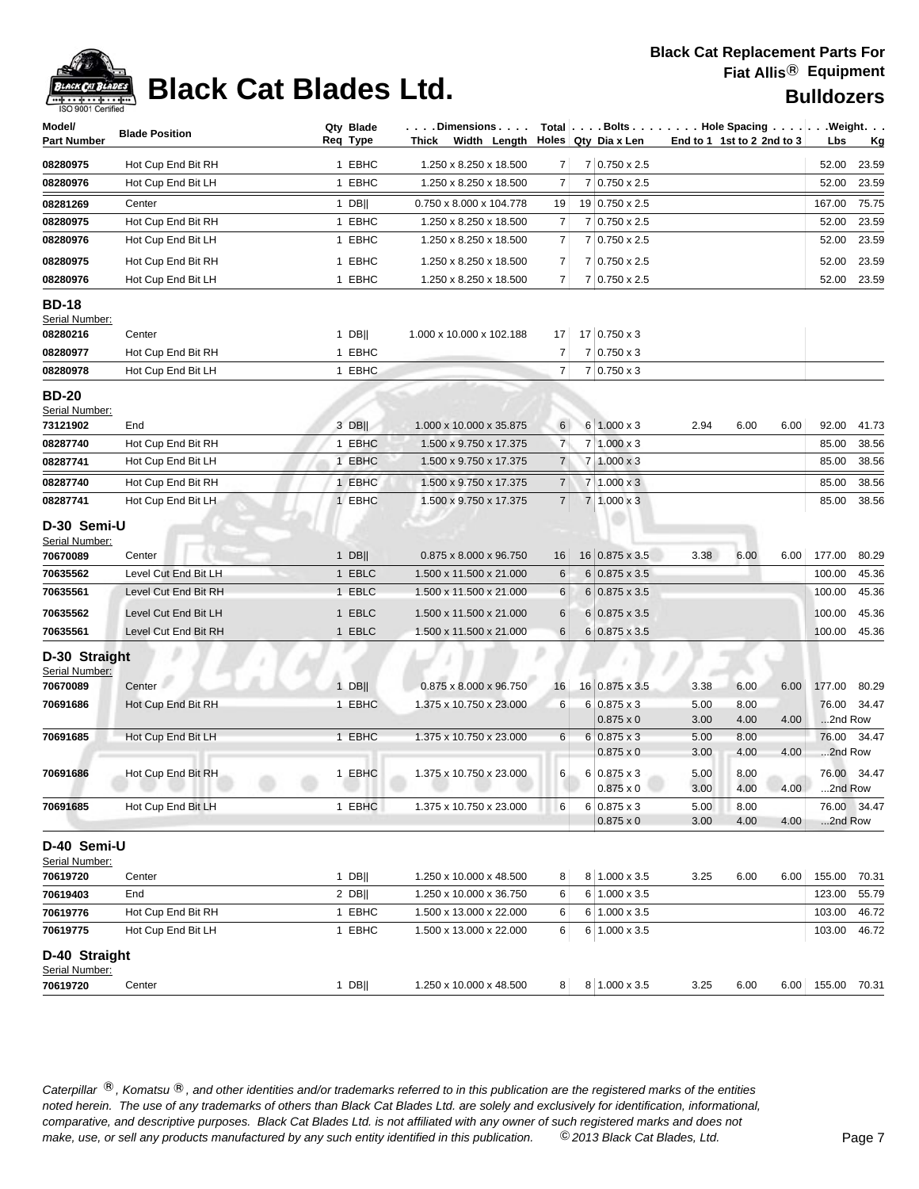# Black Cat Blades Ltd.

**Black Cat Replacement Parts For Fiat Allis® Equipment**

## Bulldozers

| Model/ Part Number | Blade Position | Qty Req | Blade Type | Dimensions Thick x Width x Length | Total Holes | Bolts Qty | Bolts Dia x Len | Hole Spacing End to 1 | 1st to 2 | 2nd to 3 | Weight Lbs | Weight Kg |
|---|---|---|---|---|---|---|---|---|---|---|---|---|
| 08280975 | Hot Cup End Bit RH | 1 | EBHC | 1.250 x 8.250 x 18.500 | 7 | 7 | 0.750 x 2.5 | | | | 52.00 | 23.59 |
| 08280976 | Hot Cup End Bit LH | 1 | EBHC | 1.250 x 8.250 x 18.500 | 7 | 7 | 0.750 x 2.5 | | | | 52.00 | 23.59 |
| 08281269 | Center | 1 | DB‖ | 0.750 x 8.000 x 104.778 | 19 | 19 | 0.750 x 2.5 | | | | 167.00 | 75.75 |
| 08280975 | Hot Cup End Bit RH | 1 | EBHC | 1.250 x 8.250 x 18.500 | 7 | 7 | 0.750 x 2.5 | | | | 52.00 | 23.59 |
| 08280976 | Hot Cup End Bit LH | 1 | EBHC | 1.250 x 8.250 x 18.500 | 7 | 7 | 0.750 x 2.5 | | | | 52.00 | 23.59 |
| 08280975 | Hot Cup End Bit RH | 1 | EBHC | 1.250 x 8.250 x 18.500 | 7 | 7 | 0.750 x 2.5 | | | | 52.00 | 23.59 |
| 08280976 | Hot Cup End Bit LH | 1 | EBHC | 1.250 x 8.250 x 18.500 | 7 | 7 | 0.750 x 2.5 | | | | 52.00 | 23.59 |
| **BD-18** | | | | | | | | | | | | |
| Serial Number: | | | | | | | | | | | | |
| 08280216 | Center | 1 | DB‖ | 1.000 x 10.000 x 102.188 | 17 | 17 | 0.750 x 3 | | | | | |
| 08280977 | Hot Cup End Bit RH | 1 | EBHC | | 7 | 7 | 0.750 x 3 | | | | | |
| 08280978 | Hot Cup End Bit LH | 1 | EBHC | | 7 | 7 | 0.750 x 3 | | | | | |
| **BD-20** | | | | | | | | | | | | |
| Serial Number: | | | | | | | | | | | | |
| 73121902 | End | 3 | DB‖ | 1.000 x 10.000 x 35.875 | 6 | 6 | 1.000 x 3 | 2.94 | 6.00 | 6.00 | 92.00 | 41.73 |
| 08287740 | Hot Cup End Bit RH | 1 | EBHC | 1.500 x 9.750 x 17.375 | 7 | 7 | 1.000 x 3 | | | | 85.00 | 38.56 |
| 08287741 | Hot Cup End Bit LH | 1 | EBHC | 1.500 x 9.750 x 17.375 | 7 | 7 | 1.000 x 3 | | | | 85.00 | 38.56 |
| 08287740 | Hot Cup End Bit RH | 1 | EBHC | 1.500 x 9.750 x 17.375 | 7 | 7 | 1.000 x 3 | | | | 85.00 | 38.56 |
| 08287741 | Hot Cup End Bit LH | 1 | EBHC | 1.500 x 9.750 x 17.375 | 7 | 7 | 1.000 x 3 | | | | 85.00 | 38.56 |
| **D-30 Semi-U** | | | | | | | | | | | | |
| Serial Number: | | | | | | | | | | | | |
| 70670089 | Center | 1 | DB‖ | 0.875 x 8.000 x 96.750 | 16 | 16 | 0.875 x 3.5 | 3.38 | 6.00 | 6.00 | 177.00 | 80.29 |
| 70635562 | Level Cut End Bit LH | 1 | EBLC | 1.500 x 11.500 x 21.000 | 6 | 6 | 0.875 x 3.5 | | | | 100.00 | 45.36 |
| 70635561 | Level Cut End Bit RH | 1 | EBLC | 1.500 x 11.500 x 21.000 | 6 | 6 | 0.875 x 3.5 | | | | 100.00 | 45.36 |
| 70635562 | Level Cut End Bit LH | 1 | EBLC | 1.500 x 11.500 x 21.000 | 6 | 6 | 0.875 x 3.5 | | | | 100.00 | 45.36 |
| 70635561 | Level Cut End Bit RH | 1 | EBLC | 1.500 x 11.500 x 21.000 | 6 | 6 | 0.875 x 3.5 | | | | 100.00 | 45.36 |
| **D-30 Straight** | | | | | | | | | | | | |
| Serial Number: | | | | | | | | | | | | |
| 70670089 | Center | 1 | DB‖ | 0.875 x 8.000 x 96.750 | 16 | 16 | 0.875 x 3.5 | 3.38 | 6.00 | 6.00 | 177.00 | 80.29 |
| 70691686 | Hot Cup End Bit RH | 1 | EBHC | 1.375 x 10.750 x 23.000 | 6 | 6 | 0.875 x 3 | 5.00 | 8.00 | | 76.00 | 34.47 |
| | | | | | | | 0.875 x 0 | 3.00 | 4.00 | 4.00 | ...2nd Row | |
| 70691685 | Hot Cup End Bit LH | 1 | EBHC | 1.375 x 10.750 x 23.000 | 6 | 6 | 0.875 x 3 | 5.00 | 8.00 | | 76.00 | 34.47 |
| | | | | | | | 0.875 x 0 | 3.00 | 4.00 | 4.00 | ...2nd Row | |
| 70691686 | Hot Cup End Bit RH | 1 | EBHC | 1.375 x 10.750 x 23.000 | 6 | 6 | 0.875 x 3 | 5.00 | 8.00 | | 76.00 | 34.47 |
| | | | | | | | 0.875 x 0 | 3.00 | 4.00 | 4.00 | ...2nd Row | |
| 70691685 | Hot Cup End Bit LH | 1 | EBHC | 1.375 x 10.750 x 23.000 | 6 | 6 | 0.875 x 3 | 5.00 | 8.00 | | 76.00 | 34.47 |
| | | | | | | | 0.875 x 0 | 3.00 | 4.00 | 4.00 | ...2nd Row | |
| **D-40 Semi-U** | | | | | | | | | | | | |
| Serial Number: | | | | | | | | | | | | |
| 70619720 | Center | 1 | DB‖ | 1.250 x 10.000 x 48.500 | 8 | 8 | 1.000 x 3.5 | 3.25 | 6.00 | 6.00 | 155.00 | 70.31 |
| 70619403 | End | 2 | DB‖ | 1.250 x 10.000 x 36.750 | 6 | 6 | 1.000 x 3.5 | | | | 123.00 | 55.79 |
| 70619776 | Hot Cup End Bit RH | 1 | EBHC | 1.500 x 13.000 x 22.000 | 6 | 6 | 1.000 x 3.5 | | | | 103.00 | 46.72 |
| 70619775 | Hot Cup End Bit LH | 1 | EBHC | 1.500 x 13.000 x 22.000 | 6 | 6 | 1.000 x 3.5 | | | | 103.00 | 46.72 |
| **D-40 Straight** | | | | | | | | | | | | |
| Serial Number: | | | | | | | | | | | | |
| 70619720 | Center | 1 | DB‖ | 1.250 x 10.000 x 48.500 | 8 | 8 | 1.000 x 3.5 | 3.25 | 6.00 | 6.00 | 155.00 | 70.31 |

*Caterpillar ®, Komatsu ®, and other identities and/or trademarks referred to in this publication are the registered marks of the entities noted herein. The use of any trademarks of others than Black Cat Blades Ltd. are solely and exclusively for identification, informational, comparative, and descriptive purposes. Black Cat Blades Ltd. is not affiliated with any owner of such registered marks and does not make, use, or sell any products manufactured by any such entity identified in this publication. © 2013 Black Cat Blades, Ltd.*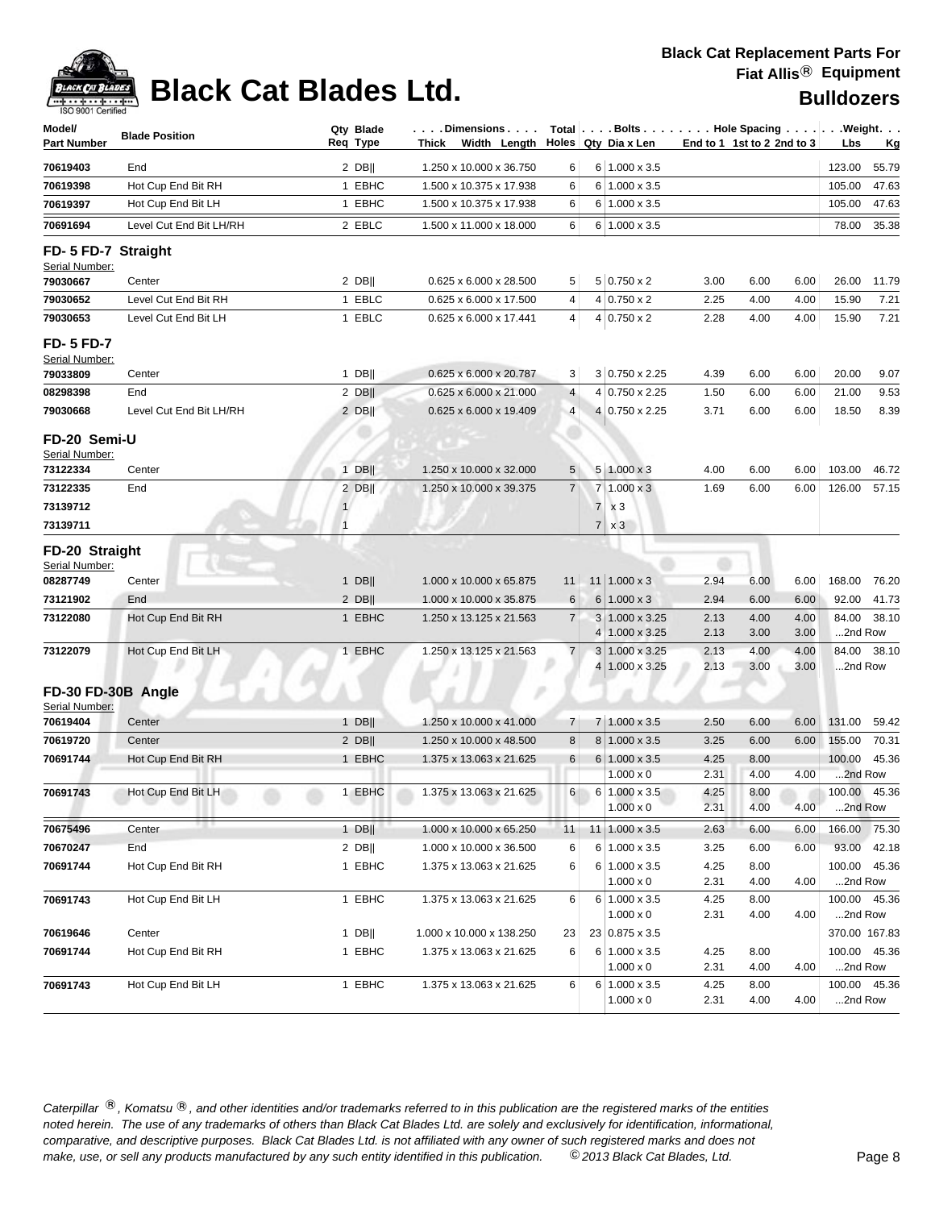# Black Cat Blades Ltd.

**Black Cat Replacement Parts For Fiat Allis® Equipment**

**Bulldozers**

| Model/ Part Number | Blade Position | Qty Req | Blade Type | Dimensions Thick x Width x Length | Total Holes | Bolts Qty | Bolts Dia x Len | Hole Spacing End to 1 | 1st to 2 | 2nd to 3 | Weight Lbs | Weight Kg |
|---|---|---|---|---|---|---|---|---|---|---|---|---|
| 70619403 | End | 2 | DB‖ | 1.250 x 10.000 x 36.750 | 6 | 6 | 1.000 x 3.5 | | | | 123.00 | 55.79 |
| 70619398 | Hot Cup End Bit RH | 1 | EBHC | 1.500 x 10.375 x 17.938 | 6 | 6 | 1.000 x 3.5 | | | | 105.00 | 47.63 |
| 70619397 | Hot Cup End Bit LH | 1 | EBHC | 1.500 x 10.375 x 17.938 | 6 | 6 | 1.000 x 3.5 | | | | 105.00 | 47.63 |
| 70691694 | Level Cut End Bit LH/RH | 2 | EBLC | 1.500 x 11.000 x 18.000 | 6 | 6 | 1.000 x 3.5 | | | | 78.00 | 35.38 |
| **FD- 5 FD-7 Straight** | | | | | | | | | | | | |
| Serial Number: | | | | | | | | | | | | |
| 79030667 | Center | 2 | DB‖ | 0.625 x 6.000 x 28.500 | 5 | 5 | 0.750 x 2 | 3.00 | 6.00 | 6.00 | 26.00 | 11.79 |
| 79030652 | Level Cut End Bit RH | 1 | EBLC | 0.625 x 6.000 x 17.500 | 4 | 4 | 0.750 x 2 | 2.25 | 4.00 | 4.00 | 15.90 | 7.21 |
| 79030653 | Level Cut End Bit LH | 1 | EBLC | 0.625 x 6.000 x 17.441 | 4 | 4 | 0.750 x 2 | 2.28 | 4.00 | 4.00 | 15.90 | 7.21 |
| **FD- 5 FD-7** | | | | | | | | | | | | |
| Serial Number: | | | | | | | | | | | | |
| 79033809 | Center | 1 | DB‖ | 0.625 x 6.000 x 20.787 | 3 | 3 | 0.750 x 2.25 | 4.39 | 6.00 | 6.00 | 20.00 | 9.07 |
| 08298398 | End | 2 | DB‖ | 0.625 x 6.000 x 21.000 | 4 | 4 | 0.750 x 2.25 | 1.50 | 6.00 | 6.00 | 21.00 | 9.53 |
| 79030668 | Level Cut End Bit LH/RH | 2 | DB‖ | 0.625 x 6.000 x 19.409 | 4 | 4 | 0.750 x 2.25 | 3.71 | 6.00 | 6.00 | 18.50 | 8.39 |
| **FD-20 Semi-U** | | | | | | | | | | | | |
| Serial Number: | | | | | | | | | | | | |
| 73122334 | Center | 1 | DB‖ | 1.250 x 10.000 x 32.000 | 5 | 5 | 1.000 x 3 | 4.00 | 6.00 | 6.00 | 103.00 | 46.72 |
| 73122335 | End | 2 | DB‖ | 1.250 x 10.000 x 39.375 | 7 | 7 | 1.000 x 3 | 1.69 | 6.00 | 6.00 | 126.00 | 57.15 |
| 73139712 | | 1 | | | | 7 | x 3 | | | | | |
| 73139711 | | 1 | | | | 7 | x 3 | | | | | |
| **FD-20 Straight** | | | | | | | | | | | | |
| Serial Number: | | | | | | | | | | | | |
| 08287749 | Center | 1 | DB‖ | 1.000 x 10.000 x 65.875 | 11 | 11 | 1.000 x 3 | 2.94 | 6.00 | 6.00 | 168.00 | 76.20 |
| 73121902 | End | 2 | DB‖ | 1.000 x 10.000 x 35.875 | 6 | 6 | 1.000 x 3 | 2.94 | 6.00 | 6.00 | 92.00 | 41.73 |
| 73122080 | Hot Cup End Bit RH | 1 | EBHC | 1.250 x 13.125 x 21.563 | 7 | 3 | 1.000 x 3.25 | 2.13 | 4.00 | 4.00 | 84.00 | 38.10 |
| | | | | | | 4 | 1.000 x 3.25 | 2.13 | 3.00 | 3.00 | ...2nd Row | |
| 73122079 | Hot Cup End Bit LH | 1 | EBHC | 1.250 x 13.125 x 21.563 | 7 | 3 | 1.000 x 3.25 | 2.13 | 4.00 | 4.00 | 84.00 | 38.10 |
| | | | | | | 4 | 1.000 x 3.25 | 2.13 | 3.00 | 3.00 | ...2nd Row | |
| **FD-30 FD-30B Angle** | | | | | | | | | | | | |
| Serial Number: | | | | | | | | | | | | |
| 70619404 | Center | 1 | DB‖ | 1.250 x 10.000 x 41.000 | 7 | 7 | 1.000 x 3.5 | 2.50 | 6.00 | 6.00 | 131.00 | 59.42 |
| 70619720 | Center | 2 | DB‖ | 1.250 x 10.000 x 48.500 | 8 | 8 | 1.000 x 3.5 | 3.25 | 6.00 | 6.00 | 155.00 | 70.31 |
| 70691744 | Hot Cup End Bit RH | 1 | EBHC | 1.375 x 13.063 x 21.625 | 6 | 6 | 1.000 x 3.5 | 4.25 | 8.00 | | 100.00 | 45.36 |
| | | | | | | | 1.000 x 0 | 2.31 | 4.00 | 4.00 | ...2nd Row | |
| 70691743 | Hot Cup End Bit LH | 1 | EBHC | 1.375 x 13.063 x 21.625 | 6 | 6 | 1.000 x 3.5 | 4.25 | 8.00 | | 100.00 | 45.36 |
| | | | | | | | 1.000 x 0 | 2.31 | 4.00 | 4.00 | ...2nd Row | |
| 70675496 | Center | 1 | DB‖ | 1.000 x 10.000 x 65.250 | 11 | 11 | 1.000 x 3.5 | 2.63 | 6.00 | 6.00 | 166.00 | 75.30 |
| 70670247 | End | 2 | DB‖ | 1.000 x 10.000 x 36.500 | 6 | 6 | 1.000 x 3.5 | 3.25 | 6.00 | 6.00 | 93.00 | 42.18 |
| 70691744 | Hot Cup End Bit RH | 1 | EBHC | 1.375 x 13.063 x 21.625 | 6 | 6 | 1.000 x 3.5 | 4.25 | 8.00 | | 100.00 | 45.36 |
| | | | | | | | 1.000 x 0 | 2.31 | 4.00 | 4.00 | ...2nd Row | |
| 70691743 | Hot Cup End Bit LH | 1 | EBHC | 1.375 x 13.063 x 21.625 | 6 | 6 | 1.000 x 3.5 | 4.25 | 8.00 | | 100.00 | 45.36 |
| | | | | | | | 1.000 x 0 | 2.31 | 4.00 | 4.00 | ...2nd Row | |
| 70619646 | Center | 1 | DB‖ | 1.000 x 10.000 x 138.250 | 23 | 23 | 0.875 x 3.5 | | | | 370.00 | 167.83 |
| 70691744 | Hot Cup End Bit RH | 1 | EBHC | 1.375 x 13.063 x 21.625 | 6 | 6 | 1.000 x 3.5 | 4.25 | 8.00 | | 100.00 | 45.36 |
| | | | | | | | 1.000 x 0 | 2.31 | 4.00 | 4.00 | ...2nd Row | |
| 70691743 | Hot Cup End Bit LH | 1 | EBHC | 1.375 x 13.063 x 21.625 | 6 | 6 | 1.000 x 3.5 | 4.25 | 8.00 | | 100.00 | 45.36 |
| | | | | | | | 1.000 x 0 | 2.31 | 4.00 | 4.00 | ...2nd Row | |

*Caterpillar ®, Komatsu ®, and other identities and/or trademarks referred to in this publication are the registered marks of the entities noted herein. The use of any trademarks of others than Black Cat Blades Ltd. are solely and exclusively for identification, informational, comparative, and descriptive purposes. Black Cat Blades Ltd. is not affiliated with any owner of such registered marks and does not make, use, or sell any products manufactured by any such entity identified in this publication. © 2013 Black Cat Blades, Ltd.*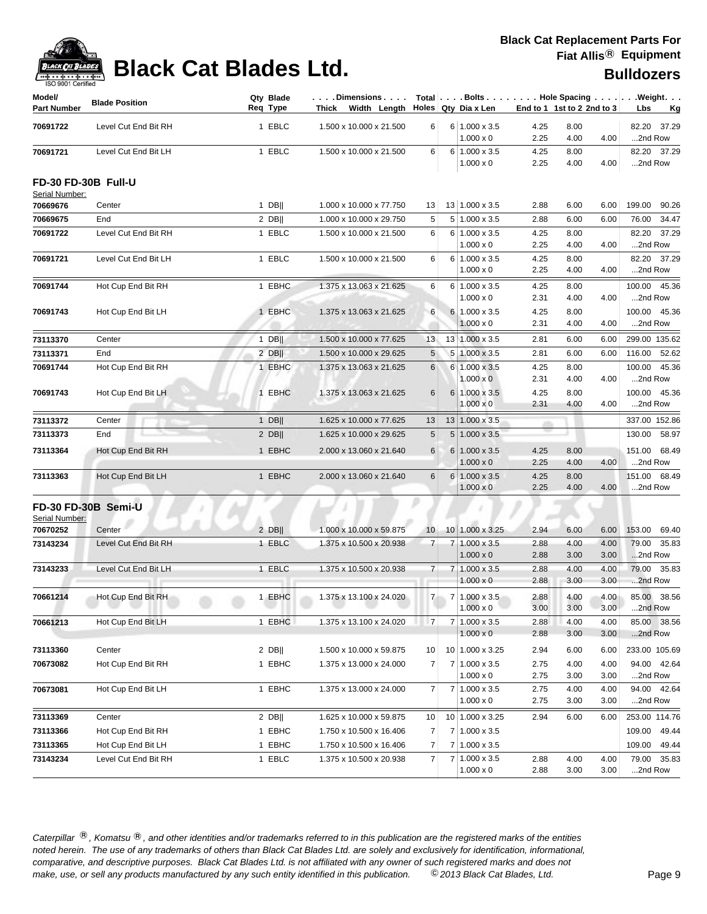# Black Cat Blades Ltd.

**Black Cat Replacement Parts For Fiat Allis® Equipment**

**Bulldozers**

| Model/ Part Number | Blade Position | Qty Req | Blade Type | Dimensions Thick Width Length | Total Holes | Bolts Qty | Dia x Len | Hole Spacing End to 1 | 1st to 2 | 2nd to 3 | Weight Lbs | Kg |
|---|---|---|---|---|---|---|---|---|---|---|---|---|
| 70691722 | Level Cut End Bit RH | 1 | EBLC | 1.500 x 10.000 x 21.500 | 6 | 6 | 1.000 x 3.5 | 4.25 | 8.00 | | 82.20 | 37.29 |
| | | | | | | | 1.000 x 0 | 2.25 | 4.00 | 4.00 | ...2nd Row | |
| 70691721 | Level Cut End Bit LH | 1 | EBLC | 1.500 x 10.000 x 21.500 | 6 | 6 | 1.000 x 3.5 | 4.25 | 8.00 | | 82.20 | 37.29 |
| | | | | | | | 1.000 x 0 | 2.25 | 4.00 | 4.00 | ...2nd Row | |

## FD-30 FD-30B Full-U

Serial Number:

| Model/ Part Number | Blade Position | Qty Req | Blade Type | Dimensions Thick Width Length | Total Holes | Bolts Qty | Dia x Len | Hole Spacing End to 1 | 1st to 2 | 2nd to 3 | Weight Lbs | Kg |
|---|---|---|---|---|---|---|---|---|---|---|---|---|
| 70669676 | Center | 1 | DB\|\| | 1.000 x 10.000 x 77.750 | 13 | 13 | 1.000 x 3.5 | 2.88 | 6.00 | 6.00 | 199.00 | 90.26 |
| 70669675 | End | 2 | DB\|\| | 1.000 x 10.000 x 29.750 | 5 | 5 | 1.000 x 3.5 | 2.88 | 6.00 | 6.00 | 76.00 | 34.47 |
| 70691722 | Level Cut End Bit RH | 1 | EBLC | 1.500 x 10.000 x 21.500 | 6 | 6 | 1.000 x 3.5 | 4.25 | 8.00 | | 82.20 | 37.29 |
| | | | | | | | 1.000 x 0 | 2.25 | 4.00 | 4.00 | ...2nd Row | |
| 70691721 | Level Cut End Bit LH | 1 | EBLC | 1.500 x 10.000 x 21.500 | 6 | 6 | 1.000 x 3.5 | 4.25 | 8.00 | | 82.20 | 37.29 |
| | | | | | | | 1.000 x 0 | 2.25 | 4.00 | 4.00 | ...2nd Row | |
| 70691744 | Hot Cup End Bit RH | 1 | EBHC | 1.375 x 13.063 x 21.625 | 6 | 6 | 1.000 x 3.5 | 4.25 | 8.00 | | 100.00 | 45.36 |
| | | | | | | | 1.000 x 0 | 2.31 | 4.00 | 4.00 | ...2nd Row | |
| 70691743 | Hot Cup End Bit LH | 1 | EBHC | 1.375 x 13.063 x 21.625 | 6 | 6 | 1.000 x 3.5 | 4.25 | 8.00 | | 100.00 | 45.36 |
| | | | | | | | 1.000 x 0 | 2.31 | 4.00 | 4.00 | ...2nd Row | |
| 73113370 | Center | 1 | DB\|\| | 1.500 x 10.000 x 77.625 | 13 | 13 | 1.000 x 3.5 | 2.81 | 6.00 | 6.00 | 299.00 | 135.62 |
| 73113371 | End | 2 | DB\|\| | 1.500 x 10.000 x 29.625 | 5 | 5 | 1.000 x 3.5 | 2.81 | 6.00 | 6.00 | 116.00 | 52.62 |
| 70691744 | Hot Cup End Bit RH | 1 | EBHC | 1.375 x 13.063 x 21.625 | 6 | 6 | 1.000 x 3.5 | 4.25 | 8.00 | | 100.00 | 45.36 |
| | | | | | | | 1.000 x 0 | 2.31 | 4.00 | 4.00 | ...2nd Row | |
| 70691743 | Hot Cup End Bit LH | 1 | EBHC | 1.375 x 13.063 x 21.625 | 6 | 6 | 1.000 x 3.5 | 4.25 | 8.00 | | 100.00 | 45.36 |
| | | | | | | | 1.000 x 0 | 2.31 | 4.00 | 4.00 | ...2nd Row | |
| 73113372 | Center | 1 | DB\|\| | 1.625 x 10.000 x 77.625 | 13 | 13 | 1.000 x 3.5 | | | | 337.00 | 152.86 |
| 73113373 | End | 2 | DB\|\| | 1.625 x 10.000 x 29.625 | 5 | 5 | 1.000 x 3.5 | | | | 130.00 | 58.97 |
| 73113364 | Hot Cup End Bit RH | 1 | EBHC | 2.000 x 13.060 x 21.640 | 6 | 6 | 1.000 x 3.5 | 4.25 | 8.00 | | 151.00 | 68.49 |
| | | | | | | | 1.000 x 0 | 2.25 | 4.00 | 4.00 | ...2nd Row | |
| 73113363 | Hot Cup End Bit LH | 1 | EBHC | 2.000 x 13.060 x 21.640 | 6 | 6 | 1.000 x 3.5 | 4.25 | 8.00 | | 151.00 | 68.49 |
| | | | | | | | 1.000 x 0 | 2.25 | 4.00 | 4.00 | ...2nd Row | |

## FD-30 FD-30B Semi-U

Serial Number:

| Model/ Part Number | Blade Position | Qty Req | Blade Type | Dimensions Thick Width Length | Total Holes | Bolts Qty | Dia x Len | Hole Spacing End to 1 | 1st to 2 | 2nd to 3 | Weight Lbs | Kg |
|---|---|---|---|---|---|---|---|---|---|---|---|---|
| 70670252 | Center | 2 | DB\|\| | 1.000 x 10.000 x 59.875 | 10 | 10 | 1.000 x 3.25 | 2.94 | 6.00 | 6.00 | 153.00 | 69.40 |
| 73143234 | Level Cut End Bit RH | 1 | EBLC | 1.375 x 10.500 x 20.938 | 7 | 7 | 1.000 x 3.5 | 2.88 | 4.00 | 4.00 | 79.00 | 35.83 |
| | | | | | | | 1.000 x 0 | 2.88 | 3.00 | 3.00 | ...2nd Row | |
| 73143233 | Level Cut End Bit LH | 1 | EBLC | 1.375 x 10.500 x 20.938 | 7 | 7 | 1.000 x 3.5 | 2.88 | 4.00 | 4.00 | 79.00 | 35.83 |
| | | | | | | | 1.000 x 0 | 2.88 | 3.00 | 3.00 | ...2nd Row | |
| 70661214 | Hot Cup End Bit RH | 1 | EBHC | 1.375 x 13.100 x 24.020 | 7 | 7 | 1.000 x 3.5 | 2.88 | 4.00 | 4.00 | 85.00 | 38.56 |
| | | | | | | | 1.000 x 0 | 3.00 | 3.00 | 3.00 | ...2nd Row | |
| 70661213 | Hot Cup End Bit LH | 1 | EBHC | 1.375 x 13.100 x 24.020 | 7 | 7 | 1.000 x 3.5 | 2.88 | 4.00 | 4.00 | 85.00 | 38.56 |
| | | | | | | | 1.000 x 0 | 2.88 | 3.00 | 3.00 | ...2nd Row | |
| 73113360 | Center | 2 | DB\|\| | 1.500 x 10.000 x 59.875 | 10 | 10 | 1.000 x 3.25 | 2.94 | 6.00 | 6.00 | 233.00 | 105.69 |
| 70673082 | Hot Cup End Bit RH | 1 | EBHC | 1.375 x 13.000 x 24.000 | 7 | 7 | 1.000 x 3.5 | 2.75 | 4.00 | 4.00 | 94.00 | 42.64 |
| | | | | | | | 1.000 x 0 | 2.75 | 3.00 | 3.00 | ...2nd Row | |
| 70673081 | Hot Cup End Bit LH | 1 | EBHC | 1.375 x 13.000 x 24.000 | 7 | 7 | 1.000 x 3.5 | 2.75 | 4.00 | 4.00 | 94.00 | 42.64 |
| | | | | | | | 1.000 x 0 | 2.75 | 3.00 | 3.00 | ...2nd Row | |
| 73113369 | Center | 2 | DB\|\| | 1.625 x 10.000 x 59.875 | 10 | 10 | 1.000 x 3.25 | 2.94 | 6.00 | 6.00 | 253.00 | 114.76 |
| 73113366 | Hot Cup End Bit RH | 1 | EBHC | 1.750 x 10.500 x 16.406 | 7 | 7 | 1.000 x 3.5 | | | | 109.00 | 49.44 |
| 73113365 | Hot Cup End Bit LH | 1 | EBHC | 1.750 x 10.500 x 16.406 | 7 | 7 | 1.000 x 3.5 | | | | 109.00 | 49.44 |
| 73143234 | Level Cut End Bit RH | 1 | EBLC | 1.375 x 10.500 x 20.938 | 7 | 7 | 1.000 x 3.5 | 2.88 | 4.00 | 4.00 | 79.00 | 35.83 |
| | | | | | | | 1.000 x 0 | 2.88 | 3.00 | 3.00 | ...2nd Row | |

*Caterpillar ®, Komatsu ®, and other identities and/or trademarks referred to in this publication are the registered marks of the entities noted herein. The use of any trademarks of others than Black Cat Blades Ltd. are solely and exclusively for identification, informational, comparative, and descriptive purposes. Black Cat Blades Ltd. is not affiliated with any owner of such registered marks and does not make, use, or sell any products manufactured by any such entity identified in this publication. © 2013 Black Cat Blades, Ltd.*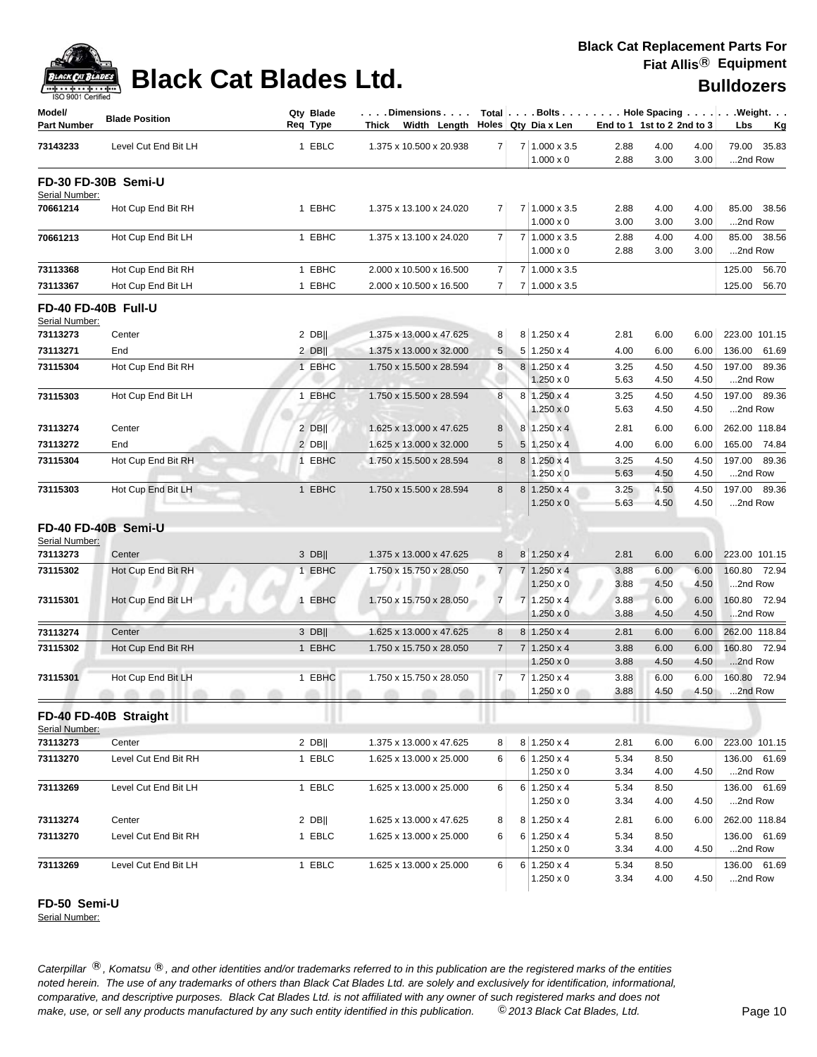# Black Cat Blades Ltd.

**Black Cat Replacement Parts For Fiat Allis® Equipment**

**Bulldozers**

| Model/ Part Number | Blade Position | Qty Req | Blade Type | Dimensions Thick x Width x Length | Total Holes | Bolts Qty | Dia x Len | End to 1 | 1st to 2 | 2nd to 3 | Weight Lbs | Kg |
|---|---|---|---|---|---|---|---|---|---|---|---|---|
| **73143233** | Level Cut End Bit LH | 1 | EBLC | 1.375 x 10.500 x 20.938 | 7 | 7 | 1.000 x 3.5 | 2.88 | 4.00 | 4.00 | 79.00 | 35.83 |
| | | | | | | | 1.000 x 0 | 2.88 | 3.00 | 3.00 | ...2nd Row | |
| **FD-30 FD-30B Semi-U** | | | | | | | | | | | | |
| Serial Number: | | | | | | | | | | | | |
| **70661214** | Hot Cup End Bit RH | 1 | EBHC | 1.375 x 13.100 x 24.020 | 7 | 7 | 1.000 x 3.5 | 2.88 | 4.00 | 4.00 | 85.00 | 38.56 |
| | | | | | | | 1.000 x 0 | 3.00 | 3.00 | 3.00 | ...2nd Row | |
| **70661213** | Hot Cup End Bit LH | 1 | EBHC | 1.375 x 13.100 x 24.020 | 7 | 7 | 1.000 x 3.5 | 2.88 | 4.00 | 4.00 | 85.00 | 38.56 |
| | | | | | | | 1.000 x 0 | 2.88 | 3.00 | 3.00 | ...2nd Row | |
| **73113368** | Hot Cup End Bit RH | 1 | EBHC | 2.000 x 10.500 x 16.500 | 7 | 7 | 1.000 x 3.5 | | | | 125.00 | 56.70 |
| **73113367** | Hot Cup End Bit LH | 1 | EBHC | 2.000 x 10.500 x 16.500 | 7 | 7 | 1.000 x 3.5 | | | | 125.00 | 56.70 |
| **FD-40 FD-40B Full-U** | | | | | | | | | | | | |
| Serial Number: | | | | | | | | | | | | |
| **73113273** | Center | 2 | DB‖ | 1.375 x 13.000 x 47.625 | 8 | 8 | 1.250 x 4 | 2.81 | 6.00 | 6.00 | 223.00 | 101.15 |
| **73113271** | End | 2 | DB‖ | 1.375 x 13.000 x 32.000 | 5 | 5 | 1.250 x 4 | 4.00 | 6.00 | 6.00 | 136.00 | 61.69 |
| **73115304** | Hot Cup End Bit RH | 1 | EBHC | 1.750 x 15.500 x 28.594 | 8 | 8 | 1.250 x 4 | 3.25 | 4.50 | 4.50 | 197.00 | 89.36 |
| | | | | | | | 1.250 x 0 | 5.63 | 4.50 | 4.50 | ...2nd Row | |
| **73115303** | Hot Cup End Bit LH | 1 | EBHC | 1.750 x 15.500 x 28.594 | 8 | 8 | 1.250 x 4 | 3.25 | 4.50 | 4.50 | 197.00 | 89.36 |
| | | | | | | | 1.250 x 0 | 5.63 | 4.50 | 4.50 | ...2nd Row | |
| **73113274** | Center | 2 | DB‖ | 1.625 x 13.000 x 47.625 | 8 | 8 | 1.250 x 4 | 2.81 | 6.00 | 6.00 | 262.00 | 118.84 |
| **73113272** | End | 2 | DB‖ | 1.625 x 13.000 x 32.000 | 5 | 5 | 1.250 x 4 | 4.00 | 6.00 | 6.00 | 165.00 | 74.84 |
| **73115304** | Hot Cup End Bit RH | 1 | EBHC | 1.750 x 15.500 x 28.594 | 8 | 8 | 1.250 x 4 | 3.25 | 4.50 | 4.50 | 197.00 | 89.36 |
| | | | | | | | 1.250 x 0 | 5.63 | 4.50 | 4.50 | ...2nd Row | |
| **73115303** | Hot Cup End Bit LH | 1 | EBHC | 1.750 x 15.500 x 28.594 | 8 | 8 | 1.250 x 4 | 3.25 | 4.50 | 4.50 | 197.00 | 89.36 |
| | | | | | | | 1.250 x 0 | 5.63 | 4.50 | 4.50 | ...2nd Row | |
| **FD-40 FD-40B Semi-U** | | | | | | | | | | | | |
| Serial Number: | | | | | | | | | | | | |
| **73113273** | Center | 3 | DB‖ | 1.375 x 13.000 x 47.625 | 8 | 8 | 1.250 x 4 | 2.81 | 6.00 | 6.00 | 223.00 | 101.15 |
| **73115302** | Hot Cup End Bit RH | 1 | EBHC | 1.750 x 15.750 x 28.050 | 7 | 7 | 1.250 x 4 | 3.88 | 6.00 | 6.00 | 160.80 | 72.94 |
| | | | | | | | 1.250 x 0 | 3.88 | 4.50 | 4.50 | ...2nd Row | |
| **73115301** | Hot Cup End Bit LH | 1 | EBHC | 1.750 x 15.750 x 28.050 | 7 | 7 | 1.250 x 4 | 3.88 | 6.00 | 6.00 | 160.80 | 72.94 |
| | | | | | | | 1.250 x 0 | 3.88 | 4.50 | 4.50 | ...2nd Row | |
| **73113274** | Center | 3 | DB‖ | 1.625 x 13.000 x 47.625 | 8 | 8 | 1.250 x 4 | 2.81 | 6.00 | 6.00 | 262.00 | 118.84 |
| **73115302** | Hot Cup End Bit RH | 1 | EBHC | 1.750 x 15.750 x 28.050 | 7 | 7 | 1.250 x 4 | 3.88 | 6.00 | 6.00 | 160.80 | 72.94 |
| | | | | | | | 1.250 x 0 | 3.88 | 4.50 | 4.50 | ...2nd Row | |
| **73115301** | Hot Cup End Bit LH | 1 | EBHC | 1.750 x 15.750 x 28.050 | 7 | 7 | 1.250 x 4 | 3.88 | 6.00 | 6.00 | 160.80 | 72.94 |
| | | | | | | | 1.250 x 0 | 3.88 | 4.50 | 4.50 | ...2nd Row | |
| **FD-40 FD-40B Straight** | | | | | | | | | | | | |
| Serial Number: | | | | | | | | | | | | |
| **73113273** | Center | 2 | DB‖ | 1.375 x 13.000 x 47.625 | 8 | 8 | 1.250 x 4 | 2.81 | 6.00 | 6.00 | 223.00 | 101.15 |
| **73113270** | Level Cut End Bit RH | 1 | EBLC | 1.625 x 13.000 x 25.000 | 6 | 6 | 1.250 x 4 | 5.34 | 8.50 | | 136.00 | 61.69 |
| | | | | | | | 1.250 x 0 | 3.34 | 4.00 | 4.50 | ...2nd Row | |
| **73113269** | Level Cut End Bit LH | 1 | EBLC | 1.625 x 13.000 x 25.000 | 6 | 6 | 1.250 x 4 | 5.34 | 8.50 | | 136.00 | 61.69 |
| | | | | | | | 1.250 x 0 | 3.34 | 4.00 | 4.50 | ...2nd Row | |
| **73113274** | Center | 2 | DB‖ | 1.625 x 13.000 x 47.625 | 8 | 8 | 1.250 x 4 | 2.81 | 6.00 | 6.00 | 262.00 | 118.84 |
| **73113270** | Level Cut End Bit RH | 1 | EBLC | 1.625 x 13.000 x 25.000 | 6 | 6 | 1.250 x 4 | 5.34 | 8.50 | | 136.00 | 61.69 |
| | | | | | | | 1.250 x 0 | 3.34 | 4.00 | 4.50 | ...2nd Row | |
| **73113269** | Level Cut End Bit LH | 1 | EBLC | 1.625 x 13.000 x 25.000 | 6 | 6 | 1.250 x 4 | 5.34 | 8.50 | | 136.00 | 61.69 |
| | | | | | | | 1.250 x 0 | 3.34 | 4.00 | 4.50 | ...2nd Row | |

**FD-50 Semi-U**

Serial Number:

*Caterpillar ®, Komatsu ®, and other identities and/or trademarks referred to in this publication are the registered marks of the entities noted herein. The use of any trademarks of others than Black Cat Blades Ltd. are solely and exclusively for identification, informational, comparative, and descriptive purposes. Black Cat Blades Ltd. is not affiliated with any owner of such registered marks and does not make, use, or sell any products manufactured by any such entity identified in this publication. © 2013 Black Cat Blades, Ltd.*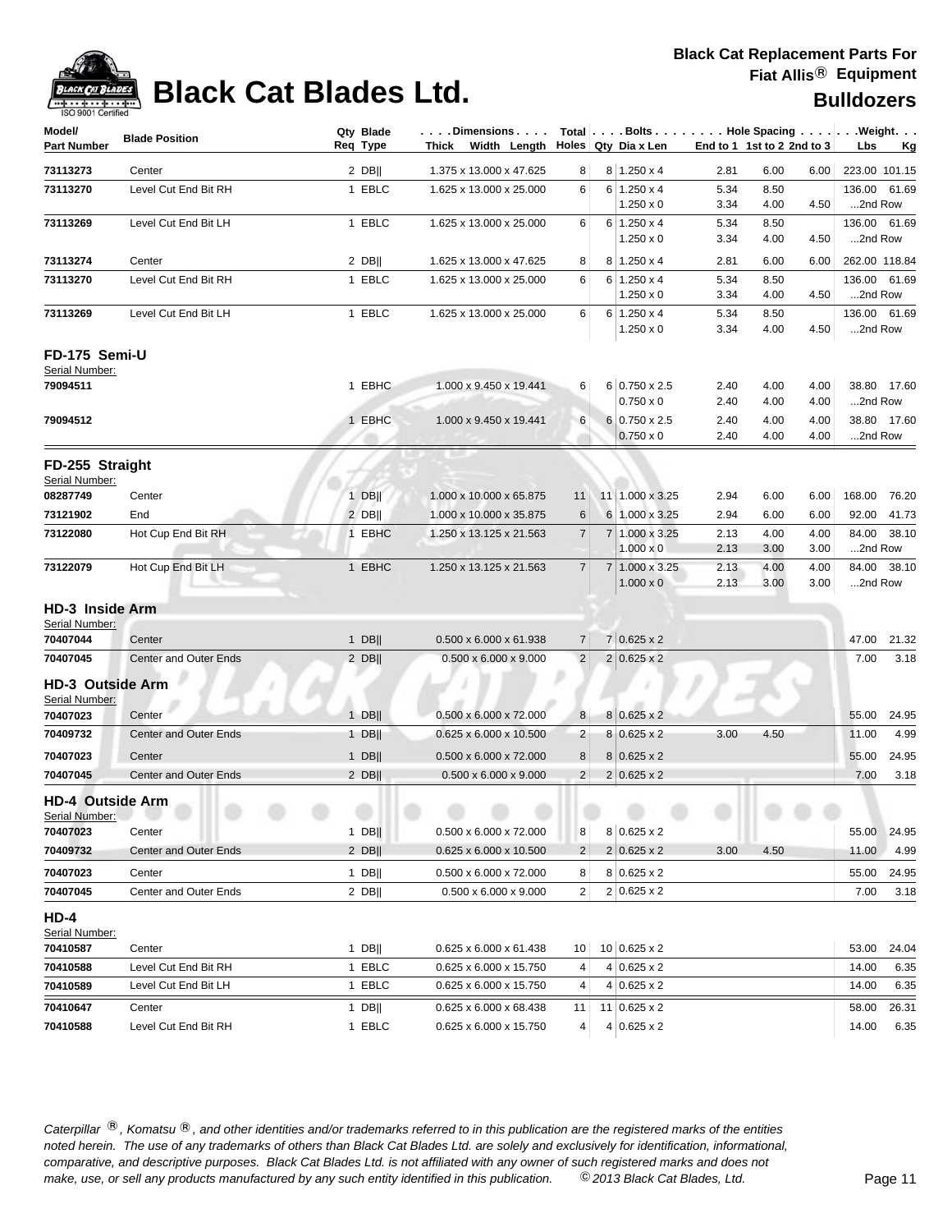# Black Cat Blades Ltd.

**Black Cat Replacement Parts For Fiat Allis® Equipment**

**Bulldozers**

| Model/ Part Number | Blade Position | Qty Req | Blade Type | Dimensions Thick x Width x Length | Total Holes | Bolts Qty | Bolts Dia x Len | Hole Spacing End to 1 | Hole Spacing 1st to 2 | Hole Spacing 2nd to 3 | Weight Lbs | Weight Kg |
|---|---|---|---|---|---|---|---|---|---|---|---|---|
| 73113273 | Center | 2 | DB\|\| | 1.375 x 13.000 x 47.625 | 8 | 8 | 1.250 x 4 | 2.81 | 6.00 | 6.00 | 223.00 | 101.15 |
| 73113270 | Level Cut End Bit RH | 1 | EBLC | 1.625 x 13.000 x 25.000 | 6 | 6 | 1.250 x 4 | 5.34 | 8.50 | | 136.00 | 61.69 |
| | | | | | | | 1.250 x 0 | 3.34 | 4.00 | 4.50 | ...2nd Row | |
| 73113269 | Level Cut End Bit LH | 1 | EBLC | 1.625 x 13.000 x 25.000 | 6 | 6 | 1.250 x 4 | 5.34 | 8.50 | | 136.00 | 61.69 |
| | | | | | | | 1.250 x 0 | 3.34 | 4.00 | 4.50 | ...2nd Row | |
| 73113274 | Center | 2 | DB\|\| | 1.625 x 13.000 x 47.625 | 8 | 8 | 1.250 x 4 | 2.81 | 6.00 | 6.00 | 262.00 | 118.84 |
| 73113270 | Level Cut End Bit RH | 1 | EBLC | 1.625 x 13.000 x 25.000 | 6 | 6 | 1.250 x 4 | 5.34 | 8.50 | | 136.00 | 61.69 |
| | | | | | | | 1.250 x 0 | 3.34 | 4.00 | 4.50 | ...2nd Row | |
| 73113269 | Level Cut End Bit LH | 1 | EBLC | 1.625 x 13.000 x 25.000 | 6 | 6 | 1.250 x 4 | 5.34 | 8.50 | | 136.00 | 61.69 |
| | | | | | | | 1.250 x 0 | 3.34 | 4.00 | 4.50 | ...2nd Row | |

**FD-175 Semi-U**
Serial Number:

| Model/ Part Number | Blade Position | Qty Req | Blade Type | Dimensions Thick x Width x Length | Total Holes | Bolts Qty | Bolts Dia x Len | Hole Spacing End to 1 | Hole Spacing 1st to 2 | Hole Spacing 2nd to 3 | Weight Lbs | Weight Kg |
|---|---|---|---|---|---|---|---|---|---|---|---|---|
| 79094511 | | 1 | EBHC | 1.000 x 9.450 x 19.441 | 6 | 6 | 0.750 x 2.5 | 2.40 | 4.00 | 4.00 | 38.80 | 17.60 |
| | | | | | | | 0.750 x 0 | 2.40 | 4.00 | 4.00 | ...2nd Row | |
| 79094512 | | 1 | EBHC | 1.000 x 9.450 x 19.441 | 6 | 6 | 0.750 x 2.5 | 2.40 | 4.00 | 4.00 | 38.80 | 17.60 |
| | | | | | | | 0.750 x 0 | 2.40 | 4.00 | 4.00 | ...2nd Row | |

**FD-255 Straight**
Serial Number:

| Model/ Part Number | Blade Position | Qty Req | Blade Type | Dimensions Thick x Width x Length | Total Holes | Bolts Qty | Bolts Dia x Len | Hole Spacing End to 1 | Hole Spacing 1st to 2 | Hole Spacing 2nd to 3 | Weight Lbs | Weight Kg |
|---|---|---|---|---|---|---|---|---|---|---|---|---|
| 08287749 | Center | 1 | DB\|\| | 1.000 x 10.000 x 65.875 | 11 | 11 | 1.000 x 3.25 | 2.94 | 6.00 | 6.00 | 168.00 | 76.20 |
| 73121902 | End | 2 | DB\|\| | 1.000 x 10.000 x 35.875 | 6 | 6 | 1.000 x 3.25 | 2.94 | 6.00 | 6.00 | 92.00 | 41.73 |
| 73122080 | Hot Cup End Bit RH | 1 | EBHC | 1.250 x 13.125 x 21.563 | 7 | 7 | 1.000 x 3.25 | 2.13 | 4.00 | 4.00 | 84.00 | 38.10 |
| | | | | | | | 1.000 x 0 | 2.13 | 3.00 | 3.00 | ...2nd Row | |
| 73122079 | Hot Cup End Bit LH | 1 | EBHC | 1.250 x 13.125 x 21.563 | 7 | 7 | 1.000 x 3.25 | 2.13 | 4.00 | 4.00 | 84.00 | 38.10 |
| | | | | | | | 1.000 x 0 | 2.13 | 3.00 | 3.00 | ...2nd Row | |

**HD-3 Inside Arm**
Serial Number:

| Model/ Part Number | Blade Position | Qty Req | Blade Type | Dimensions Thick x Width x Length | Total Holes | Bolts Qty | Bolts Dia x Len | Hole Spacing End to 1 | Hole Spacing 1st to 2 | Hole Spacing 2nd to 3 | Weight Lbs | Weight Kg |
|---|---|---|---|---|---|---|---|---|---|---|---|---|
| 70407044 | Center | 1 | DB\|\| | 0.500 x 6.000 x 61.938 | 7 | 7 | 0.625 x 2 | | | | 47.00 | 21.32 |
| 70407045 | Center and Outer Ends | 2 | DB\|\| | 0.500 x 6.000 x 9.000 | 2 | 2 | 0.625 x 2 | | | | 7.00 | 3.18 |

**HD-3 Outside Arm**
Serial Number:

| Model/ Part Number | Blade Position | Qty Req | Blade Type | Dimensions Thick x Width x Length | Total Holes | Bolts Qty | Bolts Dia x Len | Hole Spacing End to 1 | Hole Spacing 1st to 2 | Hole Spacing 2nd to 3 | Weight Lbs | Weight Kg |
|---|---|---|---|---|---|---|---|---|---|---|---|---|
| 70407023 | Center | 1 | DB\|\| | 0.500 x 6.000 x 72.000 | 8 | 8 | 0.625 x 2 | | | | 55.00 | 24.95 |
| 70409732 | Center and Outer Ends | 1 | DB\|\| | 0.625 x 6.000 x 10.500 | 2 | 8 | 0.625 x 2 | 3.00 | 4.50 | | 11.00 | 4.99 |
| 70407023 | Center | 1 | DB\|\| | 0.500 x 6.000 x 72.000 | 8 | 8 | 0.625 x 2 | | | | 55.00 | 24.95 |
| 70407045 | Center and Outer Ends | 2 | DB\|\| | 0.500 x 6.000 x 9.000 | 2 | 2 | 0.625 x 2 | | | | 7.00 | 3.18 |

**HD-4 Outside Arm**
Serial Number:

| Model/ Part Number | Blade Position | Qty Req | Blade Type | Dimensions Thick x Width x Length | Total Holes | Bolts Qty | Bolts Dia x Len | Hole Spacing End to 1 | Hole Spacing 1st to 2 | Hole Spacing 2nd to 3 | Weight Lbs | Weight Kg |
|---|---|---|---|---|---|---|---|---|---|---|---|---|
| 70407023 | Center | 1 | DB\|\| | 0.500 x 6.000 x 72.000 | 8 | 8 | 0.625 x 2 | | | | 55.00 | 24.95 |
| 70409732 | Center and Outer Ends | 2 | DB\|\| | 0.625 x 6.000 x 10.500 | 2 | 2 | 0.625 x 2 | 3.00 | 4.50 | | 11.00 | 4.99 |
| 70407023 | Center | 1 | DB\|\| | 0.500 x 6.000 x 72.000 | 8 | 8 | 0.625 x 2 | | | | 55.00 | 24.95 |
| 70407045 | Center and Outer Ends | 2 | DB\|\| | 0.500 x 6.000 x 9.000 | 2 | 2 | 0.625 x 2 | | | | 7.00 | 3.18 |

**HD-4**
Serial Number:

| Model/ Part Number | Blade Position | Qty Req | Blade Type | Dimensions Thick x Width x Length | Total Holes | Bolts Qty | Bolts Dia x Len | Hole Spacing End to 1 | Hole Spacing 1st to 2 | Hole Spacing 2nd to 3 | Weight Lbs | Weight Kg |
|---|---|---|---|---|---|---|---|---|---|---|---|---|
| 70410587 | Center | 1 | DB\|\| | 0.625 x 6.000 x 61.438 | 10 | 10 | 0.625 x 2 | | | | 53.00 | 24.04 |
| 70410588 | Level Cut End Bit RH | 1 | EBLC | 0.625 x 6.000 x 15.750 | 4 | 4 | 0.625 x 2 | | | | 14.00 | 6.35 |
| 70410589 | Level Cut End Bit LH | 1 | EBLC | 0.625 x 6.000 x 15.750 | 4 | 4 | 0.625 x 2 | | | | 14.00 | 6.35 |
| 70410647 | Center | 1 | DB\|\| | 0.625 x 6.000 x 68.438 | 11 | 11 | 0.625 x 2 | | | | 58.00 | 26.31 |
| 70410588 | Level Cut End Bit RH | 1 | EBLC | 0.625 x 6.000 x 15.750 | 4 | 4 | 0.625 x 2 | | | | 14.00 | 6.35 |

*Caterpillar ®, Komatsu ®, and other identities and/or trademarks referred to in this publication are the registered marks of the entities noted herein. The use of any trademarks of others than Black Cat Blades Ltd. are solely and exclusively for identification, informational, comparative, and descriptive purposes. Black Cat Blades Ltd. is not affiliated with any owner of such registered marks and does not make, use, or sell any products manufactured by any such entity identified in this publication. © 2013 Black Cat Blades, Ltd.*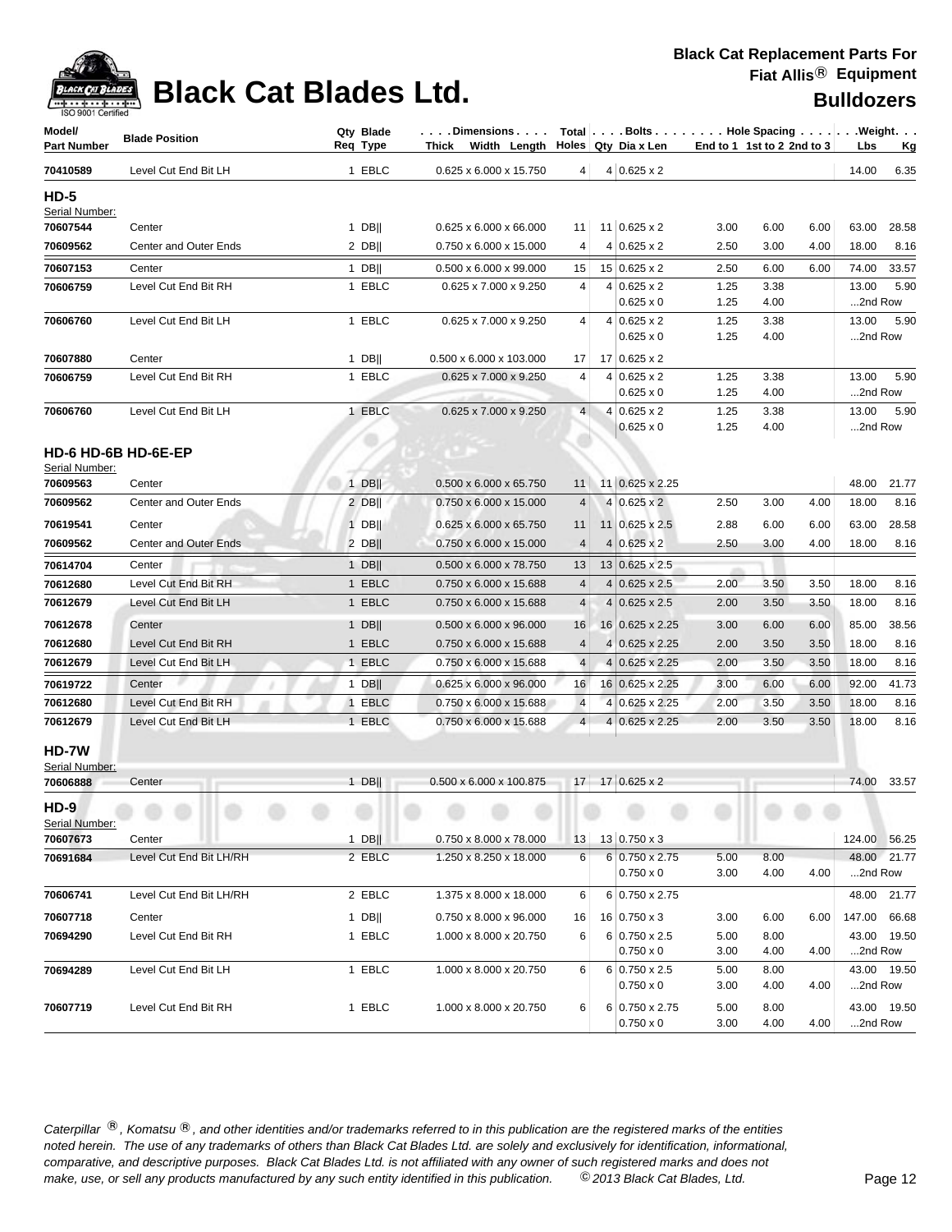# Black Cat Blades Ltd.

**Black Cat Replacement Parts For Fiat Allis® Equipment**

## Bulldozers

| Model/ Part Number | Blade Position | Qty Req | Blade Type | Dimensions Thick x Width x Length | Total Holes | Bolts Qty | Bolts Dia x Len | Hole Spacing End to 1 | 1st to 2 | 2nd to 3 | Weight Lbs | Weight Kg |
|---|---|---|---|---|---|---|---|---|---|---|---|---|
| 70410589 | Level Cut End Bit LH | 1 | EBLC | 0.625 x 6.000 x 15.750 | 4 | 4 | 0.625 x 2 | | | | 14.00 | 6.35 |
| **HD-5** | | | | | | | | | | | | |
| Serial Number: | | | | | | | | | | | | |
| 70607544 | Center | 1 | DB‖ | 0.625 x 6.000 x 66.000 | 11 | 11 | 0.625 x 2 | 3.00 | 6.00 | 6.00 | 63.00 | 28.58 |
| 70609562 | Center and Outer Ends | 2 | DB‖ | 0.750 x 6.000 x 15.000 | 4 | 4 | 0.625 x 2 | 2.50 | 3.00 | 4.00 | 18.00 | 8.16 |
| 70607153 | Center | 1 | DB‖ | 0.500 x 6.000 x 99.000 | 15 | 15 | 0.625 x 2 | 2.50 | 6.00 | 6.00 | 74.00 | 33.57 |
| 70606759 | Level Cut End Bit RH | 1 | EBLC | 0.625 x 7.000 x 9.250 | 4 | 4 | 0.625 x 2 | 1.25 | 3.38 | | 13.00 | 5.90 |
| | | | | | | | 0.625 x 0 | 1.25 | 4.00 | | ...2nd Row | |
| 70606760 | Level Cut End Bit LH | 1 | EBLC | 0.625 x 7.000 x 9.250 | 4 | 4 | 0.625 x 2 | 1.25 | 3.38 | | 13.00 | 5.90 |
| | | | | | | | 0.625 x 0 | 1.25 | 4.00 | | ...2nd Row | |
| 70607880 | Center | 1 | DB‖ | 0.500 x 6.000 x 103.000 | 17 | 17 | 0.625 x 2 | | | | | |
| 70606759 | Level Cut End Bit RH | 1 | EBLC | 0.625 x 7.000 x 9.250 | 4 | 4 | 0.625 x 2 | 1.25 | 3.38 | | 13.00 | 5.90 |
| | | | | | | | 0.625 x 0 | 1.25 | 4.00 | | ...2nd Row | |
| 70606760 | Level Cut End Bit LH | 1 | EBLC | 0.625 x 7.000 x 9.250 | 4 | 4 | 0.625 x 2 | 1.25 | 3.38 | | 13.00 | 5.90 |
| | | | | | | | 0.625 x 0 | 1.25 | 4.00 | | ...2nd Row | |
| **HD-6 HD-6B HD-6E-EP** | | | | | | | | | | | | |
| Serial Number: | | | | | | | | | | | | |
| 70609563 | Center | 1 | DB‖ | 0.500 x 6.000 x 65.750 | 11 | 11 | 0.625 x 2.25 | | | | 48.00 | 21.77 |
| 70609562 | Center and Outer Ends | 2 | DB‖ | 0.750 x 6.000 x 15.000 | 4 | 4 | 0.625 x 2 | 2.50 | 3.00 | 4.00 | 18.00 | 8.16 |
| 70619541 | Center | 1 | DB‖ | 0.625 x 6.000 x 65.750 | 11 | 11 | 0.625 x 2.5 | 2.88 | 6.00 | 6.00 | 63.00 | 28.58 |
| 70609562 | Center and Outer Ends | 2 | DB‖ | 0.750 x 6.000 x 15.000 | 4 | 4 | 0.625 x 2 | 2.50 | 3.00 | 4.00 | 18.00 | 8.16 |
| 70614704 | Center | 1 | DB‖ | 0.500 x 6.000 x 78.750 | 13 | 13 | 0.625 x 2.5 | | | | | |
| 70612680 | Level Cut End Bit RH | 1 | EBLC | 0.750 x 6.000 x 15.688 | 4 | 4 | 0.625 x 2.5 | 2.00 | 3.50 | 3.50 | 18.00 | 8.16 |
| 70612679 | Level Cut End Bit LH | 1 | EBLC | 0.750 x 6.000 x 15.688 | 4 | 4 | 0.625 x 2.5 | 2.00 | 3.50 | 3.50 | 18.00 | 8.16 |
| 70612678 | Center | 1 | DB‖ | 0.500 x 6.000 x 96.000 | 16 | 16 | 0.625 x 2.25 | 3.00 | 6.00 | 6.00 | 85.00 | 38.56 |
| 70612680 | Level Cut End Bit RH | 1 | EBLC | 0.750 x 6.000 x 15.688 | 4 | 4 | 0.625 x 2.25 | 2.00 | 3.50 | 3.50 | 18.00 | 8.16 |
| 70612679 | Level Cut End Bit LH | 1 | EBLC | 0.750 x 6.000 x 15.688 | 4 | 4 | 0.625 x 2.25 | 2.00 | 3.50 | 3.50 | 18.00 | 8.16 |
| 70619722 | Center | 1 | DB‖ | 0.625 x 6.000 x 96.000 | 16 | 16 | 0.625 x 2.25 | 3.00 | 6.00 | 6.00 | 92.00 | 41.73 |
| 70612680 | Level Cut End Bit RH | 1 | EBLC | 0.750 x 6.000 x 15.688 | 4 | 4 | 0.625 x 2.25 | 2.00 | 3.50 | 3.50 | 18.00 | 8.16 |
| 70612679 | Level Cut End Bit LH | 1 | EBLC | 0.750 x 6.000 x 15.688 | 4 | 4 | 0.625 x 2.25 | 2.00 | 3.50 | 3.50 | 18.00 | 8.16 |
| **HD-7W** | | | | | | | | | | | | |
| Serial Number: | | | | | | | | | | | | |
| 70606888 | Center | 1 | DB‖ | 0.500 x 6.000 x 100.875 | 17 | 17 | 0.625 x 2 | | | | 74.00 | 33.57 |
| **HD-9** | | | | | | | | | | | | |
| Serial Number: | | | | | | | | | | | | |
| 70607673 | Center | 1 | DB‖ | 0.750 x 8.000 x 78.000 | 13 | 13 | 0.750 x 3 | | | | 124.00 | 56.25 |
| 70691684 | Level Cut End Bit LH/RH | 2 | EBLC | 1.250 x 8.250 x 18.000 | 6 | 6 | 0.750 x 2.75 | 5.00 | 8.00 | | 48.00 | 21.77 |
| | | | | | | | 0.750 x 0 | 3.00 | 4.00 | 4.00 | ...2nd Row | |
| 70606741 | Level Cut End Bit LH/RH | 2 | EBLC | 1.375 x 8.000 x 18.000 | 6 | 6 | 0.750 x 2.75 | | | | 48.00 | 21.77 |
| 70607718 | Center | 1 | DB‖ | 0.750 x 8.000 x 96.000 | 16 | 16 | 0.750 x 3 | 3.00 | 6.00 | 6.00 | 147.00 | 66.68 |
| 70694290 | Level Cut End Bit RH | 1 | EBLC | 1.000 x 8.000 x 20.750 | 6 | 6 | 0.750 x 2.5 | 5.00 | 8.00 | | 43.00 | 19.50 |
| | | | | | | | 0.750 x 0 | 3.00 | 4.00 | 4.00 | ...2nd Row | |
| 70694289 | Level Cut End Bit LH | 1 | EBLC | 1.000 x 8.000 x 20.750 | 6 | 6 | 0.750 x 2.5 | 5.00 | 8.00 | | 43.00 | 19.50 |
| | | | | | | | 0.750 x 0 | 3.00 | 4.00 | 4.00 | ...2nd Row | |
| 70607719 | Level Cut End Bit RH | 1 | EBLC | 1.000 x 8.000 x 20.750 | 6 | 6 | 0.750 x 2.75 | 5.00 | 8.00 | | 43.00 | 19.50 |
| | | | | | | | 0.750 x 0 | 3.00 | 4.00 | 4.00 | ...2nd Row | |

*Caterpillar ®, Komatsu ®, and other identities and/or trademarks referred to in this publication are the registered marks of the entities noted herein. The use of any trademarks of others than Black Cat Blades Ltd. are solely and exclusively for identification, informational, comparative, and descriptive purposes. Black Cat Blades Ltd. is not affiliated with any owner of such registered marks and does not make, use, or sell any products manufactured by any such entity identified in this publication. © 2013 Black Cat Blades, Ltd.*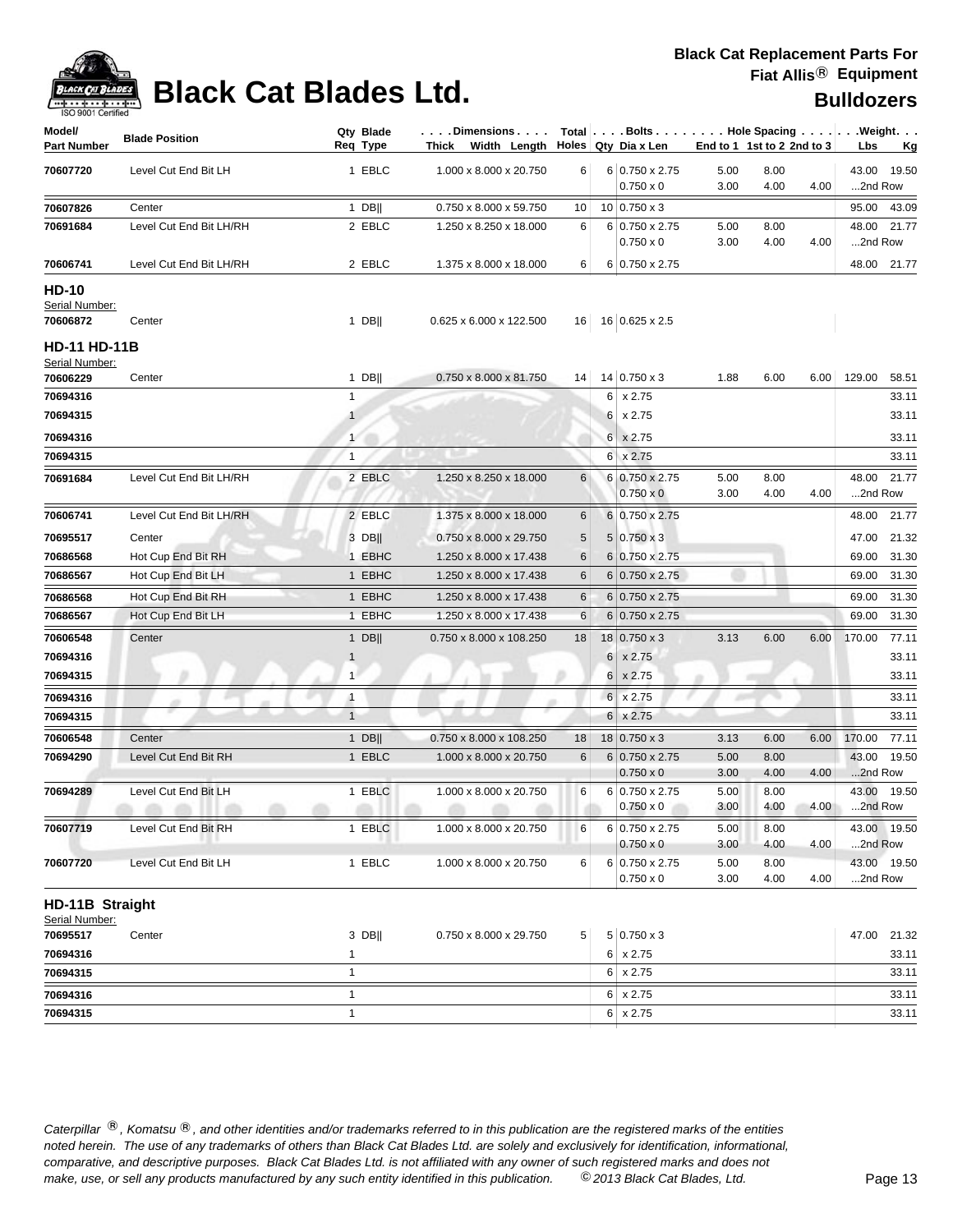# Black Cat Blades Ltd.

**Black Cat Replacement Parts For Fiat Allis® Equipment**

**Bulldozers**

| Model/ Part Number | Blade Position | Qty Req | Blade Type | Dimensions Thick x Width x Length | Total Holes | Bolts Qty | Dia x Len | Hole Spacing End to 1 | 1st to 2 | 2nd to 3 | Weight Lbs | Kg |
|---|---|---|---|---|---|---|---|---|---|---|---|---|
| 70607720 | Level Cut End Bit LH | 1 | EBLC | 1.000 x 8.000 x 20.750 | 6 | 6 | 0.750 x 2.75 | 5.00 | 8.00 | | 43.00 | 19.50 |
| | | | | | | | 0.750 x 0 | 3.00 | 4.00 | 4.00 | ...2nd Row | |
| 70607826 | Center | 1 | DB‖ | 0.750 x 8.000 x 59.750 | 10 | 10 | 0.750 x 3 | | | | 95.00 | 43.09 |
| 70691684 | Level Cut End Bit LH/RH | 2 | EBLC | 1.250 x 8.250 x 18.000 | 6 | 6 | 0.750 x 2.75 | 5.00 | 8.00 | | 48.00 | 21.77 |
| | | | | | | | 0.750 x 0 | 3.00 | 4.00 | 4.00 | ...2nd Row | |
| 70606741 | Level Cut End Bit LH/RH | 2 | EBLC | 1.375 x 8.000 x 18.000 | 6 | 6 | 0.750 x 2.75 | | | | 48.00 | 21.77 |

## HD-10

Serial Number:

| Model/ Part Number | Blade Position | Qty Req | Blade Type | Dimensions Thick x Width x Length | Total Holes | Bolts Qty | Dia x Len | Hole Spacing End to 1 | 1st to 2 | 2nd to 3 | Weight Lbs | Kg |
|---|---|---|---|---|---|---|---|---|---|---|---|---|
| 70606872 | Center | 1 | DB‖ | 0.625 x 6.000 x 122.500 | 16 | 16 | 0.625 x 2.5 | | | | | |

## HD-11 HD-11B

Serial Number:

| Model/ Part Number | Blade Position | Qty Req | Blade Type | Dimensions Thick x Width x Length | Total Holes | Bolts Qty | Dia x Len | Hole Spacing End to 1 | 1st to 2 | 2nd to 3 | Weight Lbs | Kg |
|---|---|---|---|---|---|---|---|---|---|---|---|---|
| 70606229 | Center | 1 | DB‖ | 0.750 x 8.000 x 81.750 | 14 | 14 | 0.750 x 3 | 1.88 | 6.00 | 6.00 | 129.00 | 58.51 |
| 70694316 | | 1 | | | | 6 | x 2.75 | | | | | 33.11 |
| 70694315 | | 1 | | | | 6 | x 2.75 | | | | | 33.11 |
| 70694316 | | 1 | | | | 6 | x 2.75 | | | | | 33.11 |
| 70694315 | | 1 | | | | 6 | x 2.75 | | | | | 33.11 |
| 70691684 | Level Cut End Bit LH/RH | 2 | EBLC | 1.250 x 8.250 x 18.000 | 6 | 6 | 0.750 x 2.75 | 5.00 | 8.00 | | 48.00 | 21.77 |
| | | | | | | | 0.750 x 0 | 3.00 | 4.00 | 4.00 | ...2nd Row | |
| 70606741 | Level Cut End Bit LH/RH | 2 | EBLC | 1.375 x 8.000 x 18.000 | 6 | 6 | 0.750 x 2.75 | | | | 48.00 | 21.77 |
| 70695517 | Center | 3 | DB‖ | 0.750 x 8.000 x 29.750 | 5 | 5 | 0.750 x 3 | | | | 47.00 | 21.32 |
| 70686568 | Hot Cup End Bit RH | 1 | EBHC | 1.250 x 8.000 x 17.438 | 6 | 6 | 0.750 x 2.75 | | | | 69.00 | 31.30 |
| 70686567 | Hot Cup End Bit LH | 1 | EBHC | 1.250 x 8.000 x 17.438 | 6 | 6 | 0.750 x 2.75 | | | | 69.00 | 31.30 |
| 70686568 | Hot Cup End Bit RH | 1 | EBHC | 1.250 x 8.000 x 17.438 | 6 | 6 | 0.750 x 2.75 | | | | 69.00 | 31.30 |
| 70686567 | Hot Cup End Bit LH | 1 | EBHC | 1.250 x 8.000 x 17.438 | 6 | 6 | 0.750 x 2.75 | | | | 69.00 | 31.30 |
| 70606548 | Center | 1 | DB‖ | 0.750 x 8.000 x 108.250 | 18 | 18 | 0.750 x 3 | 3.13 | 6.00 | 6.00 | 170.00 | 77.11 |
| 70694316 | | 1 | | | | 6 | x 2.75 | | | | | 33.11 |
| 70694315 | | 1 | | | | 6 | x 2.75 | | | | | 33.11 |
| 70694316 | | 1 | | | | 6 | x 2.75 | | | | | 33.11 |
| 70694315 | | 1 | | | | 6 | x 2.75 | | | | | 33.11 |
| 70606548 | Center | 1 | DB‖ | 0.750 x 8.000 x 108.250 | 18 | 18 | 0.750 x 3 | 3.13 | 6.00 | 6.00 | 170.00 | 77.11 |
| 70694290 | Level Cut End Bit RH | 1 | EBLC | 1.000 x 8.000 x 20.750 | 6 | 6 | 0.750 x 2.75 | 5.00 | 8.00 | | 43.00 | 19.50 |
| | | | | | | | 0.750 x 0 | 3.00 | 4.00 | 4.00 | ...2nd Row | |
| 70694289 | Level Cut End Bit LH | 1 | EBLC | 1.000 x 8.000 x 20.750 | 6 | 6 | 0.750 x 2.75 | 5.00 | 8.00 | | 43.00 | 19.50 |
| | | | | | | | 0.750 x 0 | 3.00 | 4.00 | 4.00 | ...2nd Row | |
| 70607719 | Level Cut End Bit RH | 1 | EBLC | 1.000 x 8.000 x 20.750 | 6 | 6 | 0.750 x 2.75 | 5.00 | 8.00 | | 43.00 | 19.50 |
| | | | | | | | 0.750 x 0 | 3.00 | 4.00 | 4.00 | ...2nd Row | |
| 70607720 | Level Cut End Bit LH | 1 | EBLC | 1.000 x 8.000 x 20.750 | 6 | 6 | 0.750 x 2.75 | 5.00 | 8.00 | | 43.00 | 19.50 |
| | | | | | | | 0.750 x 0 | 3.00 | 4.00 | 4.00 | ...2nd Row | |

## HD-11B Straight

Serial Number:

| Model/ Part Number | Blade Position | Qty Req | Blade Type | Dimensions Thick x Width x Length | Total Holes | Bolts Qty | Dia x Len | Hole Spacing End to 1 | 1st to 2 | 2nd to 3 | Weight Lbs | Kg |
|---|---|---|---|---|---|---|---|---|---|---|---|---|
| 70695517 | Center | 3 | DB‖ | 0.750 x 8.000 x 29.750 | 5 | 5 | 0.750 x 3 | | | | 47.00 | 21.32 |
| 70694316 | | 1 | | | | 6 | x 2.75 | | | | | 33.11 |
| 70694315 | | 1 | | | | 6 | x 2.75 | | | | | 33.11 |
| 70694316 | | 1 | | | | 6 | x 2.75 | | | | | 33.11 |
| 70694315 | | 1 | | | | 6 | x 2.75 | | | | | 33.11 |

*Caterpillar ®, Komatsu ®, and other identities and/or trademarks referred to in this publication are the registered marks of the entities noted herein. The use of any trademarks of others than Black Cat Blades Ltd. are solely and exclusively for identification, informational, comparative, and descriptive purposes. Black Cat Blades Ltd. is not affiliated with any owner of such registered marks and does not make, use, or sell any products manufactured by any such entity identified in this publication. © 2013 Black Cat Blades, Ltd.*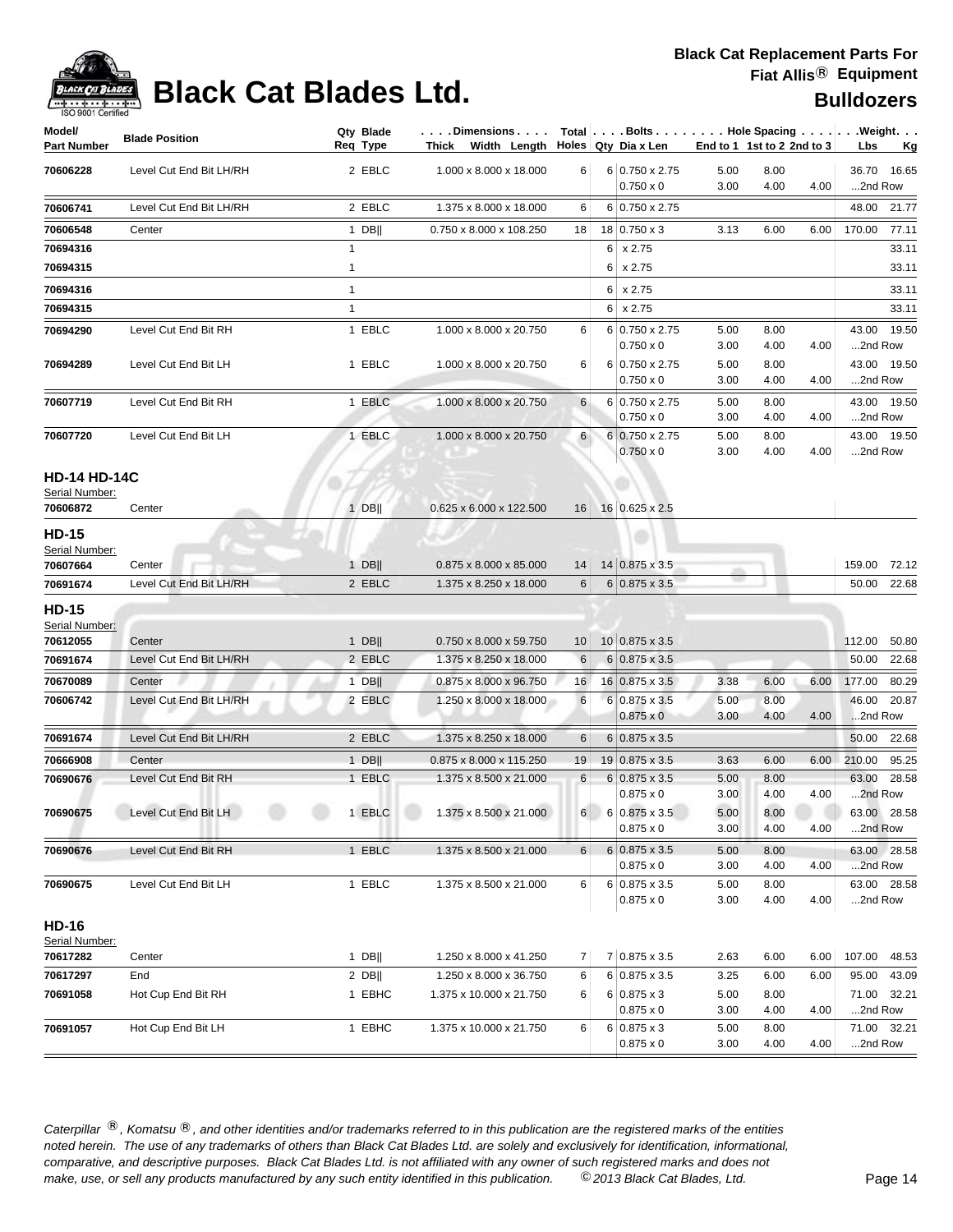# Black Cat Blades Ltd.

**Black Cat Replacement Parts For Fiat Allis® Equipment**

**Bulldozers**

| Model/ Part Number | Blade Position | Qty Req | Blade Type | Dimensions Thick x Width x Length | Total Holes | Bolts Qty | Bolts Dia x Len | Hole Spacing End to 1 | 1st to 2 | 2nd to 3 | Weight Lbs | Kg |
|---|---|---|---|---|---|---|---|---|---|---|---|---|
| 70606228 | Level Cut End Bit LH/RH | 2 | EBLC | 1.000 x 8.000 x 18.000 | 6 | 6 | 0.750 x 2.75 | 5.00 | 8.00 | | 36.70 | 16.65 |
| | | | | | | | 0.750 x 0 | 3.00 | 4.00 | 4.00 | ...2nd Row | |
| 70606741 | Level Cut End Bit LH/RH | 2 | EBLC | 1.375 x 8.000 x 18.000 | 6 | 6 | 0.750 x 2.75 | | | | 48.00 | 21.77 |
| 70606548 | Center | 1 | DB\|\| | 0.750 x 8.000 x 108.250 | 18 | 18 | 0.750 x 3 | 3.13 | 6.00 | 6.00 | 170.00 | 77.11 |
| 70694316 | | 1 | | | | 6 | x 2.75 | | | | | 33.11 |
| 70694315 | | 1 | | | | 6 | x 2.75 | | | | | 33.11 |
| 70694316 | | 1 | | | | 6 | x 2.75 | | | | | 33.11 |
| 70694315 | | 1 | | | | 6 | x 2.75 | | | | | 33.11 |
| 70694290 | Level Cut End Bit RH | 1 | EBLC | 1.000 x 8.000 x 20.750 | 6 | 6 | 0.750 x 2.75 | 5.00 | 8.00 | | 43.00 | 19.50 |
| | | | | | | | 0.750 x 0 | 3.00 | 4.00 | 4.00 | ...2nd Row | |
| 70694289 | Level Cut End Bit LH | 1 | EBLC | 1.000 x 8.000 x 20.750 | 6 | 6 | 0.750 x 2.75 | 5.00 | 8.00 | | 43.00 | 19.50 |
| | | | | | | | 0.750 x 0 | 3.00 | 4.00 | 4.00 | ...2nd Row | |
| 70607719 | Level Cut End Bit RH | 1 | EBLC | 1.000 x 8.000 x 20.750 | 6 | 6 | 0.750 x 2.75 | 5.00 | 8.00 | | 43.00 | 19.50 |
| | | | | | | | 0.750 x 0 | 3.00 | 4.00 | 4.00 | ...2nd Row | |
| 70607720 | Level Cut End Bit LH | 1 | EBLC | 1.000 x 8.000 x 20.750 | 6 | 6 | 0.750 x 2.75 | 5.00 | 8.00 | | 43.00 | 19.50 |
| | | | | | | | 0.750 x 0 | 3.00 | 4.00 | 4.00 | ...2nd Row | |
| **HD-14 HD-14C** | | | | | | | | | | | | |
| Serial Number: | | | | | | | | | | | | |
| 70606872 | Center | 1 | DB\|\| | 0.625 x 6.000 x 122.500 | 16 | 16 | 0.625 x 2.5 | | | | | |
| **HD-15** | | | | | | | | | | | | |
| Serial Number: | | | | | | | | | | | | |
| 70607664 | Center | 1 | DB\|\| | 0.875 x 8.000 x 85.000 | 14 | 14 | 0.875 x 3.5 | | | | 159.00 | 72.12 |
| 70691674 | Level Cut End Bit LH/RH | 2 | EBLC | 1.375 x 8.250 x 18.000 | 6 | 6 | 0.875 x 3.5 | | | | 50.00 | 22.68 |
| **HD-15** | | | | | | | | | | | | |
| Serial Number: | | | | | | | | | | | | |
| 70612055 | Center | 1 | DB\|\| | 0.750 x 8.000 x 59.750 | 10 | 10 | 0.875 x 3.5 | | | | 112.00 | 50.80 |
| 70691674 | Level Cut End Bit LH/RH | 2 | EBLC | 1.375 x 8.250 x 18.000 | 6 | 6 | 0.875 x 3.5 | | | | 50.00 | 22.68 |
| 70670089 | Center | 1 | DB\|\| | 0.875 x 8.000 x 96.750 | 16 | 16 | 0.875 x 3.5 | 3.38 | 6.00 | 6.00 | 177.00 | 80.29 |
| 70606742 | Level Cut End Bit LH/RH | 2 | EBLC | 1.250 x 8.000 x 18.000 | 6 | 6 | 0.875 x 3.5 | 5.00 | 8.00 | | 46.00 | 20.87 |
| | | | | | | | 0.875 x 0 | 3.00 | 4.00 | 4.00 | ...2nd Row | |
| 70691674 | Level Cut End Bit LH/RH | 2 | EBLC | 1.375 x 8.250 x 18.000 | 6 | 6 | 0.875 x 3.5 | | | | 50.00 | 22.68 |
| 70666908 | Center | 1 | DB\|\| | 0.875 x 8.000 x 115.250 | 19 | 19 | 0.875 x 3.5 | 3.63 | 6.00 | 6.00 | 210.00 | 95.25 |
| 70690676 | Level Cut End Bit RH | 1 | EBLC | 1.375 x 8.500 x 21.000 | 6 | 6 | 0.875 x 3.5 | 5.00 | 8.00 | | 63.00 | 28.58 |
| | | | | | | | 0.875 x 0 | 3.00 | 4.00 | 4.00 | ...2nd Row | |
| 70690675 | Level Cut End Bit LH | 1 | EBLC | 1.375 x 8.500 x 21.000 | 6 | 6 | 0.875 x 3.5 | 5.00 | 8.00 | | 63.00 | 28.58 |
| | | | | | | | 0.875 x 0 | 3.00 | 4.00 | 4.00 | ...2nd Row | |
| 70690676 | Level Cut End Bit RH | 1 | EBLC | 1.375 x 8.500 x 21.000 | 6 | 6 | 0.875 x 3.5 | 5.00 | 8.00 | | 63.00 | 28.58 |
| | | | | | | | 0.875 x 0 | 3.00 | 4.00 | 4.00 | ...2nd Row | |
| 70690675 | Level Cut End Bit LH | 1 | EBLC | 1.375 x 8.500 x 21.000 | 6 | 6 | 0.875 x 3.5 | 5.00 | 8.00 | | 63.00 | 28.58 |
| | | | | | | | 0.875 x 0 | 3.00 | 4.00 | 4.00 | ...2nd Row | |
| **HD-16** | | | | | | | | | | | | |
| Serial Number: | | | | | | | | | | | | |
| 70617282 | Center | 1 | DB\|\| | 1.250 x 8.000 x 41.250 | 7 | 7 | 0.875 x 3.5 | 2.63 | 6.00 | 6.00 | 107.00 | 48.53 |
| 70617297 | End | 2 | DB\|\| | 1.250 x 8.000 x 36.750 | 6 | 6 | 0.875 x 3.5 | 3.25 | 6.00 | 6.00 | 95.00 | 43.09 |
| 70691058 | Hot Cup End Bit RH | 1 | EBHC | 1.375 x 10.000 x 21.750 | 6 | 6 | 0.875 x 3 | 5.00 | 8.00 | | 71.00 | 32.21 |
| | | | | | | | 0.875 x 0 | 3.00 | 4.00 | 4.00 | ...2nd Row | |
| 70691057 | Hot Cup End Bit LH | 1 | EBHC | 1.375 x 10.000 x 21.750 | 6 | 6 | 0.875 x 3 | 5.00 | 8.00 | | 71.00 | 32.21 |
| | | | | | | | 0.875 x 0 | 3.00 | 4.00 | 4.00 | ...2nd Row | |

*Caterpillar ®, Komatsu ®, and other identities and/or trademarks referred to in this publication are the registered marks of the entities noted herein. The use of any trademarks of others than Black Cat Blades Ltd. are solely and exclusively for identification, informational, comparative, and descriptive purposes. Black Cat Blades Ltd. is not affiliated with any owner of such registered marks and does not make, use, or sell any products manufactured by any such entity identified in this publication. © 2013 Black Cat Blades, Ltd.*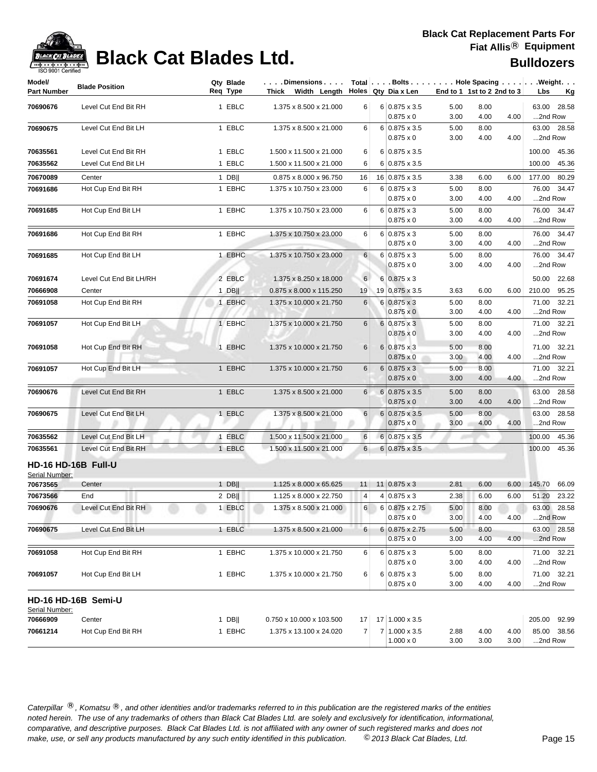# Black Cat Blades Ltd.

**Black Cat Replacement Parts For Fiat Allis® Equipment**

**Bulldozers**

| Model/ Part Number | Blade Position | Qty Req | Blade Type | Dimensions Thick Width Length | Total Holes | Bolts Qty | Dia x Len | Hole Spacing End to 1 | 1st to 2 | 2nd to 3 | Weight Lbs | Kg |
|---|---|---|---|---|---|---|---|---|---|---|---|---|
| 70690676 | Level Cut End Bit RH | 1 | EBLC | 1.375 x 8.500 x 21.000 | 6 | 6 | 0.875 x 3.5 | 5.00 | 8.00 | | 63.00 | 28.58 |
| | | | | | | | 0.875 x 0 | 3.00 | 4.00 | 4.00 | ...2nd Row | |
| 70690675 | Level Cut End Bit LH | 1 | EBLC | 1.375 x 8.500 x 21.000 | 6 | 6 | 0.875 x 3.5 | 5.00 | 8.00 | | 63.00 | 28.58 |
| | | | | | | | 0.875 x 0 | 3.00 | 4.00 | 4.00 | ...2nd Row | |
| 70635561 | Level Cut End Bit RH | 1 | EBLC | 1.500 x 11.500 x 21.000 | 6 | 6 | 0.875 x 3.5 | | | | 100.00 | 45.36 |
| 70635562 | Level Cut End Bit LH | 1 | EBLC | 1.500 x 11.500 x 21.000 | 6 | 6 | 0.875 x 3.5 | | | | 100.00 | 45.36 |
| 70670089 | Center | 1 | DB\|\| | 0.875 x 8.000 x 96.750 | 16 | 16 | 0.875 x 3.5 | 3.38 | 6.00 | 6.00 | 177.00 | 80.29 |
| 70691686 | Hot Cup End Bit RH | 1 | EBHC | 1.375 x 10.750 x 23.000 | 6 | 6 | 0.875 x 3 | 5.00 | 8.00 | | 76.00 | 34.47 |
| | | | | | | | 0.875 x 0 | 3.00 | 4.00 | 4.00 | ...2nd Row | |
| 70691685 | Hot Cup End Bit LH | 1 | EBHC | 1.375 x 10.750 x 23.000 | 6 | 6 | 0.875 x 3 | 5.00 | 8.00 | | 76.00 | 34.47 |
| | | | | | | | 0.875 x 0 | 3.00 | 4.00 | 4.00 | ...2nd Row | |
| 70691686 | Hot Cup End Bit RH | 1 | EBHC | 1.375 x 10.750 x 23.000 | 6 | 6 | 0.875 x 3 | 5.00 | 8.00 | | 76.00 | 34.47 |
| | | | | | | | 0.875 x 0 | 3.00 | 4.00 | 4.00 | ...2nd Row | |
| 70691685 | Hot Cup End Bit LH | 1 | EBHC | 1.375 x 10.750 x 23.000 | 6 | 6 | 0.875 x 3 | 5.00 | 8.00 | | 76.00 | 34.47 |
| | | | | | | | 0.875 x 0 | 3.00 | 4.00 | 4.00 | ...2nd Row | |
| 70691674 | Level Cut End Bit LH/RH | 2 | EBLC | 1.375 x 8.250 x 18.000 | 6 | 6 | 0.875 x 3 | | | | 50.00 | 22.68 |
| 70666908 | Center | 1 | DB\|\| | 0.875 x 8.000 x 115.250 | 19 | 19 | 0.875 x 3.5 | 3.63 | 6.00 | 6.00 | 210.00 | 95.25 |
| 70691058 | Hot Cup End Bit RH | 1 | EBHC | 1.375 x 10.000 x 21.750 | 6 | 6 | 0.875 x 3 | 5.00 | 8.00 | | 71.00 | 32.21 |
| | | | | | | | 0.875 x 0 | 3.00 | 4.00 | 4.00 | ...2nd Row | |
| 70691057 | Hot Cup End Bit LH | 1 | EBHC | 1.375 x 10.000 x 21.750 | 6 | 6 | 0.875 x 3 | 5.00 | 8.00 | | 71.00 | 32.21 |
| | | | | | | | 0.875 x 0 | 3.00 | 4.00 | 4.00 | ...2nd Row | |
| 70691058 | Hot Cup End Bit RH | 1 | EBHC | 1.375 x 10.000 x 21.750 | 6 | 6 | 0.875 x 3 | 5.00 | 8.00 | | 71.00 | 32.21 |
| | | | | | | | 0.875 x 0 | 3.00 | 4.00 | 4.00 | ...2nd Row | |
| 70691057 | Hot Cup End Bit LH | 1 | EBHC | 1.375 x 10.000 x 21.750 | 6 | 6 | 0.875 x 3 | 5.00 | 8.00 | | 71.00 | 32.21 |
| | | | | | | | 0.875 x 0 | 3.00 | 4.00 | 4.00 | ...2nd Row | |
| 70690676 | Level Cut End Bit RH | 1 | EBLC | 1.375 x 8.500 x 21.000 | 6 | 6 | 0.875 x 3.5 | 5.00 | 8.00 | | 63.00 | 28.58 |
| | | | | | | | 0.875 x 0 | 3.00 | 4.00 | 4.00 | ...2nd Row | |
| 70690675 | Level Cut End Bit LH | 1 | EBLC | 1.375 x 8.500 x 21.000 | 6 | 6 | 0.875 x 3.5 | 5.00 | 8.00 | | 63.00 | 28.58 |
| | | | | | | | 0.875 x 0 | 3.00 | 4.00 | 4.00 | ...2nd Row | |
| 70635562 | Level Cut End Bit LH | 1 | EBLC | 1.500 x 11.500 x 21.000 | 6 | 6 | 0.875 x 3.5 | | | | 100.00 | 45.36 |
| 70635561 | Level Cut End Bit RH | 1 | EBLC | 1.500 x 11.500 x 21.000 | 6 | 6 | 0.875 x 3.5 | | | | 100.00 | 45.36 |

## HD-16 HD-16B Full-U

Serial Number:

| Model/ Part Number | Blade Position | Qty Req | Blade Type | Dimensions Thick Width Length | Total Holes | Bolts Qty | Dia x Len | Hole Spacing End to 1 | 1st to 2 | 2nd to 3 | Weight Lbs | Kg |
|---|---|---|---|---|---|---|---|---|---|---|---|---|
| 70673565 | Center | 1 | DB\|\| | 1.125 x 8.000 x 65.625 | 11 | 11 | 0.875 x 3 | 2.81 | 6.00 | 6.00 | 145.70 | 66.09 |
| 70673566 | End | 2 | DB\|\| | 1.125 x 8.000 x 22.750 | 4 | 4 | 0.875 x 3 | 2.38 | 6.00 | 6.00 | 51.20 | 23.22 |
| 70690676 | Level Cut End Bit RH | 1 | EBLC | 1.375 x 8.500 x 21.000 | 6 | 6 | 0.875 x 2.75 | 5.00 | 8.00 | | 63.00 | 28.58 |
| | | | | | | | 0.875 x 0 | 3.00 | 4.00 | 4.00 | ...2nd Row | |
| 70690675 | Level Cut End Bit LH | 1 | EBLC | 1.375 x 8.500 x 21.000 | 6 | 6 | 0.875 x 2.75 | 5.00 | 8.00 | | 63.00 | 28.58 |
| | | | | | | | 0.875 x 0 | 3.00 | 4.00 | 4.00 | ...2nd Row | |
| 70691058 | Hot Cup End Bit RH | 1 | EBHC | 1.375 x 10.000 x 21.750 | 6 | 6 | 0.875 x 3 | 5.00 | 8.00 | | 71.00 | 32.21 |
| | | | | | | | 0.875 x 0 | 3.00 | 4.00 | 4.00 | ...2nd Row | |
| 70691057 | Hot Cup End Bit LH | 1 | EBHC | 1.375 x 10.000 x 21.750 | 6 | 6 | 0.875 x 3 | 5.00 | 8.00 | | 71.00 | 32.21 |
| | | | | | | | 0.875 x 0 | 3.00 | 4.00 | 4.00 | ...2nd Row | |

## HD-16 HD-16B Semi-U

Serial Number:

| Model/ Part Number | Blade Position | Qty Req | Blade Type | Dimensions Thick Width Length | Total Holes | Bolts Qty | Dia x Len | Hole Spacing End to 1 | 1st to 2 | 2nd to 3 | Weight Lbs | Kg |
|---|---|---|---|---|---|---|---|---|---|---|---|---|
| 70666909 | Center | 1 | DB\|\| | 0.750 x 10.000 x 103.500 | 17 | 17 | 1.000 x 3.5 | | | | 205.00 | 92.99 |
| 70661214 | Hot Cup End Bit RH | 1 | EBHC | 1.375 x 13.100 x 24.020 | 7 | 7 | 1.000 x 3.5 | 2.88 | 4.00 | 4.00 | 85.00 | 38.56 |
| | | | | | | | 1.000 x 0 | 3.00 | 3.00 | 3.00 | ...2nd Row | |

*Caterpillar ®, Komatsu ®, and other identities and/or trademarks referred to in this publication are the registered marks of the entities noted herein. The use of any trademarks of others than Black Cat Blades Ltd. are solely and exclusively for identification, informational, comparative, and descriptive purposes. Black Cat Blades Ltd. is not affiliated with any owner of such registered marks and does not make, use, or sell any products manufactured by any such entity identified in this publication. © 2013 Black Cat Blades, Ltd.*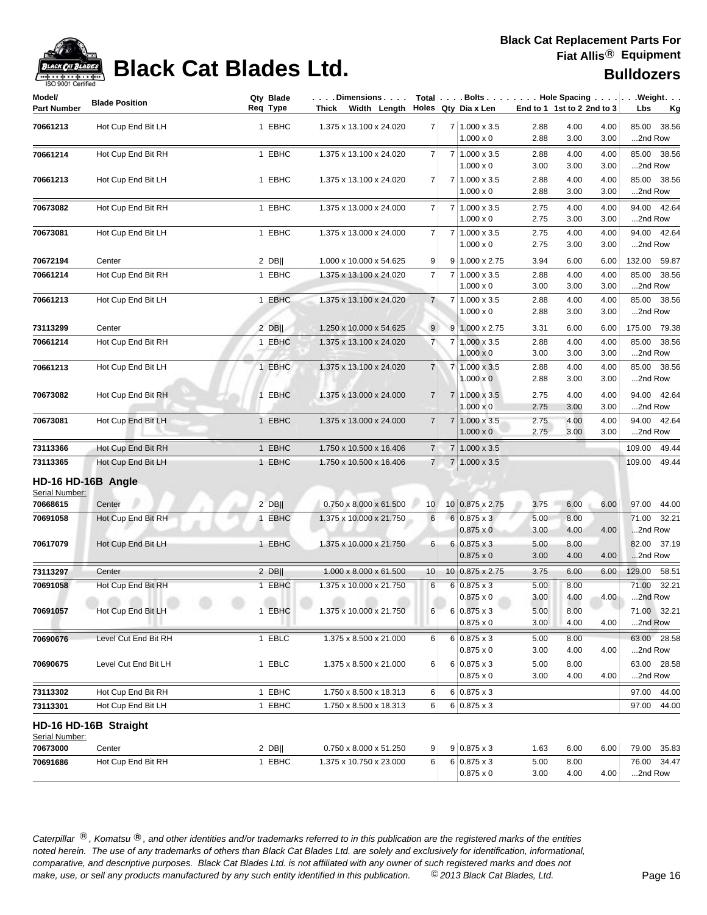# Black Cat Blades Ltd.

**Black Cat Replacement Parts For Fiat Allis® Equipment**

**Bulldozers**

| Model/ Part Number | Blade Position | Qty Req | Blade Type | Dimensions Thick x Width x Length | Total Holes | Bolts Qty | Bolts Dia x Len | End to 1 | 1st to 2 | 2nd to 3 | Weight Lbs | Weight Kg |
|---|---|---|---|---|---|---|---|---|---|---|---|---|
| **70661213** | Hot Cup End Bit LH | 1 | EBHC | 1.375 x 13.100 x 24.020 | 7 | 7 | 1.000 x 3.5 | 2.88 | 4.00 | 4.00 | 85.00 | 38.56 |
| | | | | | | | 1.000 x 0 | 2.88 | 3.00 | 3.00 | ...2nd Row | |
| **70661214** | Hot Cup End Bit RH | 1 | EBHC | 1.375 x 13.100 x 24.020 | 7 | 7 | 1.000 x 3.5 | 2.88 | 4.00 | 4.00 | 85.00 | 38.56 |
| | | | | | | | 1.000 x 0 | 3.00 | 3.00 | 3.00 | ...2nd Row | |
| **70661213** | Hot Cup End Bit LH | 1 | EBHC | 1.375 x 13.100 x 24.020 | 7 | 7 | 1.000 x 3.5 | 2.88 | 4.00 | 4.00 | 85.00 | 38.56 |
| | | | | | | | 1.000 x 0 | 2.88 | 3.00 | 3.00 | ...2nd Row | |
| **70673082** | Hot Cup End Bit RH | 1 | EBHC | 1.375 x 13.000 x 24.000 | 7 | 7 | 1.000 x 3.5 | 2.75 | 4.00 | 4.00 | 94.00 | 42.64 |
| | | | | | | | 1.000 x 0 | 2.75 | 3.00 | 3.00 | ...2nd Row | |
| **70673081** | Hot Cup End Bit LH | 1 | EBHC | 1.375 x 13.000 x 24.000 | 7 | 7 | 1.000 x 3.5 | 2.75 | 4.00 | 4.00 | 94.00 | 42.64 |
| | | | | | | | 1.000 x 0 | 2.75 | 3.00 | 3.00 | ...2nd Row | |
| **70672194** | Center | 2 | DB\|\| | 1.000 x 10.000 x 54.625 | 9 | 9 | 1.000 x 2.75 | 3.94 | 6.00 | 6.00 | 132.00 | 59.87 |
| **70661214** | Hot Cup End Bit RH | 1 | EBHC | 1.375 x 13.100 x 24.020 | 7 | 7 | 1.000 x 3.5 | 2.88 | 4.00 | 4.00 | 85.00 | 38.56 |
| | | | | | | | 1.000 x 0 | 3.00 | 3.00 | 3.00 | ...2nd Row | |
| **70661213** | Hot Cup End Bit LH | 1 | EBHC | 1.375 x 13.100 x 24.020 | 7 | 7 | 1.000 x 3.5 | 2.88 | 4.00 | 4.00 | 85.00 | 38.56 |
| | | | | | | | 1.000 x 0 | 2.88 | 3.00 | 3.00 | ...2nd Row | |
| **73113299** | Center | 2 | DB\|\| | 1.250 x 10.000 x 54.625 | 9 | 9 | 1.000 x 2.75 | 3.31 | 6.00 | 6.00 | 175.00 | 79.38 |
| **70661214** | Hot Cup End Bit RH | 1 | EBHC | 1.375 x 13.100 x 24.020 | 7 | 7 | 1.000 x 3.5 | 2.88 | 4.00 | 4.00 | 85.00 | 38.56 |
| | | | | | | | 1.000 x 0 | 3.00 | 3.00 | 3.00 | ...2nd Row | |
| **70661213** | Hot Cup End Bit LH | 1 | EBHC | 1.375 x 13.100 x 24.020 | 7 | 7 | 1.000 x 3.5 | 2.88 | 4.00 | 4.00 | 85.00 | 38.56 |
| | | | | | | | 1.000 x 0 | 2.88 | 3.00 | 3.00 | ...2nd Row | |
| **70673082** | Hot Cup End Bit RH | 1 | EBHC | 1.375 x 13.000 x 24.000 | 7 | 7 | 1.000 x 3.5 | 2.75 | 4.00 | 4.00 | 94.00 | 42.64 |
| | | | | | | | 1.000 x 0 | 2.75 | 3.00 | 3.00 | ...2nd Row | |
| **70673081** | Hot Cup End Bit LH | 1 | EBHC | 1.375 x 13.000 x 24.000 | 7 | 7 | 1.000 x 3.5 | 2.75 | 4.00 | 4.00 | 94.00 | 42.64 |
| | | | | | | | 1.000 x 0 | 2.75 | 3.00 | 3.00 | ...2nd Row | |
| **73113366** | Hot Cup End Bit RH | 1 | EBHC | 1.750 x 10.500 x 16.406 | 7 | 7 | 1.000 x 3.5 | | | | 109.00 | 49.44 |
| **73113365** | Hot Cup End Bit LH | 1 | EBHC | 1.750 x 10.500 x 16.406 | 7 | 7 | 1.000 x 3.5 | | | | 109.00 | 49.44 |

## HD-16 HD-16B Angle

Serial Number:

| Model/ Part Number | Blade Position | Qty Req | Blade Type | Dimensions Thick x Width x Length | Total Holes | Bolts Qty | Bolts Dia x Len | End to 1 | 1st to 2 | 2nd to 3 | Weight Lbs | Weight Kg |
|---|---|---|---|---|---|---|---|---|---|---|---|---|
| **70668615** | Center | 2 | DB\|\| | 0.750 x 8.000 x 61.500 | 10 | 10 | 0.875 x 2.75 | 3.75 | 6.00 | 6.00 | 97.00 | 44.00 |
| **70691058** | Hot Cup End Bit RH | 1 | EBHC | 1.375 x 10.000 x 21.750 | 6 | 6 | 0.875 x 3 | 5.00 | 8.00 | | 71.00 | 32.21 |
| | | | | | | | 0.875 x 0 | 3.00 | 4.00 | 4.00 | ...2nd Row | |
| **70617079** | Hot Cup End Bit LH | 1 | EBHC | 1.375 x 10.000 x 21.750 | 6 | 6 | 0.875 x 3 | 5.00 | 8.00 | | 82.00 | 37.19 |
| | | | | | | | 0.875 x 0 | 3.00 | 4.00 | 4.00 | ...2nd Row | |
| **73113297** | Center | 2 | DB\|\| | 1.000 x 8.000 x 61.500 | 10 | 10 | 0.875 x 2.75 | 3.75 | 6.00 | 6.00 | 129.00 | 58.51 |
| **70691058** | Hot Cup End Bit RH | 1 | EBHC | 1.375 x 10.000 x 21.750 | 6 | 6 | 0.875 x 3 | 5.00 | 8.00 | | 71.00 | 32.21 |
| | | | | | | | 0.875 x 0 | 3.00 | 4.00 | 4.00 | ...2nd Row | |
| **70691057** | Hot Cup End Bit LH | 1 | EBHC | 1.375 x 10.000 x 21.750 | 6 | 6 | 0.875 x 3 | 5.00 | 8.00 | | 71.00 | 32.21 |
| | | | | | | | 0.875 x 0 | 3.00 | 4.00 | 4.00 | ...2nd Row | |
| **70690676** | Level Cut End Bit RH | 1 | EBLC | 1.375 x 8.500 x 21.000 | 6 | 6 | 0.875 x 3 | 5.00 | 8.00 | | 63.00 | 28.58 |
| | | | | | | | 0.875 x 0 | 3.00 | 4.00 | 4.00 | ...2nd Row | |
| **70690675** | Level Cut End Bit LH | 1 | EBLC | 1.375 x 8.500 x 21.000 | 6 | 6 | 0.875 x 3 | 5.00 | 8.00 | | 63.00 | 28.58 |
| | | | | | | | 0.875 x 0 | 3.00 | 4.00 | 4.00 | ...2nd Row | |
| **73113302** | Hot Cup End Bit RH | 1 | EBHC | 1.750 x 8.500 x 18.313 | 6 | 6 | 0.875 x 3 | | | | 97.00 | 44.00 |
| **73113301** | Hot Cup End Bit LH | 1 | EBHC | 1.750 x 8.500 x 18.313 | 6 | 6 | 0.875 x 3 | | | | 97.00 | 44.00 |

## HD-16 HD-16B Straight

Serial Number:

| Model/ Part Number | Blade Position | Qty Req | Blade Type | Dimensions Thick x Width x Length | Total Holes | Bolts Qty | Bolts Dia x Len | End to 1 | 1st to 2 | 2nd to 3 | Weight Lbs | Weight Kg |
|---|---|---|---|---|---|---|---|---|---|---|---|---|
| **70673000** | Center | 2 | DB\|\| | 0.750 x 8.000 x 51.250 | 9 | 9 | 0.875 x 3 | 1.63 | 6.00 | 6.00 | 79.00 | 35.83 |
| **70691686** | Hot Cup End Bit RH | 1 | EBHC | 1.375 x 10.750 x 23.000 | 6 | 6 | 0.875 x 3 | 5.00 | 8.00 | | 76.00 | 34.47 |
| | | | | | | | 0.875 x 0 | 3.00 | 4.00 | 4.00 | ...2nd Row | |

*Caterpillar ®, Komatsu ®, and other identities and/or trademarks referred to in this publication are the registered marks of the entities noted herein. The use of any trademarks of others than Black Cat Blades Ltd. are solely and exclusively for identification, informational, comparative, and descriptive purposes. Black Cat Blades Ltd. is not affiliated with any owner of such registered marks and does not make, use, or sell any products manufactured by any such entity identified in this publication. © 2013 Black Cat Blades, Ltd.*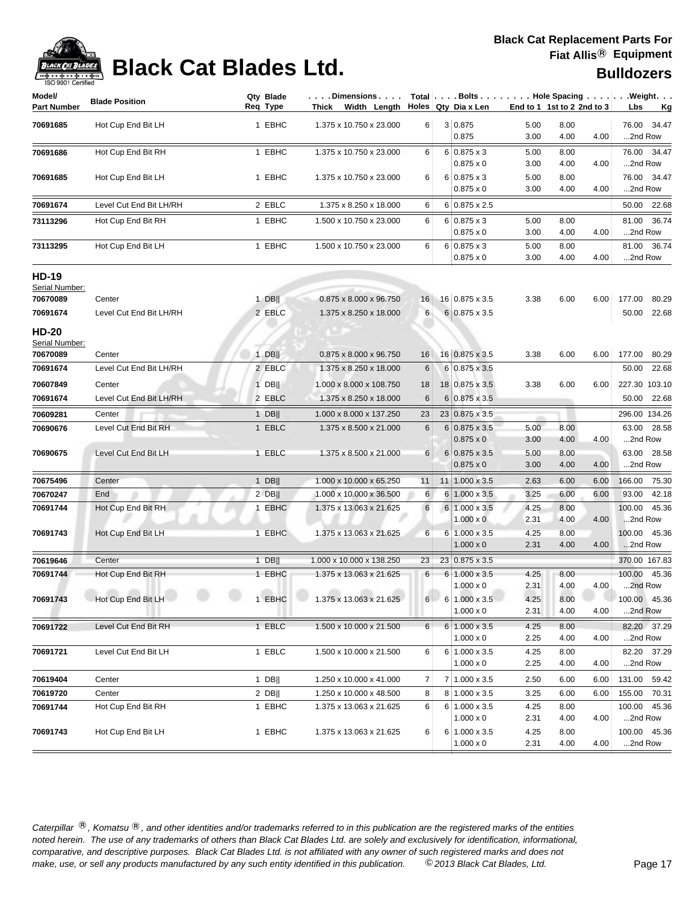# Black Cat Blades Ltd.

**Black Cat Replacement Parts For Fiat Allis® Equipment**

## Bulldozers

| Model/ Part Number | Blade Position | Qty Req | Blade Type | Dimensions Thick x Width x Length | Total Holes | Bolts Qty | Bolts Dia x Len | End to 1 | 1st to 2 | 2nd to 3 | Weight Lbs | Weight Kg |
|---|---|---|---|---|---|---|---|---|---|---|---|---|
| 70691685 | Hot Cup End Bit LH | 1 | EBHC | 1.375 x 10.750 x 23.000 | 6 | 3 | 0.875 | 5.00 | 8.00 | | 76.00 | 34.47 |
| | | | | | | | 0.875 | 3.00 | 4.00 | 4.00 | ...2nd Row | |
| 70691686 | Hot Cup End Bit RH | 1 | EBHC | 1.375 x 10.750 x 23.000 | 6 | 6 | 0.875 x 3 | 5.00 | 8.00 | | 76.00 | 34.47 |
| | | | | | | | 0.875 x 0 | 3.00 | 4.00 | 4.00 | ...2nd Row | |
| 70691685 | Hot Cup End Bit LH | 1 | EBHC | 1.375 x 10.750 x 23.000 | 6 | 6 | 0.875 x 3 | 5.00 | 8.00 | | 76.00 | 34.47 |
| | | | | | | | 0.875 x 0 | 3.00 | 4.00 | 4.00 | ...2nd Row | |
| 70691674 | Level Cut End Bit LH/RH | 2 | EBLC | 1.375 x 8.250 x 18.000 | 6 | 6 | 0.875 x 2.5 | | | | 50.00 | 22.68 |
| 73113296 | Hot Cup End Bit RH | 1 | EBHC | 1.500 x 10.750 x 23.000 | 6 | 6 | 0.875 x 3 | 5.00 | 8.00 | | 81.00 | 36.74 |
| | | | | | | | 0.875 x 0 | 3.00 | 4.00 | 4.00 | ...2nd Row | |
| 73113295 | Hot Cup End Bit LH | 1 | EBHC | 1.500 x 10.750 x 23.000 | 6 | 6 | 0.875 x 3 | 5.00 | 8.00 | | 81.00 | 36.74 |
| | | | | | | | 0.875 x 0 | 3.00 | 4.00 | 4.00 | ...2nd Row | |
| **HD-19** | | | | | | | | | | | | |
| Serial Number: | | | | | | | | | | | | |
| 70670089 | Center | 1 | DB‖ | 0.875 x 8.000 x 96.750 | 16 | 16 | 0.875 x 3.5 | 3.38 | 6.00 | 6.00 | 177.00 | 80.29 |
| 70691674 | Level Cut End Bit LH/RH | 2 | EBLC | 1.375 x 8.250 x 18.000 | 6 | 6 | 0.875 x 3.5 | | | | 50.00 | 22.68 |
| **HD-20** | | | | | | | | | | | | |
| Serial Number: | | | | | | | | | | | | |
| 70670089 | Center | 1 | DB‖ | 0.875 x 8.000 x 96.750 | 16 | 16 | 0.875 x 3.5 | 3.38 | 6.00 | 6.00 | 177.00 | 80.29 |
| 70691674 | Level Cut End Bit LH/RH | 2 | EBLC | 1.375 x 8.250 x 18.000 | 6 | 6 | 0.875 x 3.5 | | | | 50.00 | 22.68 |
| 70607849 | Center | 1 | DB‖ | 1.000 x 8.000 x 108.750 | 18 | 18 | 0.875 x 3.5 | 3.38 | 6.00 | 6.00 | 227.30 | 103.10 |
| 70691674 | Level Cut End Bit LH/RH | 2 | EBLC | 1.375 x 8.250 x 18.000 | 6 | 6 | 0.875 x 3.5 | | | | 50.00 | 22.68 |
| 70609281 | Center | 1 | DB‖ | 1.000 x 8.000 x 137.250 | 23 | 23 | 0.875 x 3.5 | | | | 296.00 | 134.26 |
| 70690676 | Level Cut End Bit RH | 1 | EBLC | 1.375 x 8.500 x 21.000 | 6 | 6 | 0.875 x 3.5 | 5.00 | 8.00 | | 63.00 | 28.58 |
| | | | | | | | 0.875 x 0 | 3.00 | 4.00 | 4.00 | ...2nd Row | |
| 70690675 | Level Cut End Bit LH | 1 | EBLC | 1.375 x 8.500 x 21.000 | 6 | 6 | 0.875 x 3.5 | 5.00 | 8.00 | | 63.00 | 28.58 |
| | | | | | | | 0.875 x 0 | 3.00 | 4.00 | 4.00 | ...2nd Row | |
| 70675496 | Center | 1 | DB‖ | 1.000 x 10.000 x 65.250 | 11 | 11 | 1.000 x 3.5 | 2.63 | 6.00 | 6.00 | 166.00 | 75.30 |
| 70670247 | End | 2 | DB‖ | 1.000 x 10.000 x 36.500 | 6 | 6 | 1.000 x 3.5 | 3.25 | 6.00 | 6.00 | 93.00 | 42.18 |
| 70691744 | Hot Cup End Bit RH | 1 | EBHC | 1.375 x 13.063 x 21.625 | 6 | 6 | 1.000 x 3.5 | 4.25 | 8.00 | | 100.00 | 45.36 |
| | | | | | | | 1.000 x 0 | 2.31 | 4.00 | 4.00 | ...2nd Row | |
| 70691743 | Hot Cup End Bit LH | 1 | EBHC | 1.375 x 13.063 x 21.625 | 6 | 6 | 1.000 x 3.5 | 4.25 | 8.00 | | 100.00 | 45.36 |
| | | | | | | | 1.000 x 0 | 2.31 | 4.00 | 4.00 | ...2nd Row | |
| 70619646 | Center | 1 | DB‖ | 1.000 x 10.000 x 138.250 | 23 | 23 | 0.875 x 3.5 | | | | 370.00 | 167.83 |
| 70691744 | Hot Cup End Bit RH | 1 | EBHC | 1.375 x 13.063 x 21.625 | 6 | 6 | 1.000 x 3.5 | 4.25 | 8.00 | | 100.00 | 45.36 |
| | | | | | | | 1.000 x 0 | 2.31 | 4.00 | 4.00 | ...2nd Row | |
| 70691743 | Hot Cup End Bit LH | 1 | EBHC | 1.375 x 13.063 x 21.625 | 6 | 6 | 1.000 x 3.5 | 4.25 | 8.00 | | 100.00 | 45.36 |
| | | | | | | | 1.000 x 0 | 2.31 | 4.00 | 4.00 | ...2nd Row | |
| 70691722 | Level Cut End Bit RH | 1 | EBLC | 1.500 x 10.000 x 21.500 | 6 | 6 | 1.000 x 3.5 | 4.25 | 8.00 | | 82.20 | 37.29 |
| | | | | | | | 1.000 x 0 | 2.25 | 4.00 | 4.00 | ...2nd Row | |
| 70691721 | Level Cut End Bit LH | 1 | EBLC | 1.500 x 10.000 x 21.500 | 6 | 6 | 1.000 x 3.5 | 4.25 | 8.00 | | 82.20 | 37.29 |
| | | | | | | | 1.000 x 0 | 2.25 | 4.00 | 4.00 | ...2nd Row | |
| 70619404 | Center | 1 | DB‖ | 1.250 x 10.000 x 41.000 | 7 | 7 | 1.000 x 3.5 | 2.50 | 6.00 | 6.00 | 131.00 | 59.42 |
| 70619720 | Center | 2 | DB‖ | 1.250 x 10.000 x 48.500 | 8 | 8 | 1.000 x 3.5 | 3.25 | 6.00 | 6.00 | 155.00 | 70.31 |
| 70691744 | Hot Cup End Bit RH | 1 | EBHC | 1.375 x 13.063 x 21.625 | 6 | 6 | 1.000 x 3.5 | 4.25 | 8.00 | | 100.00 | 45.36 |
| | | | | | | | 1.000 x 0 | 2.31 | 4.00 | 4.00 | ...2nd Row | |
| 70691743 | Hot Cup End Bit LH | 1 | EBHC | 1.375 x 13.063 x 21.625 | 6 | 6 | 1.000 x 3.5 | 4.25 | 8.00 | | 100.00 | 45.36 |
| | | | | | | | 1.000 x 0 | 2.31 | 4.00 | 4.00 | ...2nd Row | |

*Caterpillar ®, Komatsu ®, and other identities and/or trademarks referred to in this publication are the registered marks of the entities noted herein. The use of any trademarks of others than Black Cat Blades Ltd. are solely and exclusively for identification, informational, comparative, and descriptive purposes. Black Cat Blades Ltd. is not affiliated with any owner of such registered marks and does not make, use, or sell any products manufactured by any such entity identified in this publication. © 2013 Black Cat Blades, Ltd.*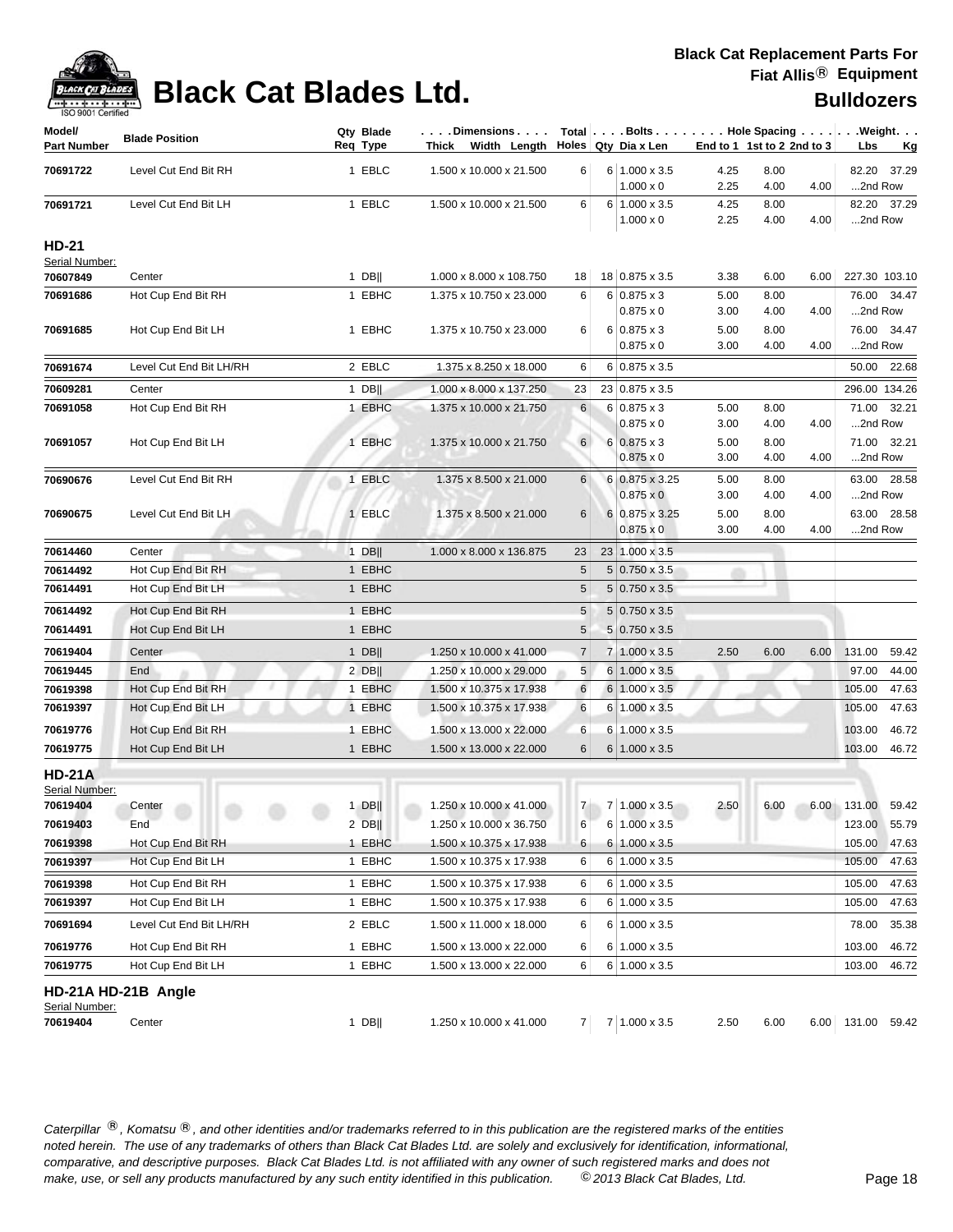# Black Cat Blades Ltd.

**Black Cat Replacement Parts For Fiat Allis® Equipment**

**Bulldozers**

| Model/ Part Number | Blade Position | Qty Req | Blade Type | Dimensions Thick x Width x Length | Total Holes | Bolts Qty | Dia x Len | Hole Spacing End to 1 | 1st to 2 | 2nd to 3 | Weight Lbs | Kg |
|---|---|---|---|---|---|---|---|---|---|---|---|---|
| 70691722 | Level Cut End Bit RH | 1 | EBLC | 1.500 x 10.000 x 21.500 | 6 | 6 | 1.000 x 3.5 | 4.25 | 8.00 | | 82.20 | 37.29 |
| | | | | | | | 1.000 x 0 | 2.25 | 4.00 | 4.00 | ...2nd Row | |
| 70691721 | Level Cut End Bit LH | 1 | EBLC | 1.500 x 10.000 x 21.500 | 6 | 6 | 1.000 x 3.5 | 4.25 | 8.00 | | 82.20 | 37.29 |
| | | | | | | | 1.000 x 0 | 2.25 | 4.00 | 4.00 | ...2nd Row | |

## HD-21

Serial Number:

| Model/ Part Number | Blade Position | Qty Req | Blade Type | Dimensions Thick x Width x Length | Total Holes | Bolts Qty | Dia x Len | Hole Spacing End to 1 | 1st to 2 | 2nd to 3 | Weight Lbs | Kg |
|---|---|---|---|---|---|---|---|---|---|---|---|---|
| 70607849 | Center | 1 | DB‖ | 1.000 x 8.000 x 108.750 | 18 | 18 | 0.875 x 3.5 | 3.38 | 6.00 | 6.00 | 227.30 | 103.10 |
| 70691686 | Hot Cup End Bit RH | 1 | EBHC | 1.375 x 10.750 x 23.000 | 6 | 6 | 0.875 x 3 | 5.00 | 8.00 | | 76.00 | 34.47 |
| | | | | | | | 0.875 x 0 | 3.00 | 4.00 | 4.00 | ...2nd Row | |
| 70691685 | Hot Cup End Bit LH | 1 | EBHC | 1.375 x 10.750 x 23.000 | 6 | 6 | 0.875 x 3 | 5.00 | 8.00 | | 76.00 | 34.47 |
| | | | | | | | 0.875 x 0 | 3.00 | 4.00 | 4.00 | ...2nd Row | |
| 70691674 | Level Cut End Bit LH/RH | 2 | EBLC | 1.375 x 8.250 x 18.000 | 6 | 6 | 0.875 x 3.5 | | | | 50.00 | 22.68 |
| 70609281 | Center | 1 | DB‖ | 1.000 x 8.000 x 137.250 | 23 | 23 | 0.875 x 3.5 | | | | 296.00 | 134.26 |
| 70691058 | Hot Cup End Bit RH | 1 | EBHC | 1.375 x 10.000 x 21.750 | 6 | 6 | 0.875 x 3 | 5.00 | 8.00 | | 71.00 | 32.21 |
| | | | | | | | 0.875 x 0 | 3.00 | 4.00 | 4.00 | ...2nd Row | |
| 70691057 | Hot Cup End Bit LH | 1 | EBHC | 1.375 x 10.000 x 21.750 | 6 | 6 | 0.875 x 3 | 5.00 | 8.00 | | 71.00 | 32.21 |
| | | | | | | | 0.875 x 0 | 3.00 | 4.00 | 4.00 | ...2nd Row | |
| 70690676 | Level Cut End Bit RH | 1 | EBLC | 1.375 x 8.500 x 21.000 | 6 | 6 | 0.875 x 3.25 | 5.00 | 8.00 | | 63.00 | 28.58 |
| | | | | | | | 0.875 x 0 | 3.00 | 4.00 | 4.00 | ...2nd Row | |
| 70690675 | Level Cut End Bit LH | 1 | EBLC | 1.375 x 8.500 x 21.000 | 6 | 6 | 0.875 x 3.25 | 5.00 | 8.00 | | 63.00 | 28.58 |
| | | | | | | | 0.875 x 0 | 3.00 | 4.00 | 4.00 | ...2nd Row | |
| 70614460 | Center | 1 | DB‖ | 1.000 x 8.000 x 136.875 | 23 | 23 | 1.000 x 3.5 | | | | | |
| 70614492 | Hot Cup End Bit RH | 1 | EBHC | | 5 | 5 | 0.750 x 3.5 | | | | | |
| 70614491 | Hot Cup End Bit LH | 1 | EBHC | | 5 | 5 | 0.750 x 3.5 | | | | | |
| 70614492 | Hot Cup End Bit RH | 1 | EBHC | | 5 | 5 | 0.750 x 3.5 | | | | | |
| 70614491 | Hot Cup End Bit LH | 1 | EBHC | | 5 | 5 | 0.750 x 3.5 | | | | | |
| 70619404 | Center | 1 | DB‖ | 1.250 x 10.000 x 41.000 | 7 | 7 | 1.000 x 3.5 | 2.50 | 6.00 | 6.00 | 131.00 | 59.42 |
| 70619445 | End | 2 | DB‖ | 1.250 x 10.000 x 29.000 | 5 | 6 | 1.000 x 3.5 | | | | 97.00 | 44.00 |
| 70619398 | Hot Cup End Bit RH | 1 | EBHC | 1.500 x 10.375 x 17.938 | 6 | 6 | 1.000 x 3.5 | | | | 105.00 | 47.63 |
| 70619397 | Hot Cup End Bit LH | 1 | EBHC | 1.500 x 10.375 x 17.938 | 6 | 6 | 1.000 x 3.5 | | | | 105.00 | 47.63 |
| 70619776 | Hot Cup End Bit RH | 1 | EBHC | 1.500 x 13.000 x 22.000 | 6 | 6 | 1.000 x 3.5 | | | | 103.00 | 46.72 |
| 70619775 | Hot Cup End Bit LH | 1 | EBHC | 1.500 x 13.000 x 22.000 | 6 | 6 | 1.000 x 3.5 | | | | 103.00 | 46.72 |

## HD-21A

Serial Number:

| Model/ Part Number | Blade Position | Qty Req | Blade Type | Dimensions Thick x Width x Length | Total Holes | Bolts Qty | Dia x Len | Hole Spacing End to 1 | 1st to 2 | 2nd to 3 | Weight Lbs | Kg |
|---|---|---|---|---|---|---|---|---|---|---|---|---|
| 70619404 | Center | 1 | DB‖ | 1.250 x 10.000 x 41.000 | 7 | 7 | 1.000 x 3.5 | 2.50 | 6.00 | 6.00 | 131.00 | 59.42 |
| 70619403 | End | 2 | DB‖ | 1.250 x 10.000 x 36.750 | 6 | 6 | 1.000 x 3.5 | | | | 123.00 | 55.79 |
| 70619398 | Hot Cup End Bit RH | 1 | EBHC | 1.500 x 10.375 x 17.938 | 6 | 6 | 1.000 x 3.5 | | | | 105.00 | 47.63 |
| 70619397 | Hot Cup End Bit LH | 1 | EBHC | 1.500 x 10.375 x 17.938 | 6 | 6 | 1.000 x 3.5 | | | | 105.00 | 47.63 |
| 70619398 | Hot Cup End Bit RH | 1 | EBHC | 1.500 x 10.375 x 17.938 | 6 | 6 | 1.000 x 3.5 | | | | 105.00 | 47.63 |
| 70619397 | Hot Cup End Bit LH | 1 | EBHC | 1.500 x 10.375 x 17.938 | 6 | 6 | 1.000 x 3.5 | | | | 105.00 | 47.63 |
| 70691694 | Level Cut End Bit LH/RH | 2 | EBLC | 1.500 x 11.000 x 18.000 | 6 | 6 | 1.000 x 3.5 | | | | 78.00 | 35.38 |
| 70619776 | Hot Cup End Bit RH | 1 | EBHC | 1.500 x 13.000 x 22.000 | 6 | 6 | 1.000 x 3.5 | | | | 103.00 | 46.72 |
| 70619775 | Hot Cup End Bit LH | 1 | EBHC | 1.500 x 13.000 x 22.000 | 6 | 6 | 1.000 x 3.5 | | | | 103.00 | 46.72 |

## HD-21A HD-21B Angle

Serial Number:

| Model/ Part Number | Blade Position | Qty Req | Blade Type | Dimensions Thick x Width x Length | Total Holes | Bolts Qty | Dia x Len | Hole Spacing End to 1 | 1st to 2 | 2nd to 3 | Weight Lbs | Kg |
|---|---|---|---|---|---|---|---|---|---|---|---|---|
| 70619404 | Center | 1 | DB‖ | 1.250 x 10.000 x 41.000 | 7 | 7 | 1.000 x 3.5 | 2.50 | 6.00 | 6.00 | 131.00 | 59.42 |

*Caterpillar ®, Komatsu ®, and other identities and/or trademarks referred to in this publication are the registered marks of the entities noted herein. The use of any trademarks of others than Black Cat Blades Ltd. are solely and exclusively for identification, informational, comparative, and descriptive purposes. Black Cat Blades Ltd. is not affiliated with any owner of such registered marks and does not make, use, or sell any products manufactured by any such entity identified in this publication. © 2013 Black Cat Blades, Ltd.*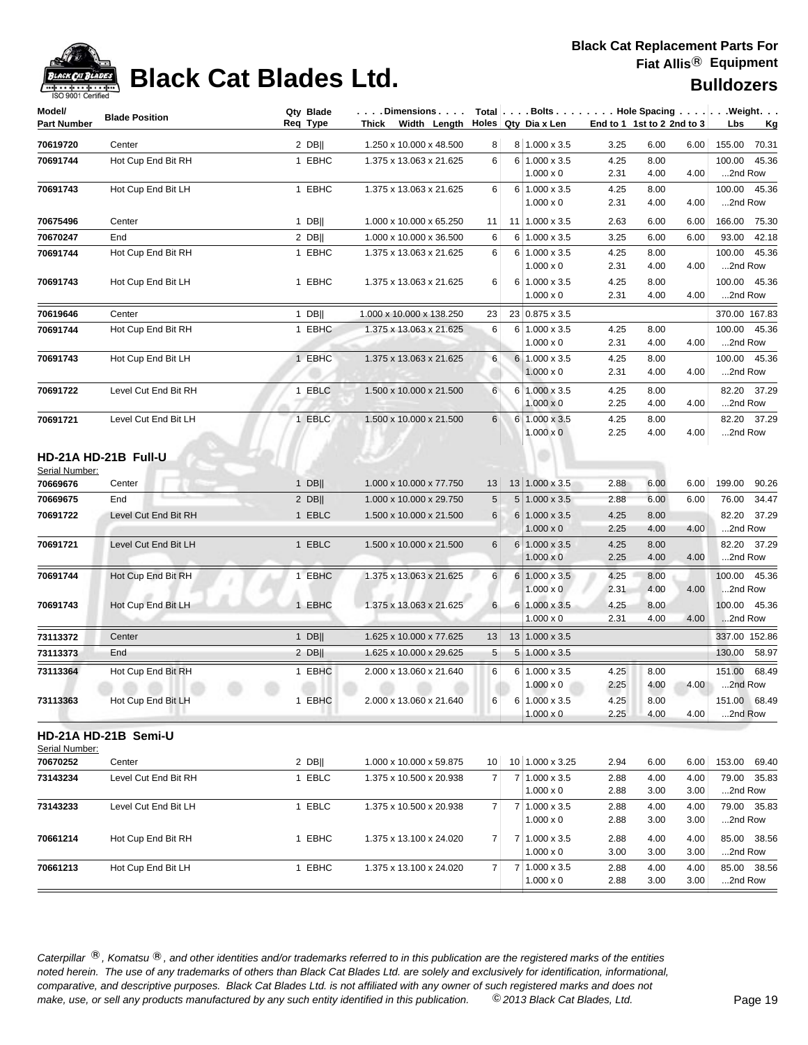# Black Cat Blades Ltd.

**Black Cat Replacement Parts For Fiat Allis® Equipment**

**Bulldozers**

| Model/ Part Number | Blade Position | Qty Req | Blade Type | Dimensions Thick Width Length | Total Holes | Bolts Qty | Dia x Len | Hole Spacing End to 1 | 1st to 2 | 2nd to 3 | Weight Lbs | Kg |
|---|---|---|---|---|---|---|---|---|---|---|---|---|
| 70619720 | Center | 2 | DB‖ | 1.250 x 10.000 x 48.500 | 8 | 8 | 1.000 x 3.5 | 3.25 | 6.00 | 6.00 | 155.00 | 70.31 |
| 70691744 | Hot Cup End Bit RH | 1 | EBHC | 1.375 x 13.063 x 21.625 | 6 | 6 | 1.000 x 3.5 | 4.25 | 8.00 | | 100.00 | 45.36 |
| | | | | | | | 1.000 x 0 | 2.31 | 4.00 | 4.00 | ...2nd Row | |
| 70691743 | Hot Cup End Bit LH | 1 | EBHC | 1.375 x 13.063 x 21.625 | 6 | 6 | 1.000 x 3.5 | 4.25 | 8.00 | | 100.00 | 45.36 |
| | | | | | | | 1.000 x 0 | 2.31 | 4.00 | 4.00 | ...2nd Row | |
| 70675496 | Center | 1 | DB‖ | 1.000 x 10.000 x 65.250 | 11 | 11 | 1.000 x 3.5 | 2.63 | 6.00 | 6.00 | 166.00 | 75.30 |
| 70670247 | End | 2 | DB‖ | 1.000 x 10.000 x 36.500 | 6 | 6 | 1.000 x 3.5 | 3.25 | 6.00 | 6.00 | 93.00 | 42.18 |
| 70691744 | Hot Cup End Bit RH | 1 | EBHC | 1.375 x 13.063 x 21.625 | 6 | 6 | 1.000 x 3.5 | 4.25 | 8.00 | | 100.00 | 45.36 |
| | | | | | | | 1.000 x 0 | 2.31 | 4.00 | 4.00 | ...2nd Row | |
| 70691743 | Hot Cup End Bit LH | 1 | EBHC | 1.375 x 13.063 x 21.625 | 6 | 6 | 1.000 x 3.5 | 4.25 | 8.00 | | 100.00 | 45.36 |
| | | | | | | | 1.000 x 0 | 2.31 | 4.00 | 4.00 | ...2nd Row | |
| 70619646 | Center | 1 | DB‖ | 1.000 x 10.000 x 138.250 | 23 | 23 | 0.875 x 3.5 | | | | 370.00 | 167.83 |
| 70691744 | Hot Cup End Bit RH | 1 | EBHC | 1.375 x 13.063 x 21.625 | 6 | 6 | 1.000 x 3.5 | 4.25 | 8.00 | | 100.00 | 45.36 |
| | | | | | | | 1.000 x 0 | 2.31 | 4.00 | 4.00 | ...2nd Row | |
| 70691743 | Hot Cup End Bit LH | 1 | EBHC | 1.375 x 13.063 x 21.625 | 6 | 6 | 1.000 x 3.5 | 4.25 | 8.00 | | 100.00 | 45.36 |
| | | | | | | | 1.000 x 0 | 2.31 | 4.00 | 4.00 | ...2nd Row | |
| 70691722 | Level Cut End Bit RH | 1 | EBLC | 1.500 x 10.000 x 21.500 | 6 | 6 | 1.000 x 3.5 | 4.25 | 8.00 | | 82.20 | 37.29 |
| | | | | | | | 1.000 x 0 | 2.25 | 4.00 | 4.00 | ...2nd Row | |
| 70691721 | Level Cut End Bit LH | 1 | EBLC | 1.500 x 10.000 x 21.500 | 6 | 6 | 1.000 x 3.5 | 4.25 | 8.00 | | 82.20 | 37.29 |
| | | | | | | | 1.000 x 0 | 2.25 | 4.00 | 4.00 | ...2nd Row | |

## HD-21A HD-21B Full-U

Serial Number:

| Model/ Part Number | Blade Position | Qty Req | Blade Type | Dimensions Thick Width Length | Total Holes | Bolts Qty | Dia x Len | Hole Spacing End to 1 | 1st to 2 | 2nd to 3 | Weight Lbs | Kg |
|---|---|---|---|---|---|---|---|---|---|---|---|---|
| 70669676 | Center | 1 | DB‖ | 1.000 x 10.000 x 77.750 | 13 | 13 | 1.000 x 3.5 | 2.88 | 6.00 | 6.00 | 199.00 | 90.26 |
| 70669675 | End | 2 | DB‖ | 1.000 x 10.000 x 29.750 | 5 | 5 | 1.000 x 3.5 | 2.88 | 6.00 | 6.00 | 76.00 | 34.47 |
| 70691722 | Level Cut End Bit RH | 1 | EBLC | 1.500 x 10.000 x 21.500 | 6 | 6 | 1.000 x 3.5 | 4.25 | 8.00 | | 82.20 | 37.29 |
| | | | | | | | 1.000 x 0 | 2.25 | 4.00 | 4.00 | ...2nd Row | |
| 70691721 | Level Cut End Bit LH | 1 | EBLC | 1.500 x 10.000 x 21.500 | 6 | 6 | 1.000 x 3.5 | 4.25 | 8.00 | | 82.20 | 37.29 |
| | | | | | | | 1.000 x 0 | 2.25 | 4.00 | 4.00 | ...2nd Row | |
| 70691744 | Hot Cup End Bit RH | 1 | EBHC | 1.375 x 13.063 x 21.625 | 6 | 6 | 1.000 x 3.5 | 4.25 | 8.00 | | 100.00 | 45.36 |
| | | | | | | | 1.000 x 0 | 2.31 | 4.00 | 4.00 | ...2nd Row | |
| 70691743 | Hot Cup End Bit LH | 1 | EBHC | 1.375 x 13.063 x 21.625 | 6 | 6 | 1.000 x 3.5 | 4.25 | 8.00 | | 100.00 | 45.36 |
| | | | | | | | 1.000 x 0 | 2.31 | 4.00 | 4.00 | ...2nd Row | |
| 73113372 | Center | 1 | DB‖ | 1.625 x 10.000 x 77.625 | 13 | 13 | 1.000 x 3.5 | | | | 337.00 | 152.86 |
| 73113373 | End | 2 | DB‖ | 1.625 x 10.000 x 29.625 | 5 | 5 | 1.000 x 3.5 | | | | 130.00 | 58.97 |
| 73113364 | Hot Cup End Bit RH | 1 | EBHC | 2.000 x 13.060 x 21.640 | 6 | 6 | 1.000 x 3.5 | 4.25 | 8.00 | | 151.00 | 68.49 |
| | | | | | | | 1.000 x 0 | 2.25 | 4.00 | 4.00 | ...2nd Row | |
| 73113363 | Hot Cup End Bit LH | 1 | EBHC | 2.000 x 13.060 x 21.640 | 6 | 6 | 1.000 x 3.5 | 4.25 | 8.00 | | 151.00 | 68.49 |
| | | | | | | | 1.000 x 0 | 2.25 | 4.00 | 4.00 | ...2nd Row | |

## HD-21A HD-21B Semi-U

Serial Number:

| Model/ Part Number | Blade Position | Qty Req | Blade Type | Dimensions Thick Width Length | Total Holes | Bolts Qty | Dia x Len | Hole Spacing End to 1 | 1st to 2 | 2nd to 3 | Weight Lbs | Kg |
|---|---|---|---|---|---|---|---|---|---|---|---|---|
| 70670252 | Center | 2 | DB‖ | 1.000 x 10.000 x 59.875 | 10 | 10 | 1.000 x 3.25 | 2.94 | 6.00 | 6.00 | 153.00 | 69.40 |
| 73143234 | Level Cut End Bit RH | 1 | EBLC | 1.375 x 10.500 x 20.938 | 7 | 7 | 1.000 x 3.5 | 2.88 | 4.00 | 4.00 | 79.00 | 35.83 |
| | | | | | | | 1.000 x 0 | 2.88 | 3.00 | 3.00 | ...2nd Row | |
| 73143233 | Level Cut End Bit LH | 1 | EBLC | 1.375 x 10.500 x 20.938 | 7 | 7 | 1.000 x 3.5 | 2.88 | 4.00 | 4.00 | 79.00 | 35.83 |
| | | | | | | | 1.000 x 0 | 2.88 | 3.00 | 3.00 | ...2nd Row | |
| 70661214 | Hot Cup End Bit RH | 1 | EBHC | 1.375 x 13.100 x 24.020 | 7 | 7 | 1.000 x 3.5 | 2.88 | 4.00 | 4.00 | 85.00 | 38.56 |
| | | | | | | | 1.000 x 0 | 3.00 | 3.00 | 3.00 | ...2nd Row | |
| 70661213 | Hot Cup End Bit LH | 1 | EBHC | 1.375 x 13.100 x 24.020 | 7 | 7 | 1.000 x 3.5 | 2.88 | 4.00 | 4.00 | 85.00 | 38.56 |
| | | | | | | | 1.000 x 0 | 2.88 | 3.00 | 3.00 | ...2nd Row | |

*Caterpillar ®, Komatsu ®, and other identities and/or trademarks referred to in this publication are the registered marks of the entities noted herein. The use of any trademarks of others than Black Cat Blades Ltd. are solely and exclusively for identification, informational, comparative, and descriptive purposes. Black Cat Blades Ltd. is not affiliated with any owner of such registered marks and does not make, use, or sell any products manufactured by any such entity identified in this publication. © 2013 Black Cat Blades, Ltd.*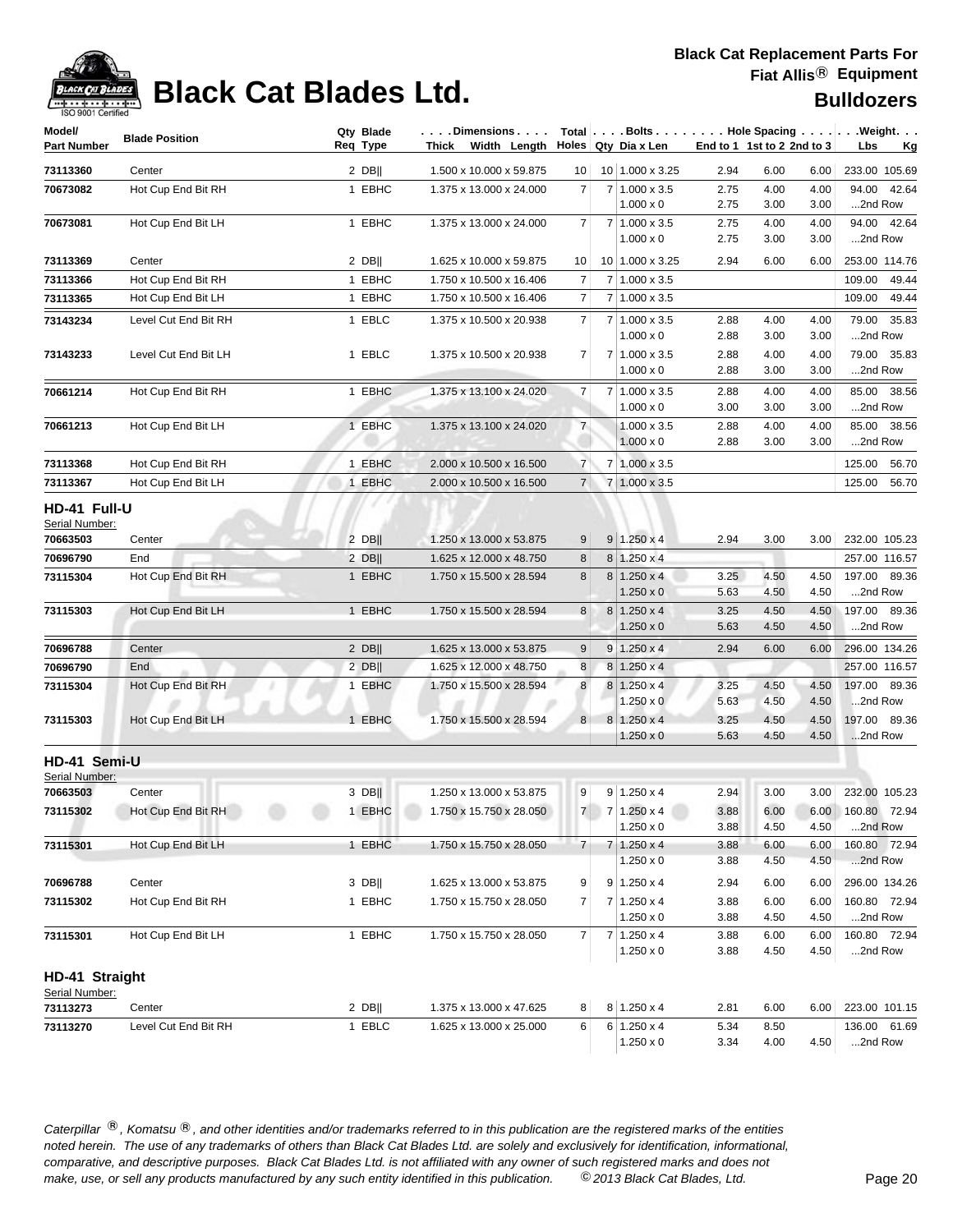# Black Cat Blades Ltd.

**Black Cat Replacement Parts For Fiat Allis® Equipment**

**Bulldozers**

| Model/ Part Number | Blade Position | Qty Req | Blade Type | Dimensions Thick x Width x Length | Total Holes | Bolts Qty | Dia x Len | End to 1 | 1st to 2 | 2nd to 3 | Weight Lbs | Kg |
|---|---|---|---|---|---|---|---|---|---|---|---|---|
| 73113360 | Center | 2 | DB‖ | 1.500 x 10.000 x 59.875 | 10 | 10 | 1.000 x 3.25 | 2.94 | 6.00 | 6.00 | 233.00 | 105.69 |
| 70673082 | Hot Cup End Bit RH | 1 | EBHC | 1.375 x 13.000 x 24.000 | 7 | 7 | 1.000 x 3.5 | 2.75 | 4.00 | 4.00 | 94.00 | 42.64 |
| | | | | | | | 1.000 x 0 | 2.75 | 3.00 | 3.00 | ...2nd Row | |
| 70673081 | Hot Cup End Bit LH | 1 | EBHC | 1.375 x 13.000 x 24.000 | 7 | 7 | 1.000 x 3.5 | 2.75 | 4.00 | 4.00 | 94.00 | 42.64 |
| | | | | | | | 1.000 x 0 | 2.75 | 3.00 | 3.00 | ...2nd Row | |
| 73113369 | Center | 2 | DB‖ | 1.625 x 10.000 x 59.875 | 10 | 10 | 1.000 x 3.25 | 2.94 | 6.00 | 6.00 | 253.00 | 114.76 |
| 73113366 | Hot Cup End Bit RH | 1 | EBHC | 1.750 x 10.500 x 16.406 | 7 | 7 | 1.000 x 3.5 | | | | 109.00 | 49.44 |
| 73113365 | Hot Cup End Bit LH | 1 | EBHC | 1.750 x 10.500 x 16.406 | 7 | 7 | 1.000 x 3.5 | | | | 109.00 | 49.44 |
| 73143234 | Level Cut End Bit RH | 1 | EBLC | 1.375 x 10.500 x 20.938 | 7 | 7 | 1.000 x 3.5 | 2.88 | 4.00 | 4.00 | 79.00 | 35.83 |
| | | | | | | | 1.000 x 0 | 2.88 | 3.00 | 3.00 | ...2nd Row | |
| 73143233 | Level Cut End Bit LH | 1 | EBLC | 1.375 x 10.500 x 20.938 | 7 | 7 | 1.000 x 3.5 | 2.88 | 4.00 | 4.00 | 79.00 | 35.83 |
| | | | | | | | 1.000 x 0 | 2.88 | 3.00 | 3.00 | ...2nd Row | |
| 70661214 | Hot Cup End Bit RH | 1 | EBHC | 1.375 x 13.100 x 24.020 | 7 | 7 | 1.000 x 3.5 | 2.88 | 4.00 | 4.00 | 85.00 | 38.56 |
| | | | | | | | 1.000 x 0 | 3.00 | 3.00 | 3.00 | ...2nd Row | |
| 70661213 | Hot Cup End Bit LH | 1 | EBHC | 1.375 x 13.100 x 24.020 | 7 | | 1.000 x 3.5 | 2.88 | 4.00 | 4.00 | 85.00 | 38.56 |
| | | | | | | | 1.000 x 0 | 2.88 | 3.00 | 3.00 | ...2nd Row | |
| 73113368 | Hot Cup End Bit RH | 1 | EBHC | 2.000 x 10.500 x 16.500 | 7 | 7 | 1.000 x 3.5 | | | | 125.00 | 56.70 |
| 73113367 | Hot Cup End Bit LH | 1 | EBHC | 2.000 x 10.500 x 16.500 | 7 | 7 | 1.000 x 3.5 | | | | 125.00 | 56.70 |

## HD-41 Full-U

Serial Number:

| Model/ Part Number | Blade Position | Qty Req | Blade Type | Dimensions Thick x Width x Length | Total Holes | Bolts Qty | Dia x Len | End to 1 | 1st to 2 | 2nd to 3 | Weight Lbs | Kg |
|---|---|---|---|---|---|---|---|---|---|---|---|---|
| 70663503 | Center | 2 | DB‖ | 1.250 x 13.000 x 53.875 | 9 | 9 | 1.250 x 4 | 2.94 | 3.00 | 3.00 | 232.00 | 105.23 |
| 70696790 | End | 2 | DB‖ | 1.625 x 12.000 x 48.750 | 8 | 8 | 1.250 x 4 | | | | 257.00 | 116.57 |
| 73115304 | Hot Cup End Bit RH | 1 | EBHC | 1.750 x 15.500 x 28.594 | 8 | 8 | 1.250 x 4 | 3.25 | 4.50 | 4.50 | 197.00 | 89.36 |
| | | | | | | | 1.250 x 0 | 5.63 | 4.50 | 4.50 | ...2nd Row | |
| 73115303 | Hot Cup End Bit LH | 1 | EBHC | 1.750 x 15.500 x 28.594 | 8 | 8 | 1.250 x 4 | 3.25 | 4.50 | 4.50 | 197.00 | 89.36 |
| | | | | | | | 1.250 x 0 | 5.63 | 4.50 | 4.50 | ...2nd Row | |
| 70696788 | Center | 2 | DB‖ | 1.625 x 13.000 x 53.875 | 9 | 9 | 1.250 x 4 | 2.94 | 6.00 | 6.00 | 296.00 | 134.26 |
| 70696790 | End | 2 | DB‖ | 1.625 x 12.000 x 48.750 | 8 | 8 | 1.250 x 4 | | | | 257.00 | 116.57 |
| 73115304 | Hot Cup End Bit RH | 1 | EBHC | 1.750 x 15.500 x 28.594 | 8 | 8 | 1.250 x 4 | 3.25 | 4.50 | 4.50 | 197.00 | 89.36 |
| | | | | | | | 1.250 x 0 | 5.63 | 4.50 | 4.50 | ...2nd Row | |
| 73115303 | Hot Cup End Bit LH | 1 | EBHC | 1.750 x 15.500 x 28.594 | 8 | 8 | 1.250 x 4 | 3.25 | 4.50 | 4.50 | 197.00 | 89.36 |
| | | | | | | | 1.250 x 0 | 5.63 | 4.50 | 4.50 | ...2nd Row | |

## HD-41 Semi-U

Serial Number:

| Model/ Part Number | Blade Position | Qty Req | Blade Type | Dimensions Thick x Width x Length | Total Holes | Bolts Qty | Dia x Len | End to 1 | 1st to 2 | 2nd to 3 | Weight Lbs | Kg |
|---|---|---|---|---|---|---|---|---|---|---|---|---|
| 70663503 | Center | 3 | DB‖ | 1.250 x 13.000 x 53.875 | 9 | 9 | 1.250 x 4 | 2.94 | 3.00 | 3.00 | 232.00 | 105.23 |
| 73115302 | Hot Cup End Bit RH | 1 | EBHC | 1.750 x 15.750 x 28.050 | 7 | 7 | 1.250 x 4 | 3.88 | 6.00 | 6.00 | 160.80 | 72.94 |
| | | | | | | | 1.250 x 0 | 3.88 | 4.50 | 4.50 | ...2nd Row | |
| 73115301 | Hot Cup End Bit LH | 1 | EBHC | 1.750 x 15.750 x 28.050 | 7 | 7 | 1.250 x 4 | 3.88 | 6.00 | 6.00 | 160.80 | 72.94 |
| | | | | | | | 1.250 x 0 | 3.88 | 4.50 | 4.50 | ...2nd Row | |
| 70696788 | Center | 3 | DB‖ | 1.625 x 13.000 x 53.875 | 9 | 9 | 1.250 x 4 | 2.94 | 6.00 | 6.00 | 296.00 | 134.26 |
| 73115302 | Hot Cup End Bit RH | 1 | EBHC | 1.750 x 15.750 x 28.050 | 7 | 7 | 1.250 x 4 | 3.88 | 6.00 | 6.00 | 160.80 | 72.94 |
| | | | | | | | 1.250 x 0 | 3.88 | 4.50 | 4.50 | ...2nd Row | |
| 73115301 | Hot Cup End Bit LH | 1 | EBHC | 1.750 x 15.750 x 28.050 | 7 | 7 | 1.250 x 4 | 3.88 | 6.00 | 6.00 | 160.80 | 72.94 |
| | | | | | | | 1.250 x 0 | 3.88 | 4.50 | 4.50 | ...2nd Row | |

## HD-41 Straight

Serial Number:

| Model/ Part Number | Blade Position | Qty Req | Blade Type | Dimensions Thick x Width x Length | Total Holes | Bolts Qty | Dia x Len | End to 1 | 1st to 2 | 2nd to 3 | Weight Lbs | Kg |
|---|---|---|---|---|---|---|---|---|---|---|---|---|
| 73113273 | Center | 2 | DB‖ | 1.375 x 13.000 x 47.625 | 8 | 8 | 1.250 x 4 | 2.81 | 6.00 | 6.00 | 223.00 | 101.15 |
| 73113270 | Level Cut End Bit RH | 1 | EBLC | 1.625 x 13.000 x 25.000 | 6 | 6 | 1.250 x 4 | 5.34 | 8.50 | | 136.00 | 61.69 |
| | | | | | | | 1.250 x 0 | 3.34 | 4.00 | 4.50 | ...2nd Row | |

*Caterpillar ®, Komatsu ®, and other identities and/or trademarks referred to in this publication are the registered marks of the entities noted herein. The use of any trademarks of others than Black Cat Blades Ltd. are solely and exclusively for identification, informational, comparative, and descriptive purposes. Black Cat Blades Ltd. is not affiliated with any owner of such registered marks and does not make, use, or sell any products manufactured by any such entity identified in this publication. © 2013 Black Cat Blades, Ltd.*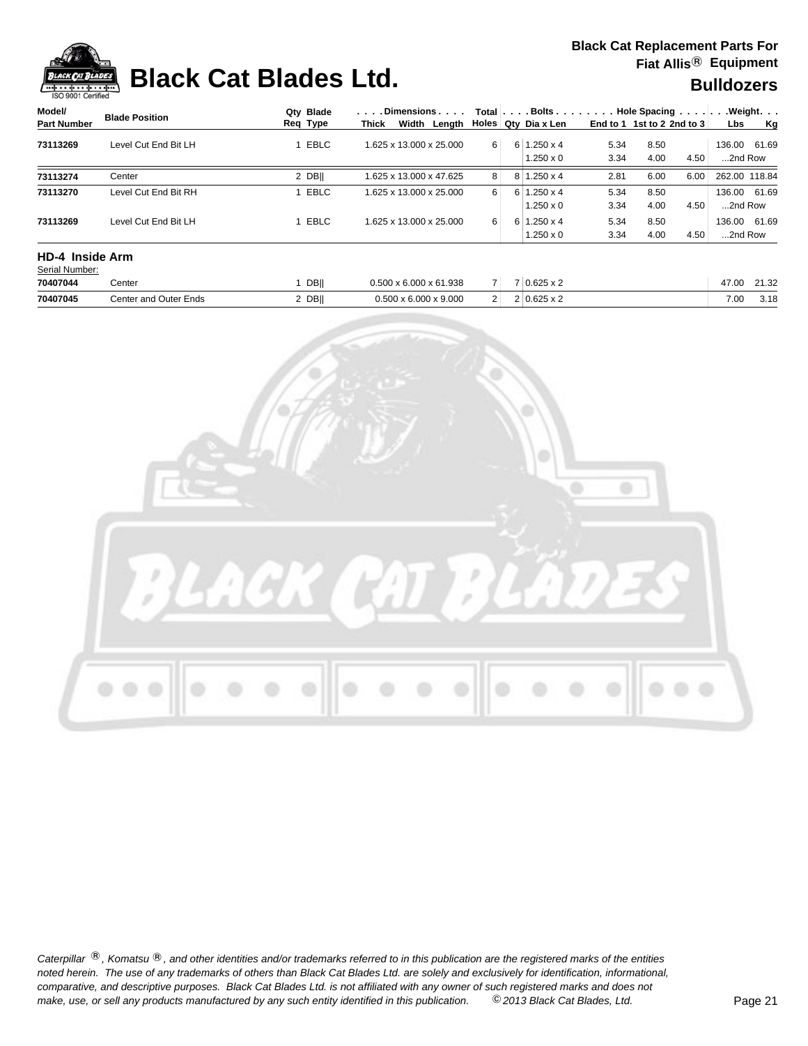| Model/ Part Number | Blade Position | Qty Req | Blade Type | Dimensions Thick x Width x Length | Total Holes | Bolts Qty | Bolts Dia x Len | Hole Spacing End to 1 | Hole Spacing 1st to 2 | Hole Spacing 2nd to 3 | Weight Lbs | Weight Kg |
|---|---|---|---|---|---|---|---|---|---|---|---|---|
| 73113269 | Level Cut End Bit LH | 1 | EBLC | 1.625 x 13.000 x 25.000 | 6 | 6 | 1.250 x 4 | 5.34 | 8.50 | | 136.00 | 61.69 |
| | | | | | | | 1.250 x 0 | 3.34 | 4.00 | 4.50 | ...2nd Row | |
| 73113274 | Center | 2 | DB‖ | 1.625 x 13.000 x 47.625 | 8 | 8 | 1.250 x 4 | 2.81 | 6.00 | 6.00 | 262.00 | 118.84 |
| 73113270 | Level Cut End Bit RH | 1 | EBLC | 1.625 x 13.000 x 25.000 | 6 | 6 | 1.250 x 4 | 5.34 | 8.50 | | 136.00 | 61.69 |
| | | | | | | | 1.250 x 0 | 3.34 | 4.00 | 4.50 | ...2nd Row | |
| 73113269 | Level Cut End Bit LH | 1 | EBLC | 1.625 x 13.000 x 25.000 | 6 | 6 | 1.250 x 4 | 5.34 | 8.50 | | 136.00 | 61.69 |
| | | | | | | | 1.250 x 0 | 3.34 | 4.00 | 4.50 | ...2nd Row | |

## HD-4 Inside Arm

Serial Number:

| Model/ Part Number | Blade Position | Qty Req | Blade Type | Dimensions Thick x Width x Length | Total Holes | Bolts Qty | Bolts Dia x Len | Hole Spacing End to 1 | Hole Spacing 1st to 2 | Hole Spacing 2nd to 3 | Weight Lbs | Weight Kg |
|---|---|---|---|---|---|---|---|---|---|---|---|---|
| 70407044 | Center | 1 | DB‖ | 0.500 x 6.000 x 61.938 | 7 | 7 | 0.625 x 2 | | | | 47.00 | 21.32 |
| 70407045 | Center and Outer Ends | 2 | DB‖ | 0.500 x 6.000 x 9.000 | 2 | 2 | 0.625 x 2 | | | | 7.00 | 3.18 |

*Caterpillar ®, Komatsu ®, and other identities and/or trademarks referred to in this publication are the registered marks of the entities noted herein. The use of any trademarks of others than Black Cat Blades Ltd. are solely and exclusively for identification, informational, comparative, and descriptive purposes. Black Cat Blades Ltd. is not affiliated with any owner of such registered marks and does not make, use, or sell any products manufactured by any such entity identified in this publication. © 2013 Black Cat Blades, Ltd.*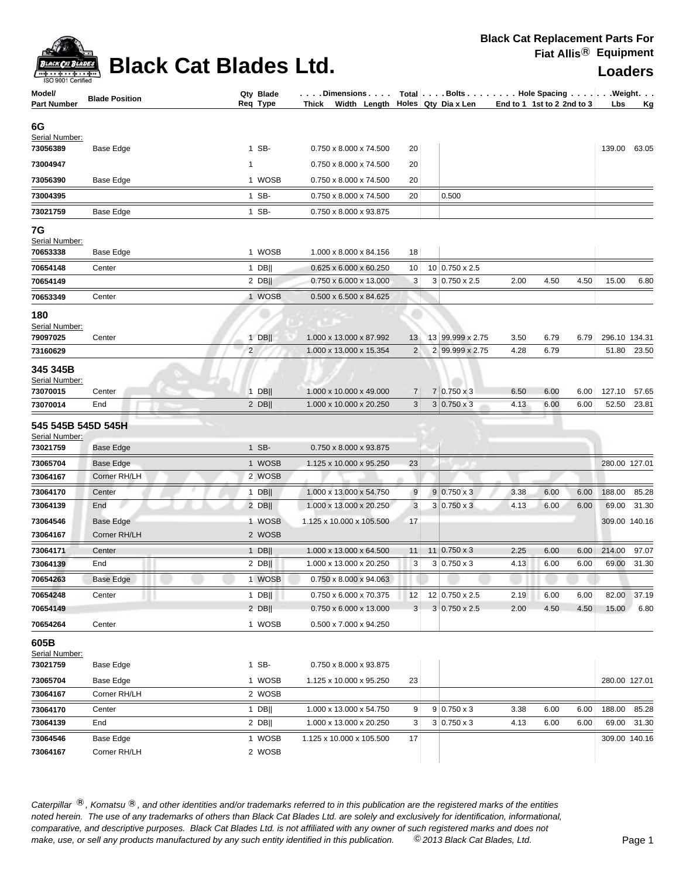# Black Cat Blades Ltd.

**Black Cat Replacement Parts For Fiat Allis® Equipment**

**Loaders**

| Model/ Part Number | Blade Position | Qty Req | Blade Type | Dimensions Thick x Width x Length | Total Holes | Bolts Qty | Bolts Dia x Len | Hole Spacing End to 1 | Hole Spacing 1st to 2 | Hole Spacing 2nd to 3 | Weight Lbs | Weight Kg |
|---|---|---|---|---|---|---|---|---|---|---|---|---|
| **6G** | | | | | | | | | | | | |
| Serial Number: | | | | | | | | | | | | |
| **73056389** | Base Edge | 1 | SB- | 0.750 x 8.000 x 74.500 | 20 | | | | | | 139.00 | 63.05 |
| **73004947** | | 1 | | 0.750 x 8.000 x 74.500 | 20 | | | | | | | |
| **73056390** | Base Edge | 1 | WOSB | 0.750 x 8.000 x 74.500 | 20 | | | | | | | |
| **73004395** | | 1 | SB- | 0.750 x 8.000 x 74.500 | 20 | | 0.500 | | | | | |
| **73021759** | Base Edge | 1 | SB- | 0.750 x 8.000 x 93.875 | | | | | | | | |
| **7G** | | | | | | | | | | | | |
| Serial Number: | | | | | | | | | | | | |
| **70653338** | Base Edge | 1 | WOSB | 1.000 x 8.000 x 84.156 | 18 | | | | | | | |
| **70654148** | Center | 1 | DB\|\| | 0.625 x 6.000 x 60.250 | 10 | 10 | 0.750 x 2.5 | | | | | |
| **70654149** | | 2 | DB\|\| | 0.750 x 6.000 x 13.000 | 3 | 3 | 0.750 x 2.5 | 2.00 | 4.50 | 4.50 | 15.00 | 6.80 |
| **70653349** | Center | 1 | WOSB | 0.500 x 6.500 x 84.625 | | | | | | | | |
| **180** | | | | | | | | | | | | |
| Serial Number: | | | | | | | | | | | | |
| **79097025** | Center | 1 | DB\|\| | 1.000 x 13.000 x 87.992 | 13 | 13 | 99.999 x 2.75 | 3.50 | 6.79 | 6.79 | 296.10 | 134.31 |
| **73160629** | | 2 | | 1.000 x 13.000 x 15.354 | 2 | 2 | 99.999 x 2.75 | 4.28 | 6.79 | | 51.80 | 23.50 |
| **345 345B** | | | | | | | | | | | | |
| Serial Number: | | | | | | | | | | | | |
| **73070015** | Center | 1 | DB\|\| | 1.000 x 10.000 x 49.000 | 7 | 7 | 0.750 x 3 | 6.50 | 6.00 | 6.00 | 127.10 | 57.65 |
| **73070014** | End | 2 | DB\|\| | 1.000 x 10.000 x 20.250 | 3 | 3 | 0.750 x 3 | 4.13 | 6.00 | 6.00 | 52.50 | 23.81 |
| **545 545B 545D 545H** | | | | | | | | | | | | |
| Serial Number: | | | | | | | | | | | | |
| **73021759** | Base Edge | 1 | SB- | 0.750 x 8.000 x 93.875 | | | | | | | | |
| **73065704** | Base Edge | 1 | WOSB | 1.125 x 10.000 x 95.250 | 23 | | | | | | 280.00 | 127.01 |
| **73064167** | Corner RH/LH | 2 | WOSB | | | | | | | | | |
| **73064170** | Center | 1 | DB\|\| | 1.000 x 13.000 x 54.750 | 9 | 9 | 0.750 x 3 | 3.38 | 6.00 | 6.00 | 188.00 | 85.28 |
| **73064139** | End | 2 | DB\|\| | 1.000 x 13.000 x 20.250 | 3 | 3 | 0.750 x 3 | 4.13 | 6.00 | 6.00 | 69.00 | 31.30 |
| **73064546** | Base Edge | 1 | WOSB | 1.125 x 10.000 x 105.500 | 17 | | | | | | 309.00 | 140.16 |
| **73064167** | Corner RH/LH | 2 | WOSB | | | | | | | | | |
| **73064171** | Center | 1 | DB\|\| | 1.000 x 13.000 x 64.500 | 11 | 11 | 0.750 x 3 | 2.25 | 6.00 | 6.00 | 214.00 | 97.07 |
| **73064139** | End | 2 | DB\|\| | 1.000 x 13.000 x 20.250 | 3 | 3 | 0.750 x 3 | 4.13 | 6.00 | 6.00 | 69.00 | 31.30 |
| **70654263** | Base Edge | 1 | WOSB | 0.750 x 8.000 x 94.063 | | | | | | | | |
| **70654248** | Center | 1 | DB\|\| | 0.750 x 6.000 x 70.375 | 12 | 12 | 0.750 x 2.5 | 2.19 | 6.00 | 6.00 | 82.00 | 37.19 |
| **70654149** | | 2 | DB\|\| | 0.750 x 6.000 x 13.000 | 3 | 3 | 0.750 x 2.5 | 2.00 | 4.50 | 4.50 | 15.00 | 6.80 |
| **70654264** | Center | 1 | WOSB | 0.500 x 7.000 x 94.250 | | | | | | | | |
| **605B** | | | | | | | | | | | | |
| Serial Number: | | | | | | | | | | | | |
| **73021759** | Base Edge | 1 | SB- | 0.750 x 8.000 x 93.875 | | | | | | | | |
| **73065704** | Base Edge | 1 | WOSB | 1.125 x 10.000 x 95.250 | 23 | | | | | | 280.00 | 127.01 |
| **73064167** | Corner RH/LH | 2 | WOSB | | | | | | | | | |
| **73064170** | Center | 1 | DB\|\| | 1.000 x 13.000 x 54.750 | 9 | 9 | 0.750 x 3 | 3.38 | 6.00 | 6.00 | 188.00 | 85.28 |
| **73064139** | End | 2 | DB\|\| | 1.000 x 13.000 x 20.250 | 3 | 3 | 0.750 x 3 | 4.13 | 6.00 | 6.00 | 69.00 | 31.30 |
| **73064546** | Base Edge | 1 | WOSB | 1.125 x 10.000 x 105.500 | 17 | | | | | | 309.00 | 140.16 |
| **73064167** | Corner RH/LH | 2 | WOSB | | | | | | | | | |

*Caterpillar ®, Komatsu ®, and other identities and/or trademarks referred to in this publication are the registered marks of the entities noted herein. The use of any trademarks of others than Black Cat Blades Ltd. are solely and exclusively for identification, informational, comparative, and descriptive purposes. Black Cat Blades Ltd. is not affiliated with any owner of such registered marks and does not make, use, or sell any products manufactured by any such entity identified in this publication. © 2013 Black Cat Blades, Ltd.*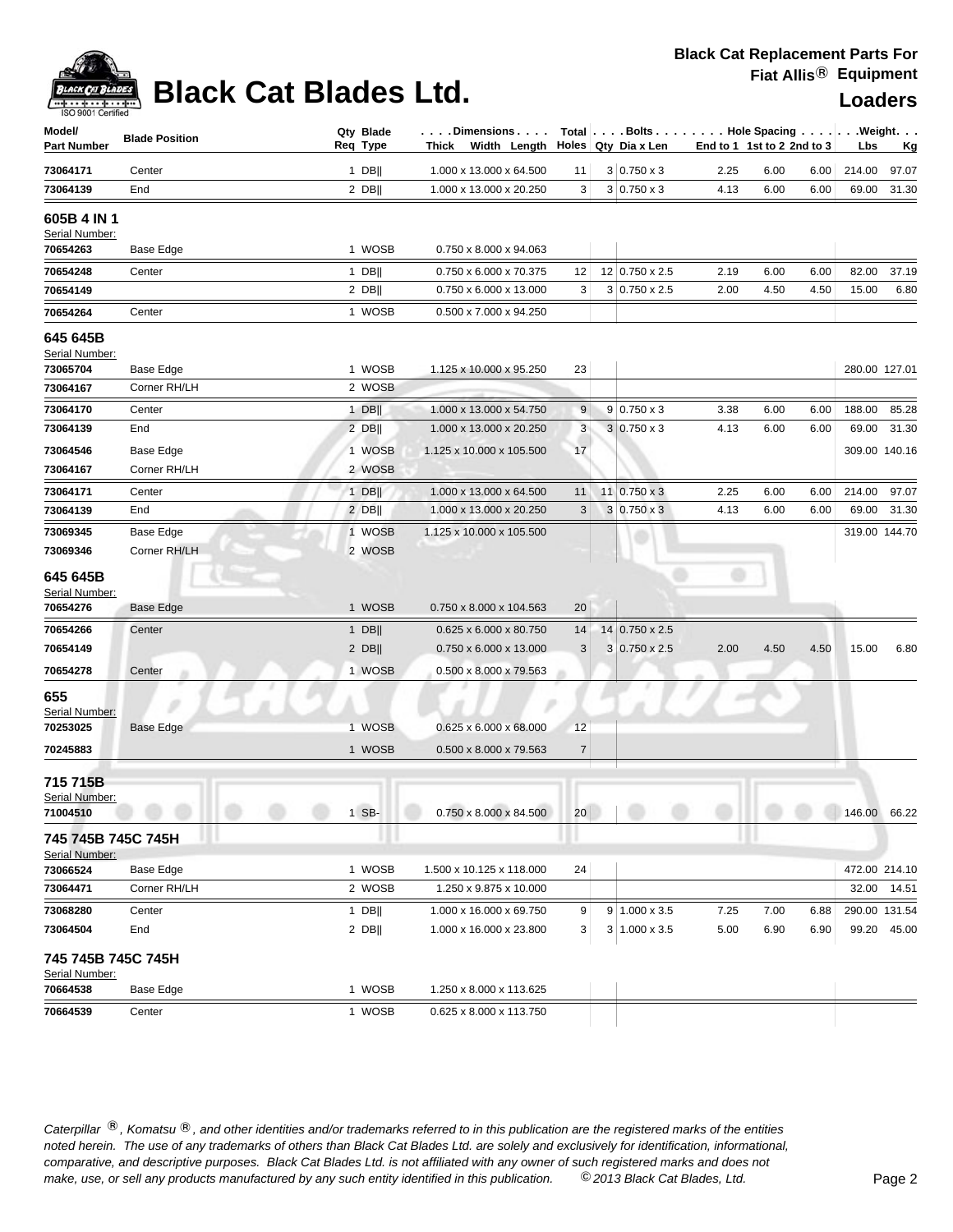# Black Cat Blades Ltd.

**Black Cat Replacement Parts For Fiat Allis® Equipment**

**Loaders**

| Model/ Part Number | Blade Position | Qty Req | Blade Type | Thick | Width | Length | Total Holes | Bolts Qty | Dia x Len | End to 1 | 1st to 2 | 2nd to 3 | Weight Lbs | Kg |
|---|---|---|---|---|---|---|---|---|---|---|---|---|---|---|
| 73064171 | Center | 1 | DB\|\| | 1.000 | 13.000 | 64.500 | 11 | 3 | 0.750 x 3 | 2.25 | 6.00 | 6.00 | 214.00 | 97.07 |
| 73064139 | End | 2 | DB\|\| | 1.000 | 13.000 | 20.250 | 3 | 3 | 0.750 x 3 | 4.13 | 6.00 | 6.00 | 69.00 | 31.30 |
| **605B 4 IN 1** Serial Number: | | | | | | | | | | | | | | |
| 70654263 | Base Edge | 1 | WOSB | 0.750 | 8.000 | 94.063 | | | | | | | | |
| 70654248 | Center | 1 | DB\|\| | 0.750 | 6.000 | 70.375 | 12 | 12 | 0.750 x 2.5 | 2.19 | 6.00 | 6.00 | 82.00 | 37.19 |
| 70654149 | | 2 | DB\|\| | 0.750 | 6.000 | 13.000 | 3 | 3 | 0.750 x 2.5 | 2.00 | 4.50 | 4.50 | 15.00 | 6.80 |
| 70654264 | Center | 1 | WOSB | 0.500 | 7.000 | 94.250 | | | | | | | | |
| **645 645B** Serial Number: | | | | | | | | | | | | | | |
| 73065704 | Base Edge | 1 | WOSB | 1.125 | 10.000 | 95.250 | 23 | | | | | | 280.00 | 127.01 |
| 73064167 | Corner RH/LH | 2 | WOSB | | | | | | | | | | | |
| 73064170 | Center | 1 | DB\|\| | 1.000 | 13.000 | 54.750 | 9 | 9 | 0.750 x 3 | 3.38 | 6.00 | 6.00 | 188.00 | 85.28 |
| 73064139 | End | 2 | DB\|\| | 1.000 | 13.000 | 20.250 | 3 | 3 | 0.750 x 3 | 4.13 | 6.00 | 6.00 | 69.00 | 31.30 |
| 73064546 | Base Edge | 1 | WOSB | 1.125 | 10.000 | 105.500 | 17 | | | | | | 309.00 | 140.16 |
| 73064167 | Corner RH/LH | 2 | WOSB | | | | | | | | | | | |
| 73064171 | Center | 1 | DB\|\| | 1.000 | 13.000 | 64.500 | 11 | 11 | 0.750 x 3 | 2.25 | 6.00 | 6.00 | 214.00 | 97.07 |
| 73064139 | End | 2 | DB\|\| | 1.000 | 13.000 | 20.250 | 3 | 3 | 0.750 x 3 | 4.13 | 6.00 | 6.00 | 69.00 | 31.30 |
| 73069345 | Base Edge | 1 | WOSB | 1.125 | 10.000 | 105.500 | | | | | | | 319.00 | 144.70 |
| 73069346 | Corner RH/LH | 2 | WOSB | | | | | | | | | | | |
| **645 645B** Serial Number: | | | | | | | | | | | | | | |
| 70654276 | Base Edge | 1 | WOSB | 0.750 | 8.000 | 104.563 | 20 | | | | | | | |
| 70654266 | Center | 1 | DB\|\| | 0.625 | 6.000 | 80.750 | 14 | 14 | 0.750 x 2.5 | | | | | |
| 70654149 | | 2 | DB\|\| | 0.750 | 6.000 | 13.000 | 3 | 3 | 0.750 x 2.5 | 2.00 | 4.50 | 4.50 | 15.00 | 6.80 |
| 70654278 | Center | 1 | WOSB | 0.500 | 8.000 | 79.563 | | | | | | | | |
| **655** Serial Number: | | | | | | | | | | | | | | |
| 70253025 | Base Edge | 1 | WOSB | 0.625 | 6.000 | 68.000 | 12 | | | | | | | |
| 70245883 | | 1 | WOSB | 0.500 | 8.000 | 79.563 | 7 | | | | | | | |
| **715 715B** Serial Number: | | | | | | | | | | | | | | |
| 71004510 | | 1 | SB- | 0.750 | 8.000 | 84.500 | 20 | | | | | | 146.00 | 66.22 |
| **745 745B 745C 745H** Serial Number: | | | | | | | | | | | | | | |
| 73066524 | Base Edge | 1 | WOSB | 1.500 | 10.125 | 118.000 | 24 | | | | | | 472.00 | 214.10 |
| 73064471 | Corner RH/LH | 2 | WOSB | 1.250 | 9.875 | 10.000 | | | | | | | 32.00 | 14.51 |
| 73068280 | Center | 1 | DB\|\| | 1.000 | 16.000 | 69.750 | 9 | 9 | 1.000 x 3.5 | 7.25 | 7.00 | 6.88 | 290.00 | 131.54 |
| 73064504 | End | 2 | DB\|\| | 1.000 | 16.000 | 23.800 | 3 | 3 | 1.000 x 3.5 | 5.00 | 6.90 | 6.90 | 99.20 | 45.00 |
| **745 745B 745C 745H** Serial Number: | | | | | | | | | | | | | | |
| 70664538 | Base Edge | 1 | WOSB | 1.250 | 8.000 | 113.625 | | | | | | | | |
| 70664539 | Center | 1 | WOSB | 0.625 | 8.000 | 113.750 | | | | | | | | |

*Caterpillar ®, Komatsu ®, and other identities and/or trademarks referred to in this publication are the registered marks of the entities noted herein. The use of any trademarks of others than Black Cat Blades Ltd. are solely and exclusively for identification, informational, comparative, and descriptive purposes. Black Cat Blades Ltd. is not affiliated with any owner of such registered marks and does not make, use, or sell any products manufactured by any such entity identified in this publication. © 2013 Black Cat Blades, Ltd.*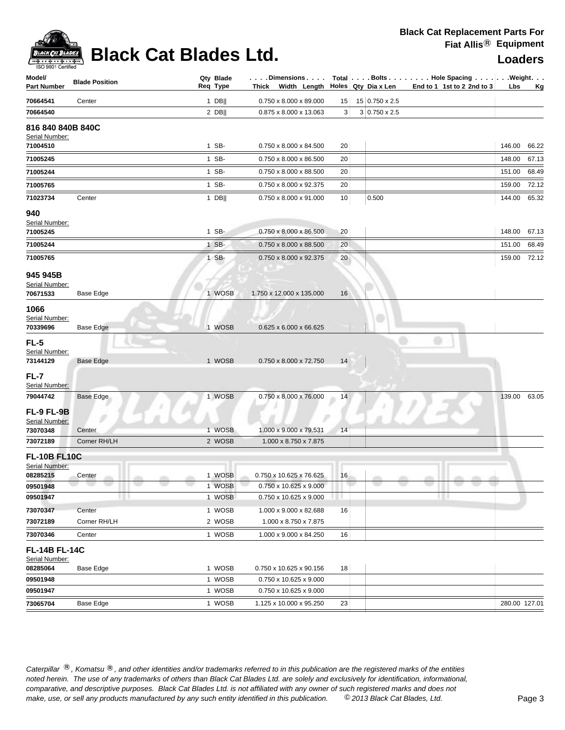# Black Cat Blades Ltd.

**Black Cat Replacement Parts For Fiat Allis® Equipment**

**Loaders**

| Model/ Part Number | Blade Position | Qty Req | Blade Type | Dimensions Thick x Width x Length | Total Holes | Bolts Qty | Dia x Len | Hole Spacing End to 1 | 1st to 2 | 2nd to 3 | Weight Lbs | Kg |
|---|---|---|---|---|---|---|---|---|---|---|---|---|
| 70664541 | Center | 1 | DB\|\| | 0.750 x 8.000 x 89.000 | 15 | 15 | 0.750 x 2.5 | | | | | |
| 70664540 | | 2 | DB\|\| | 0.875 x 8.000 x 13.063 | 3 | 3 | 0.750 x 2.5 | | | | | |
| **816 840 840B 840C** | | | | | | | | | | | | |
| Serial Number: | | | | | | | | | | | | |
| 71004510 | | 1 | SB- | 0.750 x 8.000 x 84.500 | 20 | | | | | | 146.00 | 66.22 |
| 71005245 | | 1 | SB- | 0.750 x 8.000 x 86.500 | 20 | | | | | | 148.00 | 67.13 |
| 71005244 | | 1 | SB- | 0.750 x 8.000 x 88.500 | 20 | | | | | | 151.00 | 68.49 |
| 71005765 | | 1 | SB- | 0.750 x 8.000 x 92.375 | 20 | | | | | | 159.00 | 72.12 |
| 71023734 | Center | 1 | DB\|\| | 0.750 x 8.000 x 91.000 | 10 | | 0.500 | | | | 144.00 | 65.32 |
| **940** | | | | | | | | | | | | |
| Serial Number: | | | | | | | | | | | | |
| 71005245 | | 1 | SB- | 0.750 x 8.000 x 86.500 | 20 | | | | | | 148.00 | 67.13 |
| 71005244 | | 1 | SB- | 0.750 x 8.000 x 88.500 | 20 | | | | | | 151.00 | 68.49 |
| 71005765 | | 1 | SB- | 0.750 x 8.000 x 92.375 | 20 | | | | | | 159.00 | 72.12 |
| **945 945B** | | | | | | | | | | | | |
| Serial Number: | | | | | | | | | | | | |
| 70671533 | Base Edge | 1 | WOSB | 1.750 x 12.000 x 135.000 | 16 | | | | | | | |
| **1066** | | | | | | | | | | | | |
| Serial Number: | | | | | | | | | | | | |
| 70339696 | Base Edge | 1 | WOSB | 0.625 x 6.000 x 66.625 | | | | | | | | |
| **FL-5** | | | | | | | | | | | | |
| Serial Number: | | | | | | | | | | | | |
| 73144129 | Base Edge | 1 | WOSB | 0.750 x 8.000 x 72.750 | 14 | | | | | | | |
| **FL-7** | | | | | | | | | | | | |
| Serial Number: | | | | | | | | | | | | |
| 79044742 | Base Edge | 1 | WOSB | 0.750 x 8.000 x 76.000 | 14 | | | | | | 139.00 | 63.05 |
| **FL-9 FL-9B** | | | | | | | | | | | | |
| Serial Number: | | | | | | | | | | | | |
| 73070348 | Center | 1 | WOSB | 1.000 x 9.000 x 79.531 | 14 | | | | | | | |
| 73072189 | Corner RH/LH | 2 | WOSB | 1.000 x 8.750 x 7.875 | | | | | | | | |
| **FL-10B FL10C** | | | | | | | | | | | | |
| Serial Number: | | | | | | | | | | | | |
| 08285215 | Center | 1 | WOSB | 0.750 x 10.625 x 76.625 | 16 | | | | | | | |
| 09501948 | | 1 | WOSB | 0.750 x 10.625 x 9.000 | | | | | | | | |
| 09501947 | | 1 | WOSB | 0.750 x 10.625 x 9.000 | | | | | | | | |
| 73070347 | Center | 1 | WOSB | 1.000 x 9.000 x 82.688 | 16 | | | | | | | |
| 73072189 | Corner RH/LH | 2 | WOSB | 1.000 x 8.750 x 7.875 | | | | | | | | |
| 73070346 | Center | 1 | WOSB | 1.000 x 9.000 x 84.250 | 16 | | | | | | | |
| **FL-14B FL-14C** | | | | | | | | | | | | |
| Serial Number: | | | | | | | | | | | | |
| 08285064 | Base Edge | 1 | WOSB | 0.750 x 10.625 x 90.156 | 18 | | | | | | | |
| 09501948 | | 1 | WOSB | 0.750 x 10.625 x 9.000 | | | | | | | | |
| 09501947 | | 1 | WOSB | 0.750 x 10.625 x 9.000 | | | | | | | | |
| 73065704 | Base Edge | 1 | WOSB | 1.125 x 10.000 x 95.250 | 23 | | | | | | 280.00 | 127.01 |

*Caterpillar ®, Komatsu ®, and other identities and/or trademarks referred to in this publication are the registered marks of the entities noted herein. The use of any trademarks of others than Black Cat Blades Ltd. are solely and exclusively for identification, informational, comparative, and descriptive purposes. Black Cat Blades Ltd. is not affiliated with any owner of such registered marks and does not make, use, or sell any products manufactured by any such entity identified in this publication. © 2013 Black Cat Blades, Ltd.*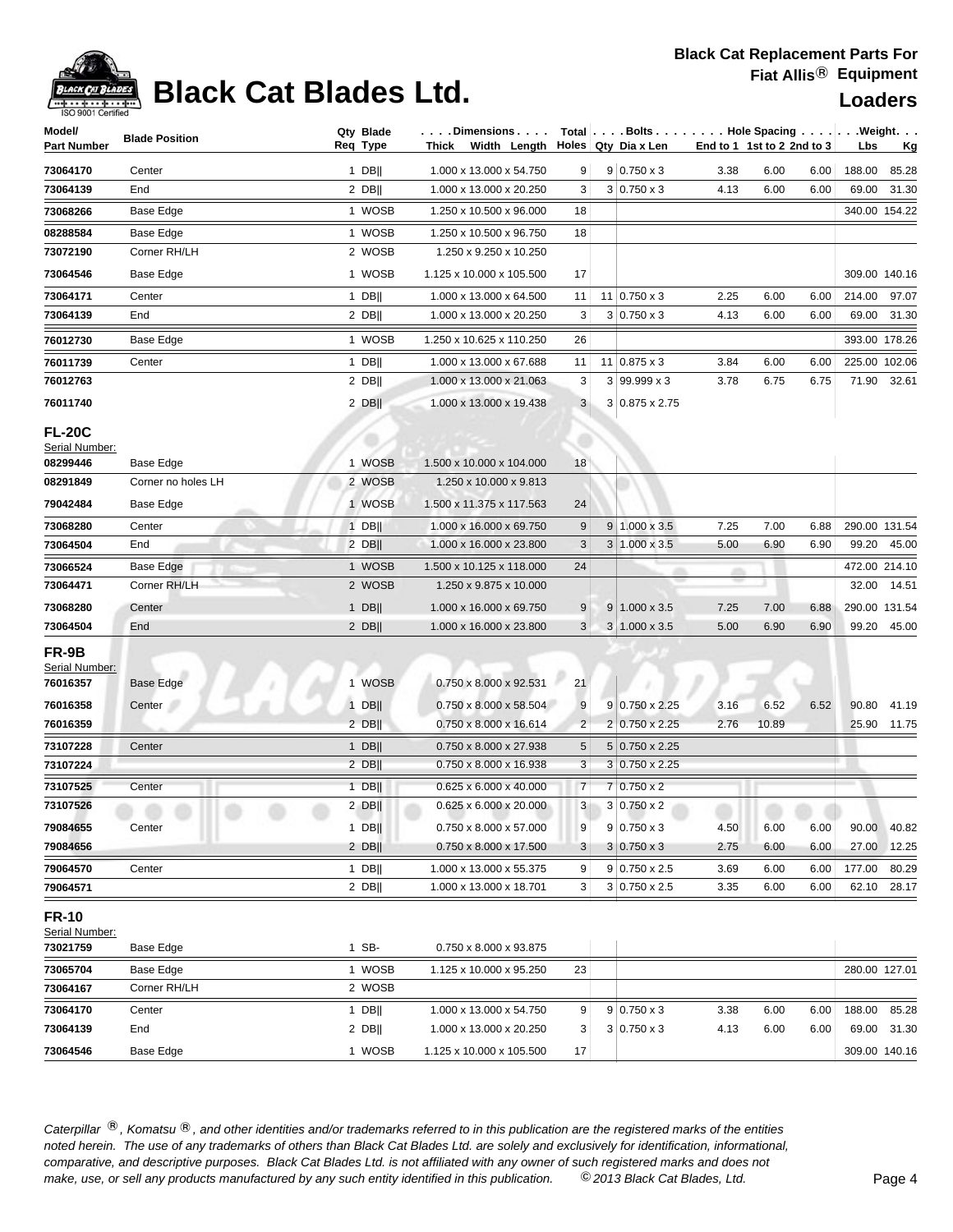# Black Cat Blades Ltd.

**Black Cat Replacement Parts For Fiat Allis® Equipment**

**Loaders**

| Model/ Part Number | Blade Position | Qty Req | Blade Type | Dimensions Thick Width Length | Total Holes | Bolts Qty | Dia x Len | Hole Spacing End to 1 | 1st to 2 | 2nd to 3 | Weight Lbs | Kg |
|---|---|---|---|---|---|---|---|---|---|---|---|---|
| 73064170 | Center | 1 | DB‖ | 1.000 x 13.000 x 54.750 | 9 | 9 | 0.750 x 3 | 3.38 | 6.00 | 6.00 | 188.00 | 85.28 |
| 73064139 | End | 2 | DB‖ | 1.000 x 13.000 x 20.250 | 3 | 3 | 0.750 x 3 | 4.13 | 6.00 | 6.00 | 69.00 | 31.30 |
| 73068266 | Base Edge | 1 | WOSB | 1.250 x 10.500 x 96.000 | 18 | | | | | | 340.00 | 154.22 |
| 08288584 | Base Edge | 1 | WOSB | 1.250 x 10.500 x 96.750 | 18 | | | | | | | |
| 73072190 | Corner RH/LH | 2 | WOSB | 1.250 x 9.250 x 10.250 | | | | | | | | |
| 73064546 | Base Edge | 1 | WOSB | 1.125 x 10.000 x 105.500 | 17 | | | | | | 309.00 | 140.16 |
| 73064171 | Center | 1 | DB‖ | 1.000 x 13.000 x 64.500 | 11 | 11 | 0.750 x 3 | 2.25 | 6.00 | 6.00 | 214.00 | 97.07 |
| 73064139 | End | 2 | DB‖ | 1.000 x 13.000 x 20.250 | 3 | 3 | 0.750 x 3 | 4.13 | 6.00 | 6.00 | 69.00 | 31.30 |
| 76012730 | Base Edge | 1 | WOSB | 1.250 x 10.625 x 110.250 | 26 | | | | | | 393.00 | 178.26 |
| 76011739 | Center | 1 | DB‖ | 1.000 x 13.000 x 67.688 | 11 | 11 | 0.875 x 3 | 3.84 | 6.00 | 6.00 | 225.00 | 102.06 |
| 76012763 | | 2 | DB‖ | 1.000 x 13.000 x 21.063 | 3 | 3 | 99.999 x 3 | 3.78 | 6.75 | 6.75 | 71.90 | 32.61 |
| 76011740 | | 2 | DB‖ | 1.000 x 13.000 x 19.438 | 3 | 3 | 0.875 x 2.75 | | | | | |

## FL-20C

Serial Number:

| Model/ Part Number | Blade Position | Qty Req | Blade Type | Dimensions Thick Width Length | Total Holes | Bolts Qty | Dia x Len | Hole Spacing End to 1 | 1st to 2 | 2nd to 3 | Weight Lbs | Kg |
|---|---|---|---|---|---|---|---|---|---|---|---|---|
| 08299446 | Base Edge | 1 | WOSB | 1.500 x 10.000 x 104.000 | 18 | | | | | | | |
| 08291849 | Corner no holes LH | 2 | WOSB | 1.250 x 10.000 x 9.813 | | | | | | | | |
| 79042484 | Base Edge | 1 | WOSB | 1.500 x 11.375 x 117.563 | 24 | | | | | | | |
| 73068280 | Center | 1 | DB‖ | 1.000 x 16.000 x 69.750 | 9 | 9 | 1.000 x 3.5 | 7.25 | 7.00 | 6.88 | 290.00 | 131.54 |
| 73064504 | End | 2 | DB‖ | 1.000 x 16.000 x 23.800 | 3 | 3 | 1.000 x 3.5 | 5.00 | 6.90 | 6.90 | 99.20 | 45.00 |
| 73066524 | Base Edge | 1 | WOSB | 1.500 x 10.125 x 118.000 | 24 | | | | | | 472.00 | 214.10 |
| 73064471 | Corner RH/LH | 2 | WOSB | 1.250 x 9.875 x 10.000 | | | | | | | 32.00 | 14.51 |
| 73068280 | Center | 1 | DB‖ | 1.000 x 16.000 x 69.750 | 9 | 9 | 1.000 x 3.5 | 7.25 | 7.00 | 6.88 | 290.00 | 131.54 |
| 73064504 | End | 2 | DB‖ | 1.000 x 16.000 x 23.800 | 3 | 3 | 1.000 x 3.5 | 5.00 | 6.90 | 6.90 | 99.20 | 45.00 |

## FR-9B

Serial Number:

| Model/ Part Number | Blade Position | Qty Req | Blade Type | Dimensions Thick Width Length | Total Holes | Bolts Qty | Dia x Len | Hole Spacing End to 1 | 1st to 2 | 2nd to 3 | Weight Lbs | Kg |
|---|---|---|---|---|---|---|---|---|---|---|---|---|
| 76016357 | Base Edge | 1 | WOSB | 0.750 x 8.000 x 92.531 | 21 | | | | | | | |
| 76016358 | Center | 1 | DB‖ | 0.750 x 8.000 x 58.504 | 9 | 9 | 0.750 x 2.25 | 3.16 | 6.52 | 6.52 | 90.80 | 41.19 |
| 76016359 | | 2 | DB‖ | 0.750 x 8.000 x 16.614 | 2 | 2 | 0.750 x 2.25 | 2.76 | 10.89 | | 25.90 | 11.75 |
| 73107228 | Center | 1 | DB‖ | 0.750 x 8.000 x 27.938 | 5 | 5 | 0.750 x 2.25 | | | | | |
| 73107224 | | 2 | DB‖ | 0.750 x 8.000 x 16.938 | 3 | 3 | 0.750 x 2.25 | | | | | |
| 73107525 | Center | 1 | DB‖ | 0.625 x 6.000 x 40.000 | 7 | 7 | 0.750 x 2 | | | | | |
| 73107526 | | 2 | DB‖ | 0.625 x 6.000 x 20.000 | 3 | 3 | 0.750 x 2 | | | | | |
| 79084655 | Center | 1 | DB‖ | 0.750 x 8.000 x 57.000 | 9 | 9 | 0.750 x 3 | 4.50 | 6.00 | 6.00 | 90.00 | 40.82 |
| 79084656 | | 2 | DB‖ | 0.750 x 8.000 x 17.500 | 3 | 3 | 0.750 x 3 | 2.75 | 6.00 | 6.00 | 27.00 | 12.25 |
| 79064570 | Center | 1 | DB‖ | 1.000 x 13.000 x 55.375 | 9 | 9 | 0.750 x 2.5 | 3.69 | 6.00 | 6.00 | 177.00 | 80.29 |
| 79064571 | | 2 | DB‖ | 1.000 x 13.000 x 18.701 | 3 | 3 | 0.750 x 2.5 | 3.35 | 6.00 | 6.00 | 62.10 | 28.17 |

## FR-10

Serial Number:

| Model/ Part Number | Blade Position | Qty Req | Blade Type | Dimensions Thick Width Length | Total Holes | Bolts Qty | Dia x Len | Hole Spacing End to 1 | 1st to 2 | 2nd to 3 | Weight Lbs | Kg |
|---|---|---|---|---|---|---|---|---|---|---|---|---|
| 73021759 | Base Edge | 1 | SB- | 0.750 x 8.000 x 93.875 | | | | | | | | |
| 73065704 | Base Edge | 1 | WOSB | 1.125 x 10.000 x 95.250 | 23 | | | | | | 280.00 | 127.01 |
| 73064167 | Corner RH/LH | 2 | WOSB | | | | | | | | | |
| 73064170 | Center | 1 | DB‖ | 1.000 x 13.000 x 54.750 | 9 | 9 | 0.750 x 3 | 3.38 | 6.00 | 6.00 | 188.00 | 85.28 |
| 73064139 | End | 2 | DB‖ | 1.000 x 13.000 x 20.250 | 3 | 3 | 0.750 x 3 | 4.13 | 6.00 | 6.00 | 69.00 | 31.30 |
| 73064546 | Base Edge | 1 | WOSB | 1.125 x 10.000 x 105.500 | 17 | | | | | | 309.00 | 140.16 |

*Caterpillar ®, Komatsu ®, and other identities and/or trademarks referred to in this publication are the registered marks of the entities noted herein. The use of any trademarks of others than Black Cat Blades Ltd. are solely and exclusively for identification, informational, comparative, and descriptive purposes. Black Cat Blades Ltd. is not affiliated with any owner of such registered marks and does not make, use, or sell any products manufactured by any such entity identified in this publication. © 2013 Black Cat Blades, Ltd.*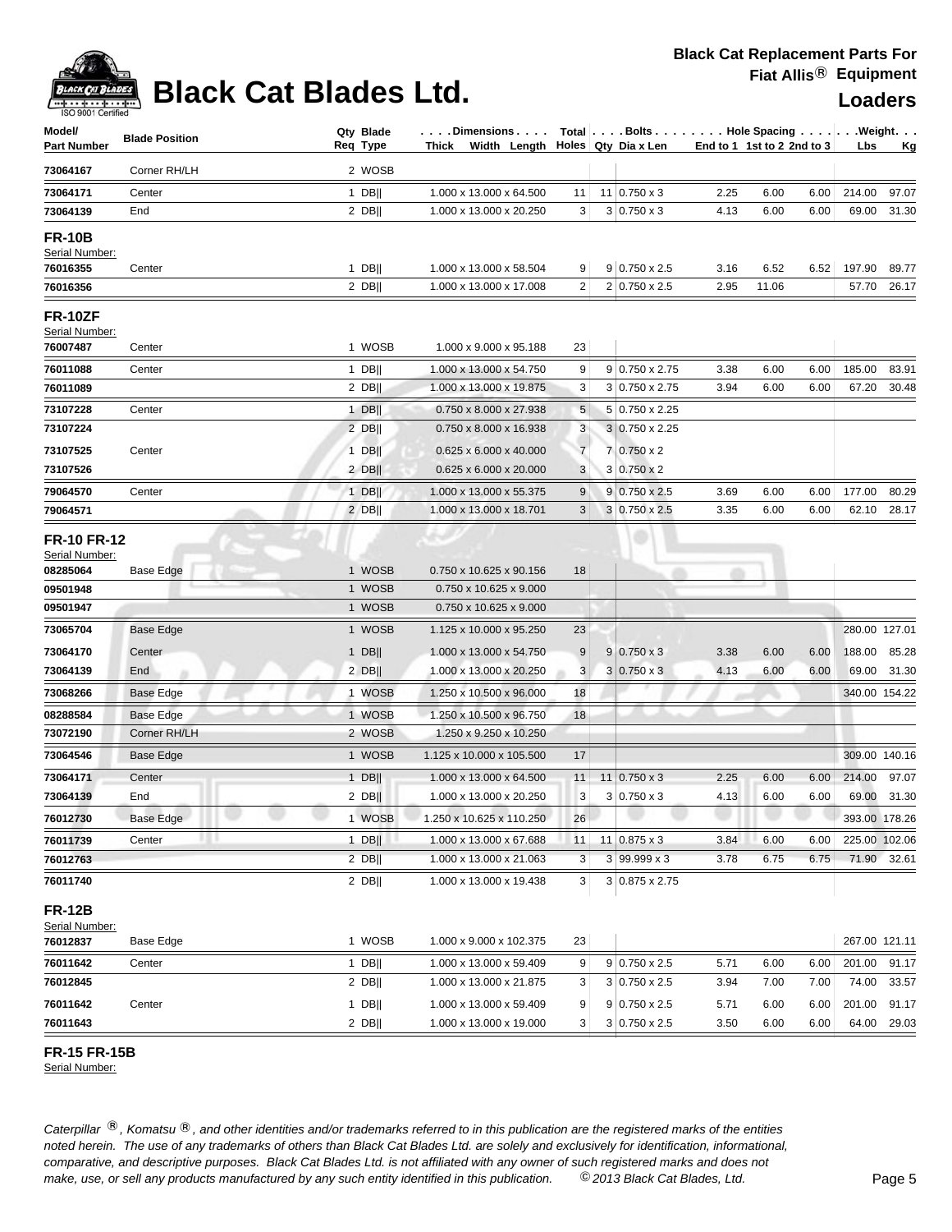# Black Cat Blades Ltd.

**Black Cat Replacement Parts For Fiat Allis® Equipment**

**Loaders**

| Model/ Part Number | Blade Position | Qty Req | Blade Type | Dimensions Thick x Width x Length | Total Holes | Bolts Qty | Bolts Dia x Len | Hole Spacing End to 1 | 1st to 2 | 2nd to 3 | Weight Lbs | Kg |
|---|---|---|---|---|---|---|---|---|---|---|---|---|
| 73064167 | Corner RH/LH | 2 | WOSB | | | | | | | | | |
| 73064171 | Center | 1 | DB‖ | 1.000 x 13.000 x 64.500 | 11 | 11 | 0.750 x 3 | 2.25 | 6.00 | 6.00 | 214.00 | 97.07 |
| 73064139 | End | 2 | DB‖ | 1.000 x 13.000 x 20.250 | 3 | 3 | 0.750 x 3 | 4.13 | 6.00 | 6.00 | 69.00 | 31.30 |
| **FR-10B** Serial Number: | | | | | | | | | | | | |
| 76016355 | Center | 1 | DB‖ | 1.000 x 13.000 x 58.504 | 9 | 9 | 0.750 x 2.5 | 3.16 | 6.52 | 6.52 | 197.90 | 89.77 |
| 76016356 | | 2 | DB‖ | 1.000 x 13.000 x 17.008 | 2 | 2 | 0.750 x 2.5 | 2.95 | 11.06 | | 57.70 | 26.17 |
| **FR-10ZF** Serial Number: | | | | | | | | | | | | |
| 76007487 | Center | 1 | WOSB | 1.000 x 9.000 x 95.188 | 23 | | | | | | | |
| 76011088 | Center | 1 | DB‖ | 1.000 x 13.000 x 54.750 | 9 | 9 | 0.750 x 2.75 | 3.38 | 6.00 | 6.00 | 185.00 | 83.91 |
| 76011089 | | 2 | DB‖ | 1.000 x 13.000 x 19.875 | 3 | 3 | 0.750 x 2.75 | 3.94 | 6.00 | 6.00 | 67.20 | 30.48 |
| 73107228 | Center | 1 | DB‖ | 0.750 x 8.000 x 27.938 | 5 | 5 | 0.750 x 2.25 | | | | | |
| 73107224 | | 2 | DB‖ | 0.750 x 8.000 x 16.938 | 3 | 3 | 0.750 x 2.25 | | | | | |
| 73107525 | Center | 1 | DB‖ | 0.625 x 6.000 x 40.000 | 7 | 7 | 0.750 x 2 | | | | | |
| 73107526 | | 2 | DB‖ | 0.625 x 6.000 x 20.000 | 3 | 3 | 0.750 x 2 | | | | | |
| 79064570 | Center | 1 | DB‖ | 1.000 x 13.000 x 55.375 | 9 | 9 | 0.750 x 2.5 | 3.69 | 6.00 | 6.00 | 177.00 | 80.29 |
| 79064571 | | 2 | DB‖ | 1.000 x 13.000 x 18.701 | 3 | 3 | 0.750 x 2.5 | 3.35 | 6.00 | 6.00 | 62.10 | 28.17 |
| **FR-10 FR-12** Serial Number: | | | | | | | | | | | | |
| 08285064 | Base Edge | 1 | WOSB | 0.750 x 10.625 x 90.156 | 18 | | | | | | | |
| 09501948 | | 1 | WOSB | 0.750 x 10.625 x 9.000 | | | | | | | | |
| 09501947 | | 1 | WOSB | 0.750 x 10.625 x 9.000 | | | | | | | | |
| 73065704 | Base Edge | 1 | WOSB | 1.125 x 10.000 x 95.250 | 23 | | | | | | 280.00 | 127.01 |
| 73064170 | Center | 1 | DB‖ | 1.000 x 13.000 x 54.750 | 9 | 9 | 0.750 x 3 | 3.38 | 6.00 | 6.00 | 188.00 | 85.28 |
| 73064139 | End | 2 | DB‖ | 1.000 x 13.000 x 20.250 | 3 | 3 | 0.750 x 3 | 4.13 | 6.00 | 6.00 | 69.00 | 31.30 |
| 73068266 | Base Edge | 1 | WOSB | 1.250 x 10.500 x 96.000 | 18 | | | | | | 340.00 | 154.22 |
| 08288584 | Base Edge | 1 | WOSB | 1.250 x 10.500 x 96.750 | 18 | | | | | | | |
| 73072190 | Corner RH/LH | 2 | WOSB | 1.250 x 9.250 x 10.250 | | | | | | | | |
| 73064546 | Base Edge | 1 | WOSB | 1.125 x 10.000 x 105.500 | 17 | | | | | | 309.00 | 140.16 |
| 73064171 | Center | 1 | DB‖ | 1.000 x 13.000 x 64.500 | 11 | 11 | 0.750 x 3 | 2.25 | 6.00 | 6.00 | 214.00 | 97.07 |
| 73064139 | End | 2 | DB‖ | 1.000 x 13.000 x 20.250 | 3 | 3 | 0.750 x 3 | 4.13 | 6.00 | 6.00 | 69.00 | 31.30 |
| 76012730 | Base Edge | 1 | WOSB | 1.250 x 10.625 x 110.250 | 26 | | | | | | 393.00 | 178.26 |
| 76011739 | Center | 1 | DB‖ | 1.000 x 13.000 x 67.688 | 11 | 11 | 0.875 x 3 | 3.84 | 6.00 | 6.00 | 225.00 | 102.06 |
| 76012763 | | 2 | DB‖ | 1.000 x 13.000 x 21.063 | 3 | 3 | 99.999 x 3 | 3.78 | 6.75 | 6.75 | 71.90 | 32.61 |
| 76011740 | | 2 | DB‖ | 1.000 x 13.000 x 19.438 | 3 | 3 | 0.875 x 2.75 | | | | | |
| **FR-12B** Serial Number: | | | | | | | | | | | | |
| 76012837 | Base Edge | 1 | WOSB | 1.000 x 9.000 x 102.375 | 23 | | | | | | 267.00 | 121.11 |
| 76011642 | Center | 1 | DB‖ | 1.000 x 13.000 x 59.409 | 9 | 9 | 0.750 x 2.5 | 5.71 | 6.00 | 6.00 | 201.00 | 91.17 |
| 76012845 | | 2 | DB‖ | 1.000 x 13.000 x 21.875 | 3 | 3 | 0.750 x 2.5 | 3.94 | 7.00 | 7.00 | 74.00 | 33.57 |
| 76011642 | Center | 1 | DB‖ | 1.000 x 13.000 x 59.409 | 9 | 9 | 0.750 x 2.5 | 5.71 | 6.00 | 6.00 | 201.00 | 91.17 |
| 76011643 | | 2 | DB‖ | 1.000 x 13.000 x 19.000 | 3 | 3 | 0.750 x 2.5 | 3.50 | 6.00 | 6.00 | 64.00 | 29.03 |

**FR-15 FR-15B**
Serial Number:

*Caterpillar ®, Komatsu ®, and other identities and/or trademarks referred to in this publication are the registered marks of the entities noted herein. The use of any trademarks of others than Black Cat Blades Ltd. are solely and exclusively for identification, informational, comparative, and descriptive purposes. Black Cat Blades Ltd. is not affiliated with any owner of such registered marks and does not make, use, or sell any products manufactured by any such entity identified in this publication. © 2013 Black Cat Blades, Ltd.*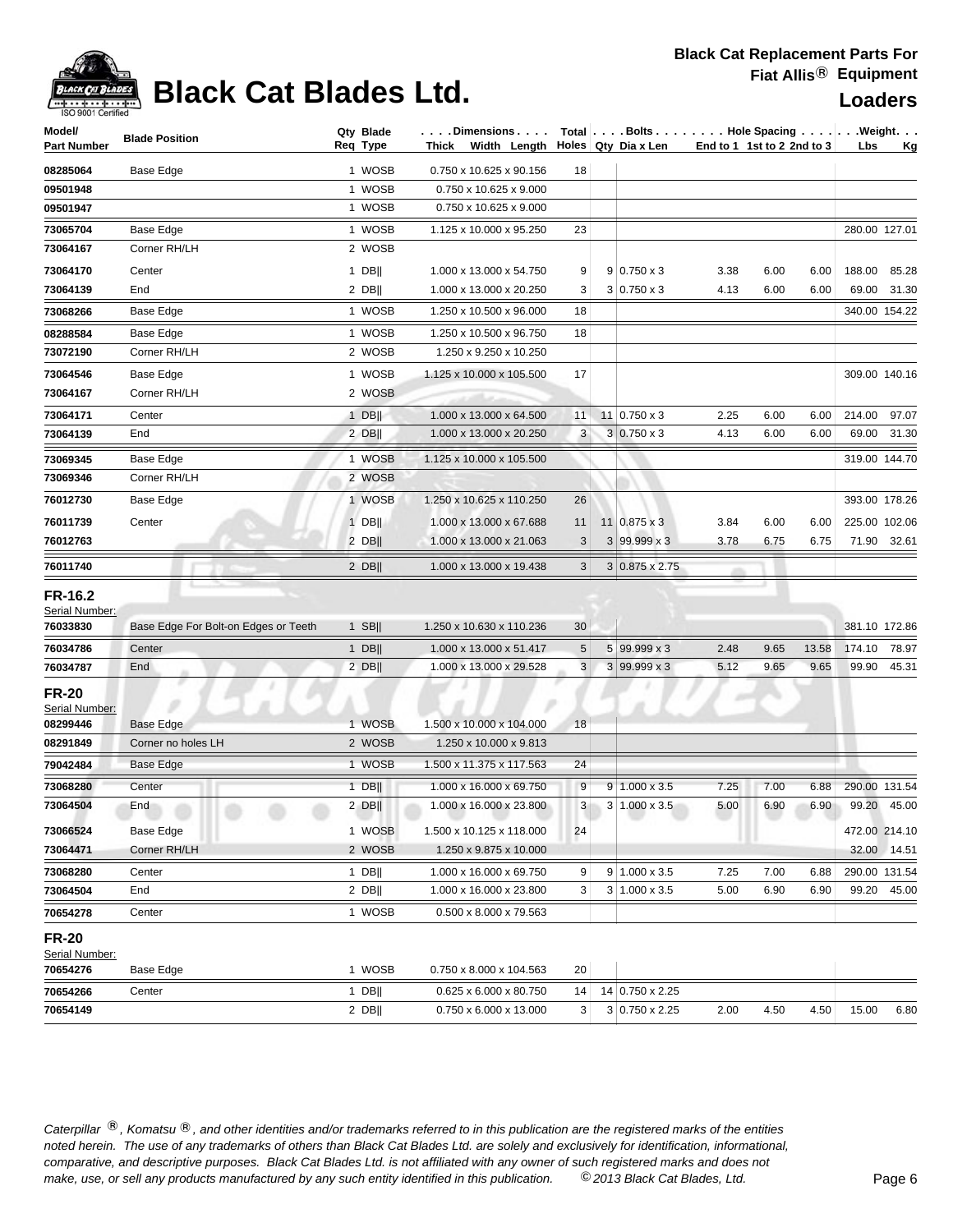# Black Cat Blades Ltd.

**Black Cat Replacement Parts For Fiat Allis® Equipment**

**Loaders**

| Model/ Part Number | Blade Position | Qty Req | Blade Type | Dimensions Thick Width Length | Total Holes | Bolts Qty | Dia x Len | Hole Spacing End to 1 | 1st to 2 | 2nd to 3 | Weight Lbs | Kg |
|---|---|---|---|---|---|---|---|---|---|---|---|---|
| 08285064 | Base Edge | 1 | WOSB | 0.750 x 10.625 x 90.156 | 18 | | | | | | | |
| 09501948 | | 1 | WOSB | 0.750 x 10.625 x 9.000 | | | | | | | | |
| 09501947 | | 1 | WOSB | 0.750 x 10.625 x 9.000 | | | | | | | | |
| 73065704 | Base Edge | 1 | WOSB | 1.125 x 10.000 x 95.250 | 23 | | | | | | 280.00 | 127.01 |
| 73064167 | Corner RH/LH | 2 | WOSB | | | | | | | | | |
| 73064170 | Center | 1 | DB‖ | 1.000 x 13.000 x 54.750 | 9 | 9 | 0.750 x 3 | 3.38 | 6.00 | 6.00 | 188.00 | 85.28 |
| 73064139 | End | 2 | DB‖ | 1.000 x 13.000 x 20.250 | 3 | 3 | 0.750 x 3 | 4.13 | 6.00 | 6.00 | 69.00 | 31.30 |
| 73068266 | Base Edge | 1 | WOSB | 1.250 x 10.500 x 96.000 | 18 | | | | | | 340.00 | 154.22 |
| 08288584 | Base Edge | 1 | WOSB | 1.250 x 10.500 x 96.750 | 18 | | | | | | | |
| 73072190 | Corner RH/LH | 2 | WOSB | 1.250 x 9.250 x 10.250 | | | | | | | | |
| 73064546 | Base Edge | 1 | WOSB | 1.125 x 10.000 x 105.500 | 17 | | | | | | 309.00 | 140.16 |
| 73064167 | Corner RH/LH | 2 | WOSB | | | | | | | | | |
| 73064171 | Center | 1 | DB‖ | 1.000 x 13.000 x 64.500 | 11 | 11 | 0.750 x 3 | 2.25 | 6.00 | 6.00 | 214.00 | 97.07 |
| 73064139 | End | 2 | DB‖ | 1.000 x 13.000 x 20.250 | 3 | 3 | 0.750 x 3 | 4.13 | 6.00 | 6.00 | 69.00 | 31.30 |
| 73069345 | Base Edge | 1 | WOSB | 1.125 x 10.000 x 105.500 | | | | | | | 319.00 | 144.70 |
| 73069346 | Corner RH/LH | 2 | WOSB | | | | | | | | | |
| 76012730 | Base Edge | 1 | WOSB | 1.250 x 10.625 x 110.250 | 26 | | | | | | 393.00 | 178.26 |
| 76011739 | Center | 1 | DB‖ | 1.000 x 13.000 x 67.688 | 11 | 11 | 0.875 x 3 | 3.84 | 6.00 | 6.00 | 225.00 | 102.06 |
| 76012763 | | 2 | DB‖ | 1.000 x 13.000 x 21.063 | 3 | 3 | 99.999 x 3 | 3.78 | 6.75 | 6.75 | 71.90 | 32.61 |
| 76011740 | | 2 | DB‖ | 1.000 x 13.000 x 19.438 | 3 | 3 | 0.875 x 2.75 | | | | | |

## FR-16.2

Serial Number:

| Model/ Part Number | Blade Position | Qty Req | Blade Type | Dimensions Thick Width Length | Total Holes | Bolts Qty | Dia x Len | Hole Spacing End to 1 | 1st to 2 | 2nd to 3 | Weight Lbs | Kg |
|---|---|---|---|---|---|---|---|---|---|---|---|---|
| 76033830 | Base Edge For Bolt-on Edges or Teeth | 1 | SB‖ | 1.250 x 10.630 x 110.236 | 30 | | | | | | 381.10 | 172.86 |
| 76034786 | Center | 1 | DB‖ | 1.000 x 13.000 x 51.417 | 5 | 5 | 99.999 x 3 | 2.48 | 9.65 | 13.58 | 174.10 | 78.97 |
| 76034787 | End | 2 | DB‖ | 1.000 x 13.000 x 29.528 | 3 | 3 | 99.999 x 3 | 5.12 | 9.65 | 9.65 | 99.90 | 45.31 |

## FR-20

Serial Number:

| Model/ Part Number | Blade Position | Qty Req | Blade Type | Dimensions Thick Width Length | Total Holes | Bolts Qty | Dia x Len | Hole Spacing End to 1 | 1st to 2 | 2nd to 3 | Weight Lbs | Kg |
|---|---|---|---|---|---|---|---|---|---|---|---|---|
| 08299446 | Base Edge | 1 | WOSB | 1.500 x 10.000 x 104.000 | 18 | | | | | | | |
| 08291849 | Corner no holes LH | 2 | WOSB | 1.250 x 10.000 x 9.813 | | | | | | | | |
| 79042484 | Base Edge | 1 | WOSB | 1.500 x 11.375 x 117.563 | 24 | | | | | | | |
| 73068280 | Center | 1 | DB‖ | 1.000 x 16.000 x 69.750 | 9 | 9 | 1.000 x 3.5 | 7.25 | 7.00 | 6.88 | 290.00 | 131.54 |
| 73064504 | End | 2 | DB‖ | 1.000 x 16.000 x 23.800 | 3 | 3 | 1.000 x 3.5 | 5.00 | 6.90 | 6.90 | 99.20 | 45.00 |
| 73066524 | Base Edge | 1 | WOSB | 1.500 x 10.125 x 118.000 | 24 | | | | | | 472.00 | 214.10 |
| 73064471 | Corner RH/LH | 2 | WOSB | 1.250 x 9.875 x 10.000 | | | | | | | 32.00 | 14.51 |
| 73068280 | Center | 1 | DB‖ | 1.000 x 16.000 x 69.750 | 9 | 9 | 1.000 x 3.5 | 7.25 | 7.00 | 6.88 | 290.00 | 131.54 |
| 73064504 | End | 2 | DB‖ | 1.000 x 16.000 x 23.800 | 3 | 3 | 1.000 x 3.5 | 5.00 | 6.90 | 6.90 | 99.20 | 45.00 |
| 70654278 | Center | 1 | WOSB | 0.500 x 8.000 x 79.563 | | | | | | | | |

## FR-20

Serial Number:

| Model/ Part Number | Blade Position | Qty Req | Blade Type | Dimensions Thick Width Length | Total Holes | Bolts Qty | Dia x Len | Hole Spacing End to 1 | 1st to 2 | 2nd to 3 | Weight Lbs | Kg |
|---|---|---|---|---|---|---|---|---|---|---|---|---|
| 70654276 | Base Edge | 1 | WOSB | 0.750 x 8.000 x 104.563 | 20 | | | | | | | |
| 70654266 | Center | 1 | DB‖ | 0.625 x 6.000 x 80.750 | 14 | 14 | 0.750 x 2.25 | | | | | |
| 70654149 | | 2 | DB‖ | 0.750 x 6.000 x 13.000 | 3 | 3 | 0.750 x 2.25 | 2.00 | 4.50 | 4.50 | 15.00 | 6.80 |

*Caterpillar ®, Komatsu ®, and other identities and/or trademarks referred to in this publication are the registered marks of the entities noted herein. The use of any trademarks of others than Black Cat Blades Ltd. are solely and exclusively for identification, informational, comparative, and descriptive purposes. Black Cat Blades Ltd. is not affiliated with any owner of such registered marks and does not make, use, or sell any products manufactured by any such entity identified in this publication. © 2013 Black Cat Blades, Ltd.*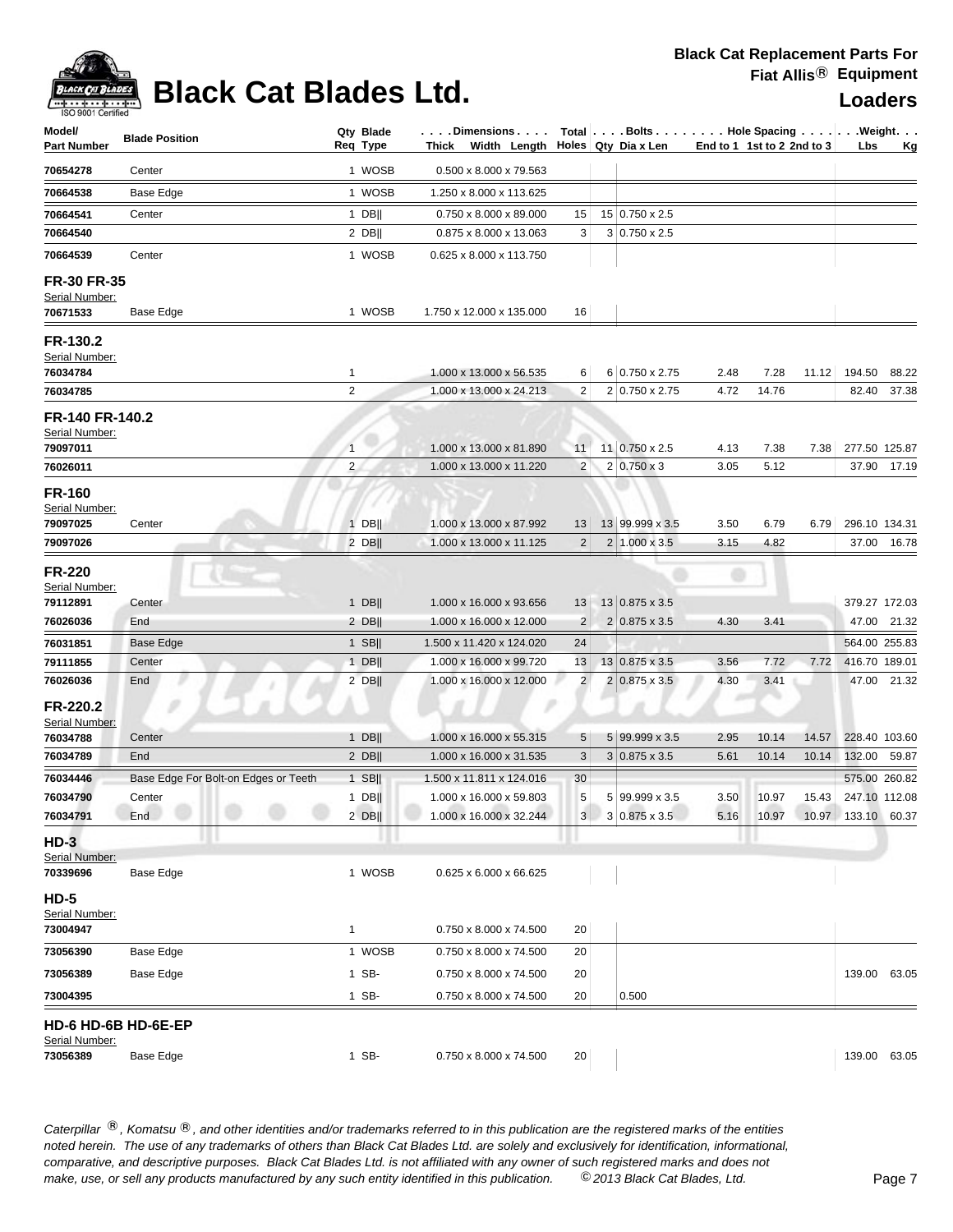# Black Cat Blades Ltd.

**Black Cat Replacement Parts For Fiat Allis® Equipment**

**Loaders**

| Model/ Part Number | Blade Position | Qty Req | Blade Type | Dimensions Thick x Width x Length | Total Holes | Bolts Qty | Dia x Len | Hole Spacing End to 1 | 1st to 2 | 2nd to 3 | Weight Lbs | Kg |
|---|---|---|---|---|---|---|---|---|---|---|---|---|
| 70654278 | Center | 1 | WOSB | 0.500 x 8.000 x 79.563 | | | | | | | | |
| 70664538 | Base Edge | 1 | WOSB | 1.250 x 8.000 x 113.625 | | | | | | | | |
| 70664541 | Center | 1 | DB\|\| | 0.750 x 8.000 x 89.000 | 15 | 15 | 0.750 x 2.5 | | | | | |
| 70664540 | | 2 | DB\|\| | 0.875 x 8.000 x 13.063 | 3 | 3 | 0.750 x 2.5 | | | | | |
| 70664539 | Center | 1 | WOSB | 0.625 x 8.000 x 113.750 | | | | | | | | |
| **FR-30 FR-35** | | | | | | | | | | | | |
| Serial Number: | | | | | | | | | | | | |
| 70671533 | Base Edge | 1 | WOSB | 1.750 x 12.000 x 135.000 | 16 | | | | | | | |
| **FR-130.2** | | | | | | | | | | | | |
| Serial Number: | | | | | | | | | | | | |
| 76034784 | | 1 | | 1.000 x 13.000 x 56.535 | 6 | 6 | 0.750 x 2.75 | 2.48 | 7.28 | 11.12 | 194.50 | 88.22 |
| 76034785 | | 2 | | 1.000 x 13.000 x 24.213 | 2 | 2 | 0.750 x 2.75 | 4.72 | 14.76 | | 82.40 | 37.38 |
| **FR-140 FR-140.2** | | | | | | | | | | | | |
| Serial Number: | | | | | | | | | | | | |
| 79097011 | | 1 | | 1.000 x 13.000 x 81.890 | 11 | 11 | 0.750 x 2.5 | 4.13 | 7.38 | 7.38 | 277.50 | 125.87 |
| 76026011 | | 2 | | 1.000 x 13.000 x 11.220 | 2 | 2 | 0.750 x 3 | 3.05 | 5.12 | | 37.90 | 17.19 |
| **FR-160** | | | | | | | | | | | | |
| Serial Number: | | | | | | | | | | | | |
| 79097025 | Center | 1 | DB\|\| | 1.000 x 13.000 x 87.992 | 13 | 13 | 99.999 x 3.5 | 3.50 | 6.79 | 6.79 | 296.10 | 134.31 |
| 79097026 | | 2 | DB\|\| | 1.000 x 13.000 x 11.125 | 2 | 2 | 1.000 x 3.5 | 3.15 | 4.82 | | 37.00 | 16.78 |
| **FR-220** | | | | | | | | | | | | |
| Serial Number: | | | | | | | | | | | | |
| 79112891 | Center | 1 | DB\|\| | 1.000 x 16.000 x 93.656 | 13 | 13 | 0.875 x 3.5 | | | | 379.27 | 172.03 |
| 76026036 | End | 2 | DB\|\| | 1.000 x 16.000 x 12.000 | 2 | 2 | 0.875 x 3.5 | 4.30 | 3.41 | | 47.00 | 21.32 |
| 76031851 | Base Edge | 1 | SB\|\| | 1.500 x 11.420 x 124.020 | 24 | | | | | | 564.00 | 255.83 |
| 79111855 | Center | 1 | DB\|\| | 1.000 x 16.000 x 99.720 | 13 | 13 | 0.875 x 3.5 | 3.56 | 7.72 | 7.72 | 416.70 | 189.01 |
| 76026036 | End | 2 | DB\|\| | 1.000 x 16.000 x 12.000 | 2 | 2 | 0.875 x 3.5 | 4.30 | 3.41 | | 47.00 | 21.32 |
| **FR-220.2** | | | | | | | | | | | | |
| Serial Number: | | | | | | | | | | | | |
| 76034788 | Center | 1 | DB\|\| | 1.000 x 16.000 x 55.315 | 5 | 5 | 99.999 x 3.5 | 2.95 | 10.14 | 14.57 | 228.40 | 103.60 |
| 76034789 | End | 2 | DB\|\| | 1.000 x 16.000 x 31.535 | 3 | 3 | 0.875 x 3.5 | 5.61 | 10.14 | 10.14 | 132.00 | 59.87 |
| 76034446 | Base Edge For Bolt-on Edges or Teeth | 1 | SB\|\| | 1.500 x 11.811 x 124.016 | 30 | | | | | | 575.00 | 260.82 |
| 76034790 | Center | 1 | DB\|\| | 1.000 x 16.000 x 59.803 | 5 | 5 | 99.999 x 3.5 | 3.50 | 10.97 | 15.43 | 247.10 | 112.08 |
| 76034791 | End | 2 | DB\|\| | 1.000 x 16.000 x 32.244 | 3 | 3 | 0.875 x 3.5 | 5.16 | 10.97 | 10.97 | 133.10 | 60.37 |
| **HD-3** | | | | | | | | | | | | |
| Serial Number: | | | | | | | | | | | | |
| 70339696 | Base Edge | 1 | WOSB | 0.625 x 6.000 x 66.625 | | | | | | | | |
| **HD-5** | | | | | | | | | | | | |
| Serial Number: | | | | | | | | | | | | |
| 73004947 | | 1 | | 0.750 x 8.000 x 74.500 | 20 | | | | | | | |
| 73056390 | Base Edge | 1 | WOSB | 0.750 x 8.000 x 74.500 | 20 | | | | | | | |
| 73056389 | Base Edge | 1 | SB- | 0.750 x 8.000 x 74.500 | 20 | | | | | | 139.00 | 63.05 |
| 73004395 | | 1 | SB- | 0.750 x 8.000 x 74.500 | 20 | | 0.500 | | | | | |
| **HD-6 HD-6B HD-6E-EP** | | | | | | | | | | | | |
| Serial Number: | | | | | | | | | | | | |
| 73056389 | Base Edge | 1 | SB- | 0.750 x 8.000 x 74.500 | 20 | | | | | | 139.00 | 63.05 |

*Caterpillar ®, Komatsu ®, and other identities and/or trademarks referred to in this publication are the registered marks of the entities noted herein. The use of any trademarks of others than Black Cat Blades Ltd. are solely and exclusively for identification, informational, comparative, and descriptive purposes. Black Cat Blades Ltd. is not affiliated with any owner of such registered marks and does not make, use, or sell any products manufactured by any such entity identified in this publication. © 2013 Black Cat Blades, Ltd.*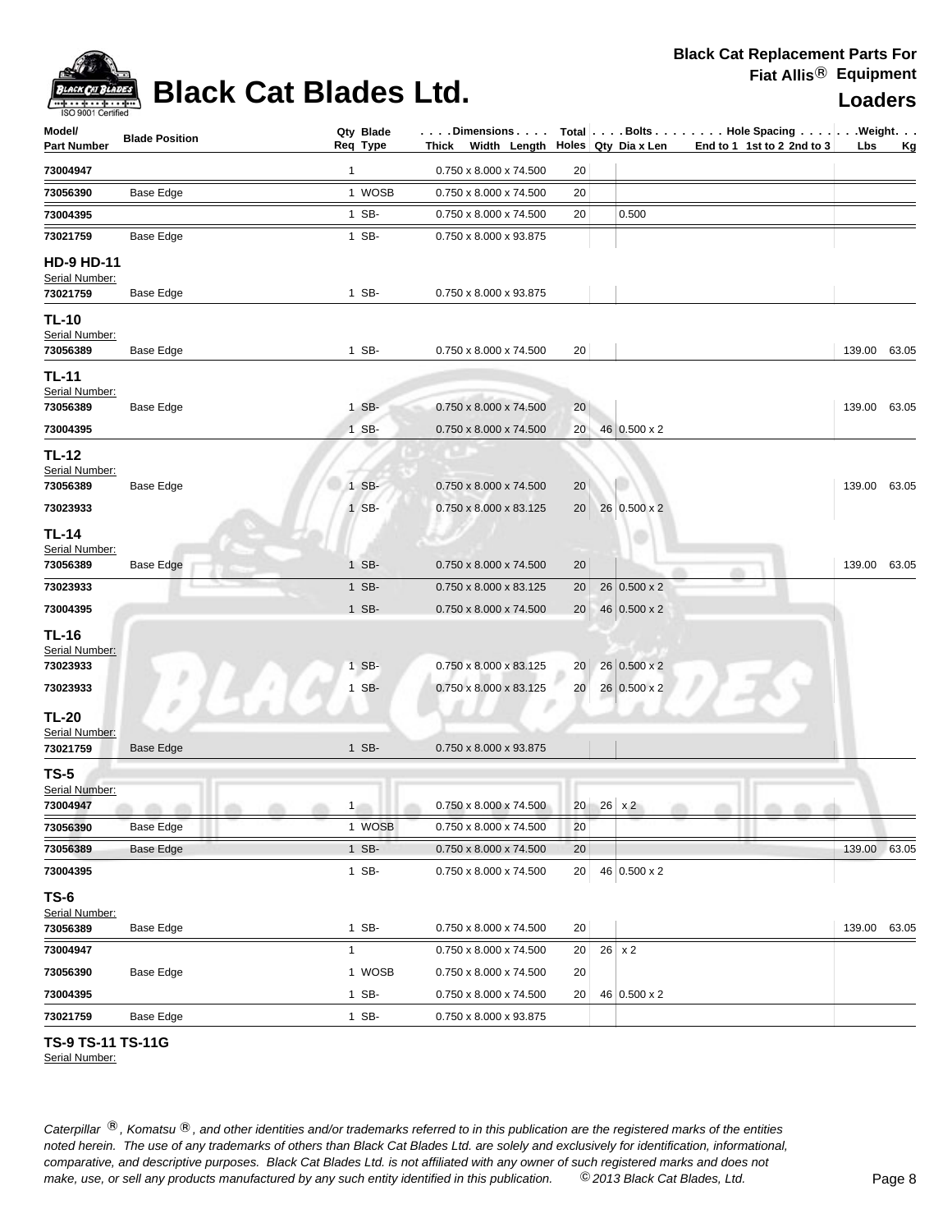# Black Cat Blades Ltd.

**Black Cat Replacement Parts For Fiat Allis® Equipment**

**Loaders**

| Model/ Part Number | Blade Position | Qty Req | Blade Type | Dimensions Thick x Width x Length | Total Holes | Bolts Qty | Bolts Dia x Len | Hole Spacing End to 1 | 1st to 2 | 2nd to 3 | Weight Lbs | Weight Kg |
|---|---|---|---|---|---|---|---|---|---|---|---|---|
| 73004947 | | 1 | | 0.750 x 8.000 x 74.500 | 20 | | | | | | | |
| 73056390 | Base Edge | 1 | WOSB | 0.750 x 8.000 x 74.500 | 20 | | | | | | | |
| 73004395 | | 1 | SB- | 0.750 x 8.000 x 74.500 | 20 | | 0.500 | | | | | |
| 73021759 | Base Edge | 1 | SB- | 0.750 x 8.000 x 93.875 | | | | | | | | |
| **HD-9 HD-11** Serial Number: | | | | | | | | | | | | |
| 73021759 | Base Edge | 1 | SB- | 0.750 x 8.000 x 93.875 | | | | | | | | |
| **TL-10** Serial Number: | | | | | | | | | | | | |
| 73056389 | Base Edge | 1 | SB- | 0.750 x 8.000 x 74.500 | 20 | | | | | | 139.00 | 63.05 |
| **TL-11** Serial Number: | | | | | | | | | | | | |
| 73056389 | Base Edge | 1 | SB- | 0.750 x 8.000 x 74.500 | 20 | | | | | | 139.00 | 63.05 |
| 73004395 | | 1 | SB- | 0.750 x 8.000 x 74.500 | 20 | 46 | 0.500 x 2 | | | | | |
| **TL-12** Serial Number: | | | | | | | | | | | | |
| 73056389 | Base Edge | 1 | SB- | 0.750 x 8.000 x 74.500 | 20 | | | | | | 139.00 | 63.05 |
| 73023933 | | 1 | SB- | 0.750 x 8.000 x 83.125 | 20 | 26 | 0.500 x 2 | | | | | |
| **TL-14** Serial Number: | | | | | | | | | | | | |
| 73056389 | Base Edge | 1 | SB- | 0.750 x 8.000 x 74.500 | 20 | | | | | | 139.00 | 63.05 |
| 73023933 | | 1 | SB- | 0.750 x 8.000 x 83.125 | 20 | 26 | 0.500 x 2 | | | | | |
| 73004395 | | 1 | SB- | 0.750 x 8.000 x 74.500 | 20 | 46 | 0.500 x 2 | | | | | |
| **TL-16** Serial Number: | | | | | | | | | | | | |
| 73023933 | | 1 | SB- | 0.750 x 8.000 x 83.125 | 20 | 26 | 0.500 x 2 | | | | | |
| 73023933 | | 1 | SB- | 0.750 x 8.000 x 83.125 | 20 | 26 | 0.500 x 2 | | | | | |
| **TL-20** Serial Number: | | | | | | | | | | | | |
| 73021759 | Base Edge | 1 | SB- | 0.750 x 8.000 x 93.875 | | | | | | | | |
| **TS-5** Serial Number: | | | | | | | | | | | | |
| 73004947 | | 1 | | 0.750 x 8.000 x 74.500 | 20 | 26 | x 2 | | | | | |
| 73056390 | Base Edge | 1 | WOSB | 0.750 x 8.000 x 74.500 | 20 | | | | | | | |
| 73056389 | Base Edge | 1 | SB- | 0.750 x 8.000 x 74.500 | 20 | | | | | | 139.00 | 63.05 |
| 73004395 | | 1 | SB- | 0.750 x 8.000 x 74.500 | 20 | 46 | 0.500 x 2 | | | | | |
| **TS-6** Serial Number: | | | | | | | | | | | | |
| 73056389 | Base Edge | 1 | SB- | 0.750 x 8.000 x 74.500 | 20 | | | | | | 139.00 | 63.05 |
| 73004947 | | 1 | | 0.750 x 8.000 x 74.500 | 20 | 26 | x 2 | | | | | |
| 73056390 | Base Edge | 1 | WOSB | 0.750 x 8.000 x 74.500 | 20 | | | | | | | |
| 73004395 | | 1 | SB- | 0.750 x 8.000 x 74.500 | 20 | 46 | 0.500 x 2 | | | | | |
| 73021759 | Base Edge | 1 | SB- | 0.750 x 8.000 x 93.875 | | | | | | | | |

**TS-9 TS-11 TS-11G**
Serial Number:

*Caterpillar ®, Komatsu ®, and other identities and/or trademarks referred to in this publication are the registered marks of the entities noted herein. The use of any trademarks of others than Black Cat Blades Ltd. are solely and exclusively for identification, informational, comparative, and descriptive purposes. Black Cat Blades Ltd. is not affiliated with any owner of such registered marks and does not make, use, or sell any products manufactured by any such entity identified in this publication. © 2013 Black Cat Blades, Ltd.*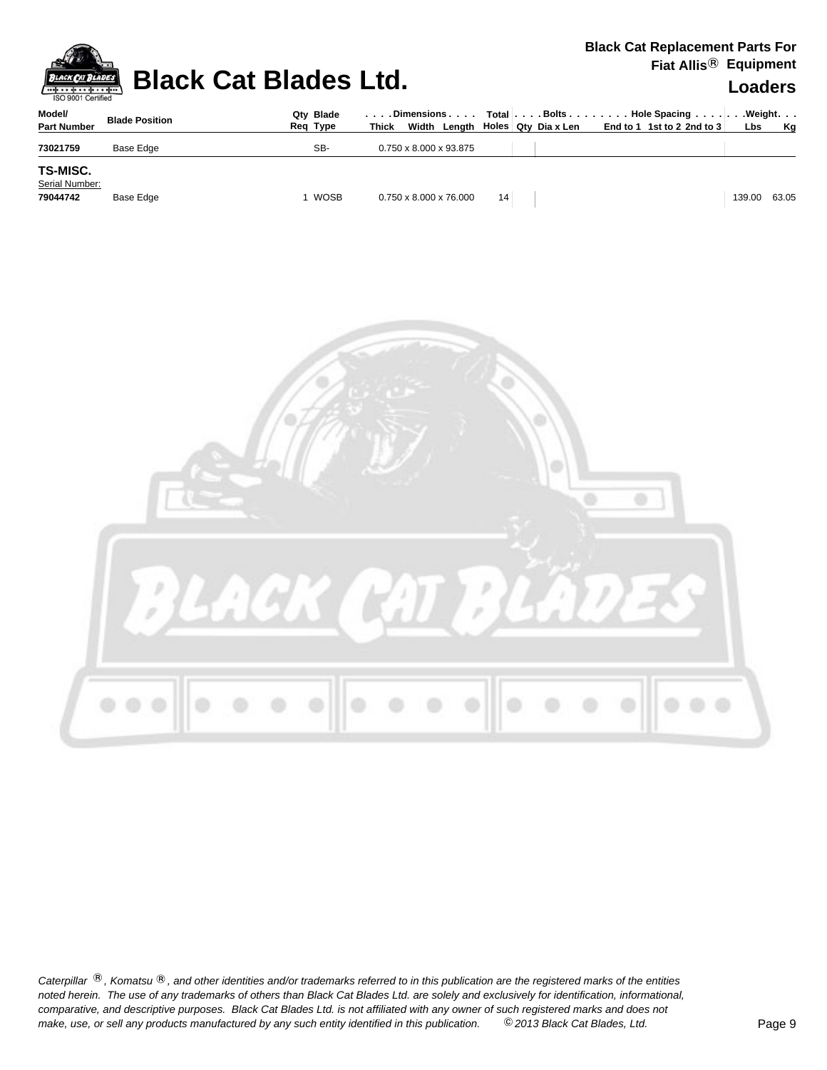# Black Cat Blades Ltd.

**Black Cat Replacement Parts For**
**Fiat Allis® Equipment**
**Loaders**

| Model/ Part Number | Blade Position | Qty Req | Blade Type | Dimensions Thick Width Length | Total Holes | Bolts Qty | Dia x Len | Hole Spacing End to 1 | 1st to 2 | 2nd to 3 | Weight Lbs | Kg |
|---|---|---|---|---|---|---|---|---|---|---|---|---|
| **73021759** | Base Edge | | SB- | 0.750 x 8.000 x 93.875 | | | | | | | | |
| **TS-MISC.** | | | | | | | | | | | | |
| Serial Number: | | | | | | | | | | | | |
| **79044742** | Base Edge | 1 | WOSB | 0.750 x 8.000 x 76.000 | 14 | | | | | | 139.00 | 63.05 |

*Caterpillar ®, Komatsu ®, and other identities and/or trademarks referred to in this publication are the registered marks of the entities noted herein. The use of any trademarks of others than Black Cat Blades Ltd. are solely and exclusively for identification, informational, comparative, and descriptive purposes. Black Cat Blades Ltd. is not affiliated with any owner of such registered marks and does not make, use, or sell any products manufactured by any such entity identified in this publication. © 2013 Black Cat Blades, Ltd.*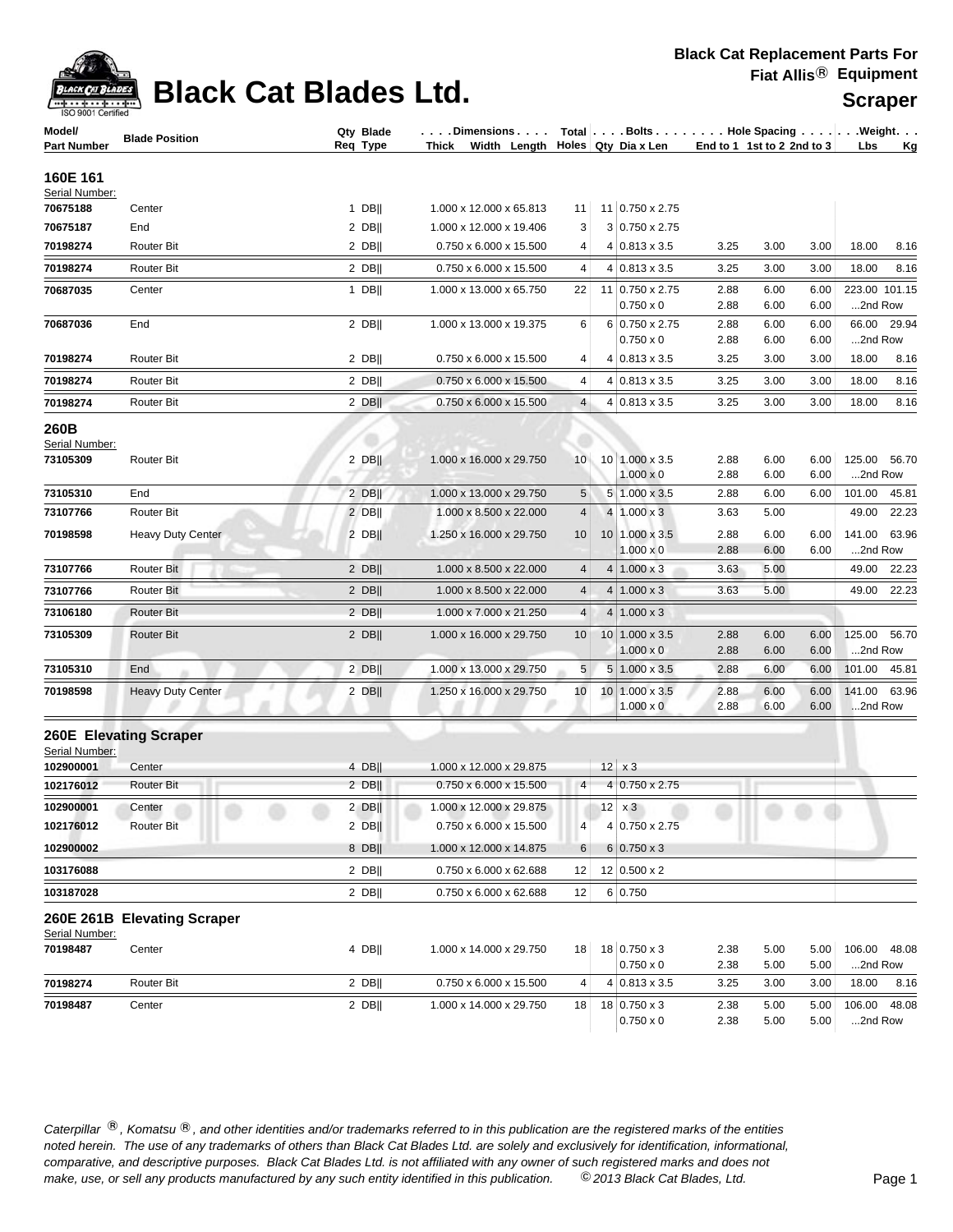# Black Cat Blades Ltd.

**Black Cat Replacement Parts For Fiat Allis® Equipment**

**Scraper**

| Model/ Part Number | Blade Position | Qty Req | Blade Type | Dimensions Thick x Width x Length | Total Holes | Bolts Qty | Bolts Dia x Len | Hole Spacing End to 1 | 1st to 2 | 2nd to 3 | Weight Lbs | Weight Kg |
|---|---|---|---|---|---|---|---|---|---|---|---|---|
| **160E 161** | | | | | | | | | | | | |
| Serial Number: | | | | | | | | | | | | |
| **70675188** | Center | 1 | DB‖ | 1.000 x 12.000 x 65.813 | 11 | 11 | 0.750 x 2.75 | | | | | |
| **70675187** | End | 2 | DB‖ | 1.000 x 12.000 x 19.406 | 3 | 3 | 0.750 x 2.75 | | | | | |
| **70198274** | Router Bit | 2 | DB‖ | 0.750 x 6.000 x 15.500 | 4 | 4 | 0.813 x 3.5 | 3.25 | 3.00 | 3.00 | 18.00 | 8.16 |
| **70198274** | Router Bit | 2 | DB‖ | 0.750 x 6.000 x 15.500 | 4 | 4 | 0.813 x 3.5 | 3.25 | 3.00 | 3.00 | 18.00 | 8.16 |
| **70687035** | Center | 1 | DB‖ | 1.000 x 13.000 x 65.750 | 22 | 11 | 0.750 x 2.75 | 2.88 | 6.00 | 6.00 | 223.00 | 101.15 |
| | | | | | | | 0.750 x 0 | 2.88 | 6.00 | 6.00 | ...2nd Row | |
| **70687036** | End | 2 | DB‖ | 1.000 x 13.000 x 19.375 | 6 | 6 | 0.750 x 2.75 | 2.88 | 6.00 | 6.00 | 66.00 | 29.94 |
| | | | | | | | 0.750 x 0 | 2.88 | 6.00 | 6.00 | ...2nd Row | |
| **70198274** | Router Bit | 2 | DB‖ | 0.750 x 6.000 x 15.500 | 4 | 4 | 0.813 x 3.5 | 3.25 | 3.00 | 3.00 | 18.00 | 8.16 |
| **70198274** | Router Bit | 2 | DB‖ | 0.750 x 6.000 x 15.500 | 4 | 4 | 0.813 x 3.5 | 3.25 | 3.00 | 3.00 | 18.00 | 8.16 |
| **70198274** | Router Bit | 2 | DB‖ | 0.750 x 6.000 x 15.500 | 4 | 4 | 0.813 x 3.5 | 3.25 | 3.00 | 3.00 | 18.00 | 8.16 |
| **260B** | | | | | | | | | | | | |
| Serial Number: | | | | | | | | | | | | |
| **73105309** | Router Bit | 2 | DB‖ | 1.000 x 16.000 x 29.750 | 10 | 10 | 1.000 x 3.5 | 2.88 | 6.00 | 6.00 | 125.00 | 56.70 |
| | | | | | | | 1.000 x 0 | 2.88 | 6.00 | 6.00 | ...2nd Row | |
| **73105310** | End | 2 | DB‖ | 1.000 x 13.000 x 29.750 | 5 | 5 | 1.000 x 3.5 | 2.88 | 6.00 | 6.00 | 101.00 | 45.81 |
| **73107766** | Router Bit | 2 | DB‖ | 1.000 x 8.500 x 22.000 | 4 | 4 | 1.000 x 3 | 3.63 | 5.00 | | 49.00 | 22.23 |
| **70198598** | Heavy Duty Center | 2 | DB‖ | 1.250 x 16.000 x 29.750 | 10 | 10 | 1.000 x 3.5 | 2.88 | 6.00 | 6.00 | 141.00 | 63.96 |
| | | | | | | | 1.000 x 0 | 2.88 | 6.00 | 6.00 | ...2nd Row | |
| **73107766** | Router Bit | 2 | DB‖ | 1.000 x 8.500 x 22.000 | 4 | 4 | 1.000 x 3 | 3.63 | 5.00 | | 49.00 | 22.23 |
| **73107766** | Router Bit | 2 | DB‖ | 1.000 x 8.500 x 22.000 | 4 | 4 | 1.000 x 3 | 3.63 | 5.00 | | 49.00 | 22.23 |
| **73106180** | Router Bit | 2 | DB‖ | 1.000 x 7.000 x 21.250 | 4 | 4 | 1.000 x 3 | | | | | |
| **73105309** | Router Bit | 2 | DB‖ | 1.000 x 16.000 x 29.750 | 10 | 10 | 1.000 x 3.5 | 2.88 | 6.00 | 6.00 | 125.00 | 56.70 |
| | | | | | | | 1.000 x 0 | 2.88 | 6.00 | 6.00 | ...2nd Row | |
| **73105310** | End | 2 | DB‖ | 1.000 x 13.000 x 29.750 | 5 | 5 | 1.000 x 3.5 | 2.88 | 6.00 | 6.00 | 101.00 | 45.81 |
| **70198598** | Heavy Duty Center | 2 | DB‖ | 1.250 x 16.000 x 29.750 | 10 | 10 | 1.000 x 3.5 | 2.88 | 6.00 | 6.00 | 141.00 | 63.96 |
| | | | | | | | 1.000 x 0 | 2.88 | 6.00 | 6.00 | ...2nd Row | |
| **260E Elevating Scraper** | | | | | | | | | | | | |
| Serial Number: | | | | | | | | | | | | |
| **102900001** | Center | 4 | DB‖ | 1.000 x 12.000 x 29.875 | | 12 | x 3 | | | | | |
| **102176012** | Router Bit | 2 | DB‖ | 0.750 x 6.000 x 15.500 | 4 | 4 | 0.750 x 2.75 | | | | | |
| **102900001** | Center | 2 | DB‖ | 1.000 x 12.000 x 29.875 | | 12 | x 3 | | | | | |
| **102176012** | Router Bit | 2 | DB‖ | 0.750 x 6.000 x 15.500 | 4 | 4 | 0.750 x 2.75 | | | | | |
| **102900002** | | 8 | DB‖ | 1.000 x 12.000 x 14.875 | 6 | 6 | 0.750 x 3 | | | | | |
| **103176088** | | 2 | DB‖ | 0.750 x 6.000 x 62.688 | 12 | 12 | 0.500 x 2 | | | | | |
| **103187028** | | 2 | DB‖ | 0.750 x 6.000 x 62.688 | 12 | 6 | 0.750 | | | | | |
| **260E 261B Elevating Scraper** | | | | | | | | | | | | |
| Serial Number: | | | | | | | | | | | | |
| **70198487** | Center | 4 | DB‖ | 1.000 x 14.000 x 29.750 | 18 | 18 | 0.750 x 3 | 2.38 | 5.00 | 5.00 | 106.00 | 48.08 |
| | | | | | | | 0.750 x 0 | 2.38 | 5.00 | 5.00 | ...2nd Row | |
| **70198274** | Router Bit | 2 | DB‖ | 0.750 x 6.000 x 15.500 | 4 | 4 | 0.813 x 3.5 | 3.25 | 3.00 | 3.00 | 18.00 | 8.16 |
| **70198487** | Center | 2 | DB‖ | 1.000 x 14.000 x 29.750 | 18 | 18 | 0.750 x 3 | 2.38 | 5.00 | 5.00 | 106.00 | 48.08 |
| | | | | | | | 0.750 x 0 | 2.38 | 5.00 | 5.00 | ...2nd Row | |

*Caterpillar ®, Komatsu ®, and other identities and/or trademarks referred to in this publication are the registered marks of the entities noted herein. The use of any trademarks of others than Black Cat Blades Ltd. are solely and exclusively for identification, informational, comparative, and descriptive purposes. Black Cat Blades Ltd. is not affiliated with any owner of such registered marks and does not make, use, or sell any products manufactured by any such entity identified in this publication. © 2013 Black Cat Blades, Ltd.*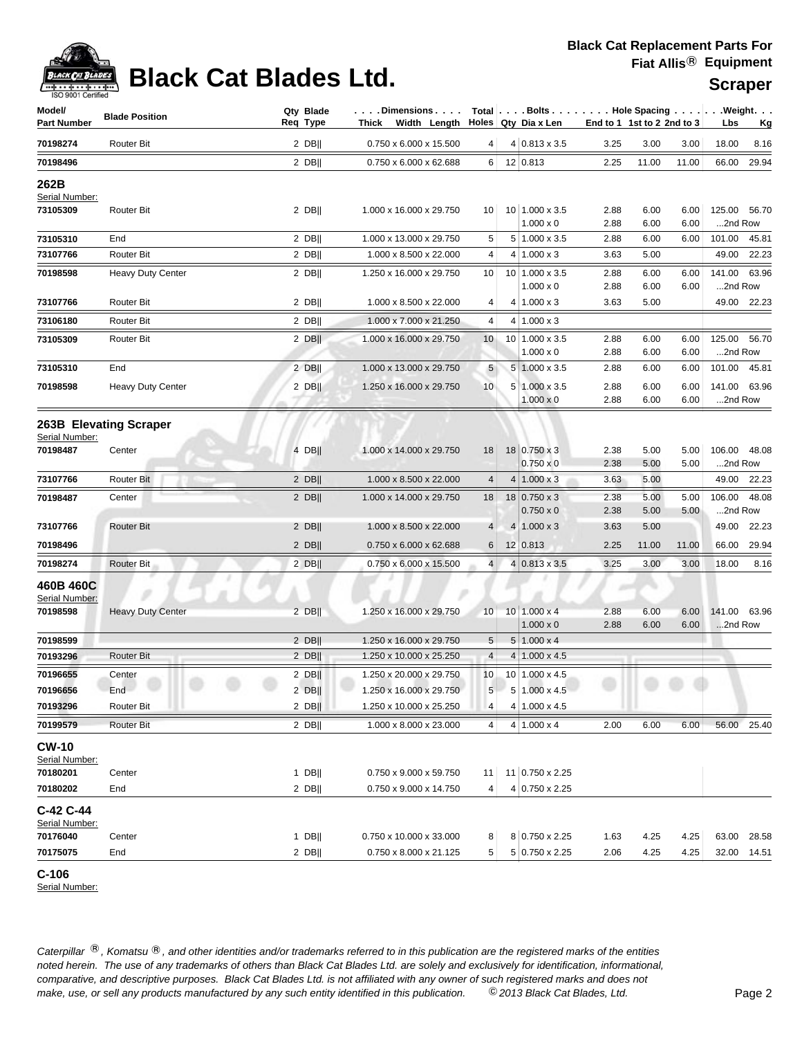# Black Cat Blades Ltd.

**Black Cat Replacement Parts For Fiat Allis® Equipment**

**Scraper**

| Model/ Part Number | Blade Position | Qty Req | Blade Type | Dimensions Thick Width Length | Total Holes | Bolts Qty | Dia x Len | Hole Spacing End to 1 | 1st to 2 | 2nd to 3 | Weight Lbs | Kg |
|---|---|---|---|---|---|---|---|---|---|---|---|---|
| 70198274 | Router Bit | 2 | DB\|\| | 0.750 x 6.000 x 15.500 | 4 | 4 | 0.813 x 3.5 | 3.25 | 3.00 | 3.00 | 18.00 | 8.16 |
| 70198496 | | 2 | DB\|\| | 0.750 x 6.000 x 62.688 | 6 | 12 | 0.813 | 2.25 | 11.00 | 11.00 | 66.00 | 29.94 |

## 262B

Serial Number:

| Model/ Part Number | Blade Position | Qty Req | Blade Type | Dimensions Thick Width Length | Total Holes | Bolts Qty | Dia x Len | Hole Spacing End to 1 | 1st to 2 | 2nd to 3 | Weight Lbs | Kg |
|---|---|---|---|---|---|---|---|---|---|---|---|---|
| 73105309 | Router Bit | 2 | DB\|\| | 1.000 x 16.000 x 29.750 | 10 | 10 | 1.000 x 3.5 | 2.88 | 6.00 | 6.00 | 125.00 | 56.70 |
| | | | | | | | 1.000 x 0 | 2.88 | 6.00 | 6.00 | ...2nd Row | |
| 73105310 | End | 2 | DB\|\| | 1.000 x 13.000 x 29.750 | 5 | 5 | 1.000 x 3.5 | 2.88 | 6.00 | 6.00 | 101.00 | 45.81 |
| 73107766 | Router Bit | 2 | DB\|\| | 1.000 x 8.500 x 22.000 | 4 | 4 | 1.000 x 3 | 3.63 | 5.00 | | 49.00 | 22.23 |
| 70198598 | Heavy Duty Center | 2 | DB\|\| | 1.250 x 16.000 x 29.750 | 10 | 10 | 1.000 x 3.5 | 2.88 | 6.00 | 6.00 | 141.00 | 63.96 |
| | | | | | | | 1.000 x 0 | 2.88 | 6.00 | 6.00 | ...2nd Row | |
| 73107766 | Router Bit | 2 | DB\|\| | 1.000 x 8.500 x 22.000 | 4 | 4 | 1.000 x 3 | 3.63 | 5.00 | | 49.00 | 22.23 |
| 73106180 | Router Bit | 2 | DB\|\| | 1.000 x 7.000 x 21.250 | 4 | 4 | 1.000 x 3 | | | | | |
| 73105309 | Router Bit | 2 | DB\|\| | 1.000 x 16.000 x 29.750 | 10 | 10 | 1.000 x 3.5 | 2.88 | 6.00 | 6.00 | 125.00 | 56.70 |
| | | | | | | | 1.000 x 0 | 2.88 | 6.00 | 6.00 | ...2nd Row | |
| 73105310 | End | 2 | DB\|\| | 1.000 x 13.000 x 29.750 | 5 | 5 | 1.000 x 3.5 | 2.88 | 6.00 | 6.00 | 101.00 | 45.81 |
| 70198598 | Heavy Duty Center | 2 | DB\|\| | 1.250 x 16.000 x 29.750 | 10 | 5 | 1.000 x 3.5 | 2.88 | 6.00 | 6.00 | 141.00 | 63.96 |
| | | | | | | | 1.000 x 0 | 2.88 | 6.00 | 6.00 | ...2nd Row | |

## 263B Elevating Scraper

Serial Number:

| Model/ Part Number | Blade Position | Qty Req | Blade Type | Dimensions Thick Width Length | Total Holes | Bolts Qty | Dia x Len | Hole Spacing End to 1 | 1st to 2 | 2nd to 3 | Weight Lbs | Kg |
|---|---|---|---|---|---|---|---|---|---|---|---|---|
| 70198487 | Center | 4 | DB\|\| | 1.000 x 14.000 x 29.750 | 18 | 18 | 0.750 x 3 | 2.38 | 5.00 | 5.00 | 106.00 | 48.08 |
| | | | | | | | 0.750 x 0 | 2.38 | 5.00 | 5.00 | ...2nd Row | |
| 73107766 | Router Bit | 2 | DB\|\| | 1.000 x 8.500 x 22.000 | 4 | 4 | 1.000 x 3 | 3.63 | 5.00 | | 49.00 | 22.23 |
| 70198487 | Center | 2 | DB\|\| | 1.000 x 14.000 x 29.750 | 18 | 18 | 0.750 x 3 | 2.38 | 5.00 | 5.00 | 106.00 | 48.08 |
| | | | | | | | 0.750 x 0 | 2.38 | 5.00 | 5.00 | ...2nd Row | |
| 73107766 | Router Bit | 2 | DB\|\| | 1.000 x 8.500 x 22.000 | 4 | 4 | 1.000 x 3 | 3.63 | 5.00 | | 49.00 | 22.23 |
| 70198496 | | 2 | DB\|\| | 0.750 x 6.000 x 62.688 | 6 | 12 | 0.813 | 2.25 | 11.00 | 11.00 | 66.00 | 29.94 |
| 70198274 | Router Bit | 2 | DB\|\| | 0.750 x 6.000 x 15.500 | 4 | 4 | 0.813 x 3.5 | 3.25 | 3.00 | 3.00 | 18.00 | 8.16 |

## 460B 460C

Serial Number:

| Model/ Part Number | Blade Position | Qty Req | Blade Type | Dimensions Thick Width Length | Total Holes | Bolts Qty | Dia x Len | Hole Spacing End to 1 | 1st to 2 | 2nd to 3 | Weight Lbs | Kg |
|---|---|---|---|---|---|---|---|---|---|---|---|---|
| 70198598 | Heavy Duty Center | 2 | DB\|\| | 1.250 x 16.000 x 29.750 | 10 | 10 | 1.000 x 4 | 2.88 | 6.00 | 6.00 | 141.00 | 63.96 |
| | | | | | | | 1.000 x 0 | 2.88 | 6.00 | 6.00 | ...2nd Row | |
| 70198599 | | 2 | DB\|\| | 1.250 x 16.000 x 29.750 | 5 | 5 | 1.000 x 4 | | | | | |
| 70193296 | Router Bit | 2 | DB\|\| | 1.250 x 10.000 x 25.250 | 4 | 4 | 1.000 x 4.5 | | | | | |
| 70196655 | Center | 2 | DB\|\| | 1.250 x 20.000 x 29.750 | 10 | 10 | 1.000 x 4.5 | | | | | |
| 70196656 | End | 2 | DB\|\| | 1.250 x 16.000 x 29.750 | 5 | 5 | 1.000 x 4.5 | | | | | |
| 70193296 | Router Bit | 2 | DB\|\| | 1.250 x 10.000 x 25.250 | 4 | 4 | 1.000 x 4.5 | | | | | |
| 70199579 | Router Bit | 2 | DB\|\| | 1.000 x 8.000 x 23.000 | 4 | 4 | 1.000 x 4 | 2.00 | 6.00 | 6.00 | 56.00 | 25.40 |

## CW-10

Serial Number:

| Model/ Part Number | Blade Position | Qty Req | Blade Type | Dimensions Thick Width Length | Total Holes | Bolts Qty | Dia x Len | Hole Spacing End to 1 | 1st to 2 | 2nd to 3 | Weight Lbs | Kg |
|---|---|---|---|---|---|---|---|---|---|---|---|---|
| 70180201 | Center | 1 | DB\|\| | 0.750 x 9.000 x 59.750 | 11 | 11 | 0.750 x 2.25 | | | | | |
| 70180202 | End | 2 | DB\|\| | 0.750 x 9.000 x 14.750 | 4 | 4 | 0.750 x 2.25 | | | | | |

## C-42 C-44

Serial Number:

| Model/ Part Number | Blade Position | Qty Req | Blade Type | Dimensions Thick Width Length | Total Holes | Bolts Qty | Dia x Len | Hole Spacing End to 1 | 1st to 2 | 2nd to 3 | Weight Lbs | Kg |
|---|---|---|---|---|---|---|---|---|---|---|---|---|
| 70176040 | Center | 1 | DB\|\| | 0.750 x 10.000 x 33.000 | 8 | 8 | 0.750 x 2.25 | 1.63 | 4.25 | 4.25 | 63.00 | 28.58 |
| 70175075 | End | 2 | DB\|\| | 0.750 x 8.000 x 21.125 | 5 | 5 | 0.750 x 2.25 | 2.06 | 4.25 | 4.25 | 32.00 | 14.51 |

## C-106

Serial Number:

*Caterpillar ®, Komatsu ®, and other identities and/or trademarks referred to in this publication are the registered marks of the entities noted herein. The use of any trademarks of others than Black Cat Blades Ltd. are solely and exclusively for identification, informational, comparative, and descriptive purposes. Black Cat Blades Ltd. is not affiliated with any owner of such registered marks and does not make, use, or sell any products manufactured by any such entity identified in this publication. © 2013 Black Cat Blades, Ltd.*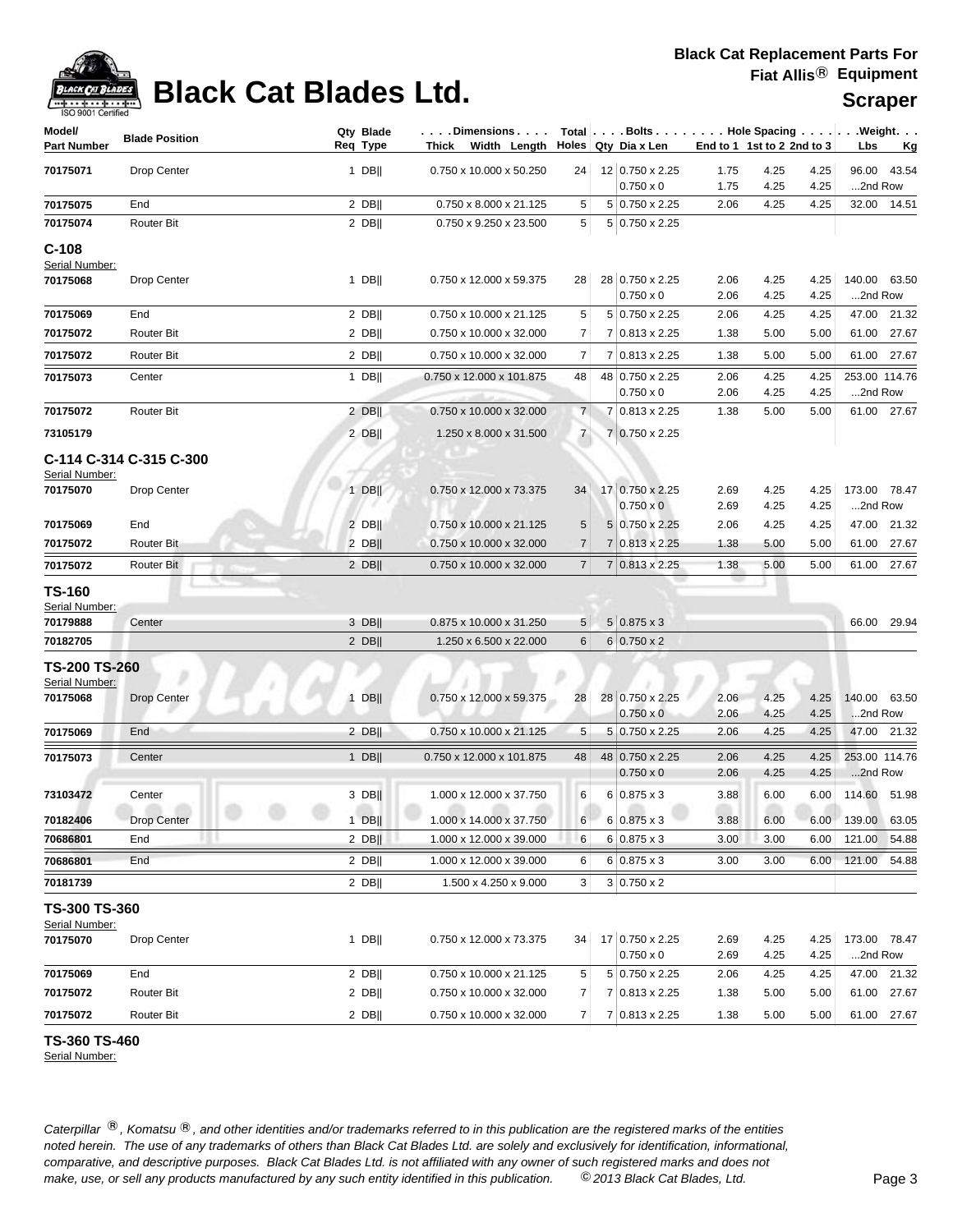# Black Cat Blades Ltd.

**Black Cat Replacement Parts For Fiat Allis® Equipment**

**Scraper**

| Model/ Part Number | Blade Position | Qty Req | Blade Type | Dimensions Thick x Width x Length | Total Holes | Bolts Qty | Bolts Dia x Len | Hole Spacing End to 1 | Hole Spacing 1st to 2 | Hole Spacing 2nd to 3 | Weight Lbs | Weight Kg |
|---|---|---|---|---|---|---|---|---|---|---|---|---|
| **70175071** | Drop Center | 1 | DB‖ | 0.750 x 10.000 x 50.250 | 24 | 12 | 0.750 x 2.25 | 1.75 | 4.25 | 4.25 | 96.00 | 43.54 |
| | | | | | | | 0.750 x 0 | 1.75 | 4.25 | 4.25 | ...2nd Row | |
| **70175075** | End | 2 | DB‖ | 0.750 x 8.000 x 21.125 | 5 | 5 | 0.750 x 2.25 | 2.06 | 4.25 | 4.25 | 32.00 | 14.51 |
| **70175074** | Router Bit | 2 | DB‖ | 0.750 x 9.250 x 23.500 | 5 | 5 | 0.750 x 2.25 | | | | | |
| **C-108** | | | | | | | | | | | | |
| Serial Number: | | | | | | | | | | | | |
| **70175068** | Drop Center | 1 | DB‖ | 0.750 x 12.000 x 59.375 | 28 | 28 | 0.750 x 2.25 | 2.06 | 4.25 | 4.25 | 140.00 | 63.50 |
| | | | | | | | 0.750 x 0 | 2.06 | 4.25 | 4.25 | ...2nd Row | |
| **70175069** | End | 2 | DB‖ | 0.750 x 10.000 x 21.125 | 5 | 5 | 0.750 x 2.25 | 2.06 | 4.25 | 4.25 | 47.00 | 21.32 |
| **70175072** | Router Bit | 2 | DB‖ | 0.750 x 10.000 x 32.000 | 7 | 7 | 0.813 x 2.25 | 1.38 | 5.00 | 5.00 | 61.00 | 27.67 |
| **70175072** | Router Bit | 2 | DB‖ | 0.750 x 10.000 x 32.000 | 7 | 7 | 0.813 x 2.25 | 1.38 | 5.00 | 5.00 | 61.00 | 27.67 |
| **70175073** | Center | 1 | DB‖ | 0.750 x 12.000 x 101.875 | 48 | 48 | 0.750 x 2.25 | 2.06 | 4.25 | 4.25 | 253.00 | 114.76 |
| | | | | | | | 0.750 x 0 | 2.06 | 4.25 | 4.25 | ...2nd Row | |
| **70175072** | Router Bit | 2 | DB‖ | 0.750 x 10.000 x 32.000 | 7 | 7 | 0.813 x 2.25 | 1.38 | 5.00 | 5.00 | 61.00 | 27.67 |
| **73105179** | | 2 | DB‖ | 1.250 x 8.000 x 31.500 | 7 | 7 | 0.750 x 2.25 | | | | | |
| **C-114 C-314 C-315 C-300** | | | | | | | | | | | | |
| Serial Number: | | | | | | | | | | | | |
| **70175070** | Drop Center | 1 | DB‖ | 0.750 x 12.000 x 73.375 | 34 | 17 | 0.750 x 2.25 | 2.69 | 4.25 | 4.25 | 173.00 | 78.47 |
| | | | | | | | 0.750 x 0 | 2.69 | 4.25 | 4.25 | ...2nd Row | |
| **70175069** | End | 2 | DB‖ | 0.750 x 10.000 x 21.125 | 5 | 5 | 0.750 x 2.25 | 2.06 | 4.25 | 4.25 | 47.00 | 21.32 |
| **70175072** | Router Bit | 2 | DB‖ | 0.750 x 10.000 x 32.000 | 7 | 7 | 0.813 x 2.25 | 1.38 | 5.00 | 5.00 | 61.00 | 27.67 |
| **70175072** | Router Bit | 2 | DB‖ | 0.750 x 10.000 x 32.000 | 7 | 7 | 0.813 x 2.25 | 1.38 | 5.00 | 5.00 | 61.00 | 27.67 |
| **TS-160** | | | | | | | | | | | | |
| Serial Number: | | | | | | | | | | | | |
| **70179888** | Center | 3 | DB‖ | 0.875 x 10.000 x 31.250 | 5 | 5 | 0.875 x 3 | | | | 66.00 | 29.94 |
| **70182705** | | 2 | DB‖ | 1.250 x 6.500 x 22.000 | 6 | 6 | 0.750 x 2 | | | | | |
| **TS-200 TS-260** | | | | | | | | | | | | |
| Serial Number: | | | | | | | | | | | | |
| **70175068** | Drop Center | 1 | DB‖ | 0.750 x 12.000 x 59.375 | 28 | 28 | 0.750 x 2.25 | 2.06 | 4.25 | 4.25 | 140.00 | 63.50 |
| | | | | | | | 0.750 x 0 | 2.06 | 4.25 | 4.25 | ...2nd Row | |
| **70175069** | End | 2 | DB‖ | 0.750 x 10.000 x 21.125 | 5 | 5 | 0.750 x 2.25 | 2.06 | 4.25 | 4.25 | 47.00 | 21.32 |
| **70175073** | Center | 1 | DB‖ | 0.750 x 12.000 x 101.875 | 48 | 48 | 0.750 x 2.25 | 2.06 | 4.25 | 4.25 | 253.00 | 114.76 |
| | | | | | | | 0.750 x 0 | 2.06 | 4.25 | 4.25 | ...2nd Row | |
| **73103472** | Center | 3 | DB‖ | 1.000 x 12.000 x 37.750 | 6 | 6 | 0.875 x 3 | 3.88 | 6.00 | 6.00 | 114.60 | 51.98 |
| **70182406** | Drop Center | 1 | DB‖ | 1.000 x 14.000 x 37.750 | 6 | 6 | 0.875 x 3 | 3.88 | 6.00 | 6.00 | 139.00 | 63.05 |
| **70686801** | End | 2 | DB‖ | 1.000 x 12.000 x 39.000 | 6 | 6 | 0.875 x 3 | 3.00 | 3.00 | 6.00 | 121.00 | 54.88 |
| **70686801** | End | 2 | DB‖ | 1.000 x 12.000 x 39.000 | 6 | 6 | 0.875 x 3 | 3.00 | 3.00 | 6.00 | 121.00 | 54.88 |
| **70181739** | | 2 | DB‖ | 1.500 x 4.250 x 9.000 | 3 | 3 | 0.750 x 2 | | | | | |
| **TS-300 TS-360** | | | | | | | | | | | | |
| Serial Number: | | | | | | | | | | | | |
| **70175070** | Drop Center | 1 | DB‖ | 0.750 x 12.000 x 73.375 | 34 | 17 | 0.750 x 2.25 | 2.69 | 4.25 | 4.25 | 173.00 | 78.47 |
| | | | | | | | 0.750 x 0 | 2.69 | 4.25 | 4.25 | ...2nd Row | |
| **70175069** | End | 2 | DB‖ | 0.750 x 10.000 x 21.125 | 5 | 5 | 0.750 x 2.25 | 2.06 | 4.25 | 4.25 | 47.00 | 21.32 |
| **70175072** | Router Bit | 2 | DB‖ | 0.750 x 10.000 x 32.000 | 7 | 7 | 0.813 x 2.25 | 1.38 | 5.00 | 5.00 | 61.00 | 27.67 |
| **70175072** | Router Bit | 2 | DB‖ | 0.750 x 10.000 x 32.000 | 7 | 7 | 0.813 x 2.25 | 1.38 | 5.00 | 5.00 | 61.00 | 27.67 |

**TS-360 TS-460**

Serial Number:

*Caterpillar ®, Komatsu ®, and other identities and/or trademarks referred to in this publication are the registered marks of the entities noted herein. The use of any trademarks of others than Black Cat Blades Ltd. are solely and exclusively for identification, informational, comparative, and descriptive purposes. Black Cat Blades Ltd. is not affiliated with any owner of such registered marks and does not make, use, or sell any products manufactured by any such entity identified in this publication. © 2013 Black Cat Blades, Ltd.*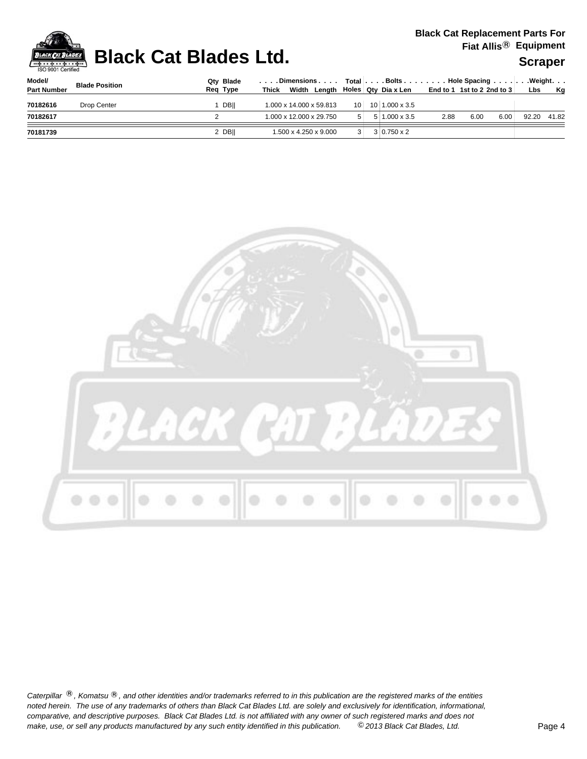# Black Cat Blades Ltd.

**Black Cat Replacement Parts For Fiat Allis® Equipment**

## Scraper

| Model/ Part Number | Blade Position | Qty Req | Blade Type | Dimensions Thick x Width x Length | Total Holes | Bolts Qty | Bolts Dia x Len | Hole Spacing End to 1 | Hole Spacing 1st to 2 | Hole Spacing 2nd to 3 | Weight Lbs | Weight Kg |
|---|---|---|---|---|---|---|---|---|---|---|---|---|
| 70182616 | Drop Center | 1 | DB‖ | 1.000 x 14.000 x 59.813 | 10 | 10 | 1.000 x 3.5 | | | | | |
| 70182617 | | 2 | | 1.000 x 12.000 x 29.750 | 5 | 5 | 1.000 x 3.5 | 2.88 | 6.00 | 6.00 | 92.20 | 41.82 |
| 70181739 | | 2 | DB‖ | 1.500 x 4.250 x 9.000 | 3 | 3 | 0.750 x 2 | | | | | |

*Caterpillar ®, Komatsu ®, and other identities and/or trademarks referred to in this publication are the registered marks of the entities noted herein. The use of any trademarks of others than Black Cat Blades Ltd. are solely and exclusively for identification, informational, comparative, and descriptive purposes. Black Cat Blades Ltd. is not affiliated with any owner of such registered marks and does not make, use, or sell any products manufactured by any such entity identified in this publication. © 2013 Black Cat Blades, Ltd.*